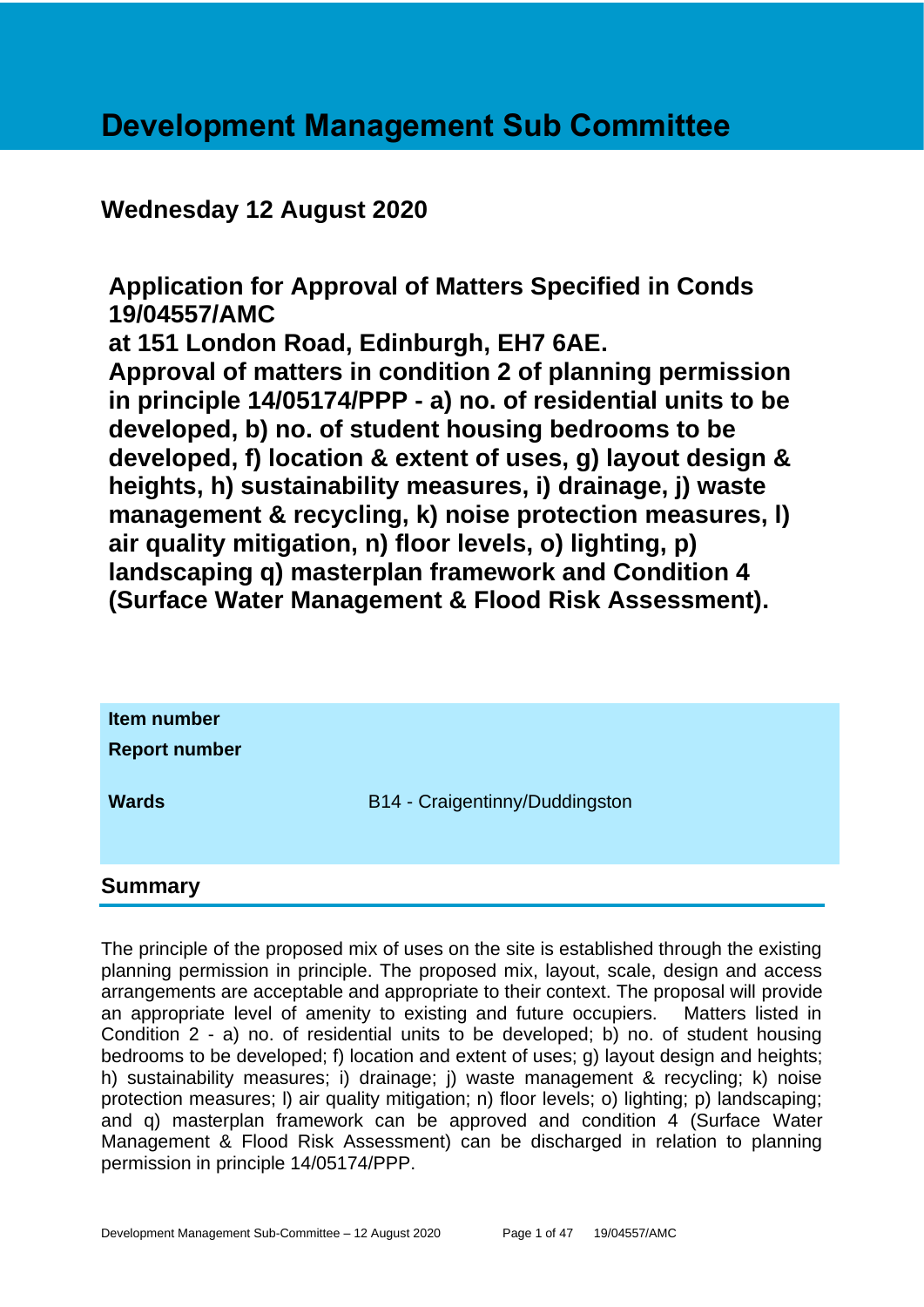# Development Management Sub Committee

## Wednesday 12 August 2020

**Application for Approval of Matters Specified in Conds 19/04557/AMC**
**at 151 London Road, Edinburgh, EH7 6AE.**
**Approval of matters in condition 2 of planning permission in principle 14/05174/PPP - a) no. of residential units to be developed, b) no. of student housing bedrooms to be developed, f) location & extent of uses, g) layout design & heights, h) sustainability measures, i) drainage, j) waste management & recycling, k) noise protection measures, l) air quality mitigation, n) floor levels, o) lighting, p) landscaping q) masterplan framework and Condition 4 (Surface Water Management & Flood Risk Assessment).**

| | |
|---|---|
| **Item number** | |
| **Report number** | |
| **Wards** | B14 - Craigentinny/Duddingston |

## Summary

The principle of the proposed mix of uses on the site is established through the existing planning permission in principle. The proposed mix, layout, scale, design and access arrangements are acceptable and appropriate to their context. The proposal will provide an appropriate level of amenity to existing and future occupiers. Matters listed in Condition 2 - a) no. of residential units to be developed; b) no. of student housing bedrooms to be developed; f) location and extent of uses; g) layout design and heights; h) sustainability measures; i) drainage; j) waste management & recycling; k) noise protection measures; l) air quality mitigation; n) floor levels; o) lighting; p) landscaping; and q) masterplan framework can be approved and condition 4 (Surface Water Management & Flood Risk Assessment) can be discharged in relation to planning permission in principle 14/05174/PPP.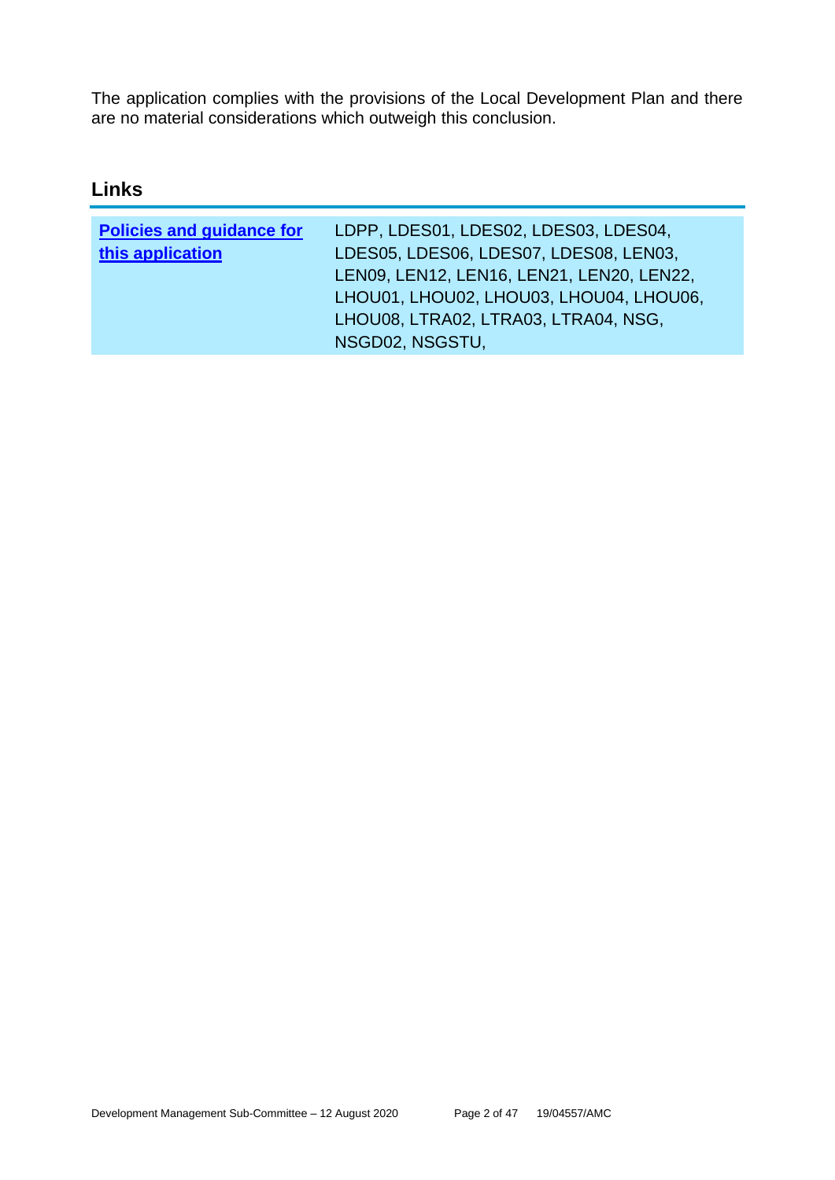The application complies with the provisions of the Local Development Plan and there are no material considerations which outweigh this conclusion.

## Links

| **Policies and guidance for this application** | LDPP, LDES01, LDES02, LDES03, LDES04, LDES05, LDES06, LDES07, LDES08, LEN03, LEN09, LEN12, LEN16, LEN21, LEN20, LEN22, LHOU01, LHOU02, LHOU03, LHOU04, LHOU06, LHOU08, LTRA02, LTRA03, LTRA04, NSG, NSGD02, NSGSTU, |
| --- | --- |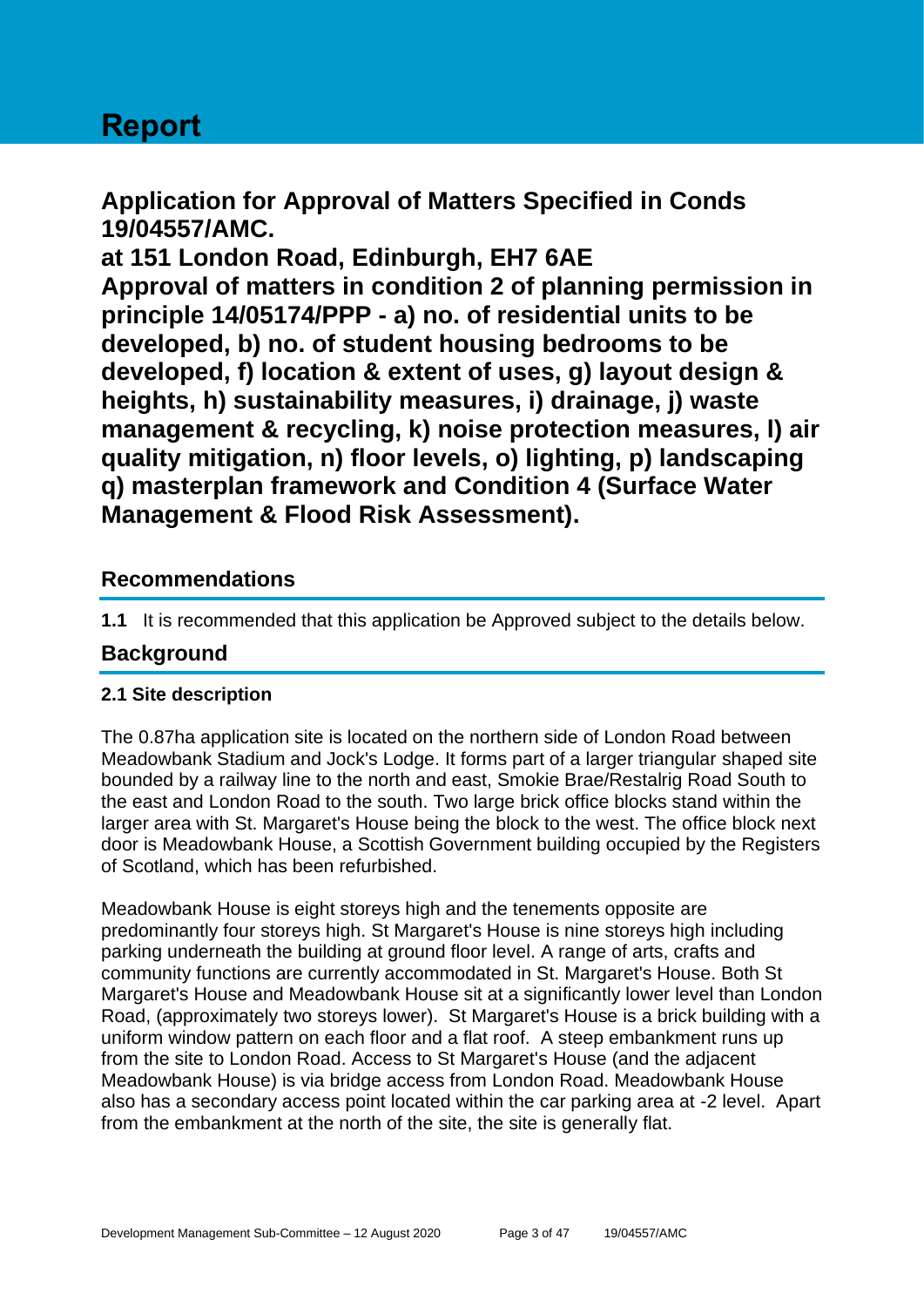# Report

## Application for Approval of Matters Specified in Conds 19/04557/AMC.

## at 151 London Road, Edinburgh, EH7 6AE

## Approval of matters in condition 2 of planning permission in principle 14/05174/PPP - a) no. of residential units to be developed, b) no. of student housing bedrooms to be developed, f) location & extent of uses, g) layout design & heights, h) sustainability measures, i) drainage, j) waste management & recycling, k) noise protection measures, l) air quality mitigation, n) floor levels, o) lighting, p) landscaping q) masterplan framework and Condition 4 (Surface Water Management & Flood Risk Assessment).

### Recommendations

**1.1** It is recommended that this application be Approved subject to the details below.

### Background

**2.1 Site description**

The 0.87ha application site is located on the northern side of London Road between Meadowbank Stadium and Jock's Lodge. It forms part of a larger triangular shaped site bounded by a railway line to the north and east, Smokie Brae/Restalrig Road South to the east and London Road to the south. Two large brick office blocks stand within the larger area with St. Margaret's House being the block to the west. The office block next door is Meadowbank House, a Scottish Government building occupied by the Registers of Scotland, which has been refurbished.

Meadowbank House is eight storeys high and the tenements opposite are predominantly four storeys high. St Margaret's House is nine storeys high including parking underneath the building at ground floor level. A range of arts, crafts and community functions are currently accommodated in St. Margaret's House. Both St Margaret's House and Meadowbank House sit at a significantly lower level than London Road, (approximately two storeys lower). St Margaret's House is a brick building with a uniform window pattern on each floor and a flat roof. A steep embankment runs up from the site to London Road. Access to St Margaret's House (and the adjacent Meadowbank House) is via bridge access from London Road. Meadowbank House also has a secondary access point located within the car parking area at -2 level. Apart from the embankment at the north of the site, the site is generally flat.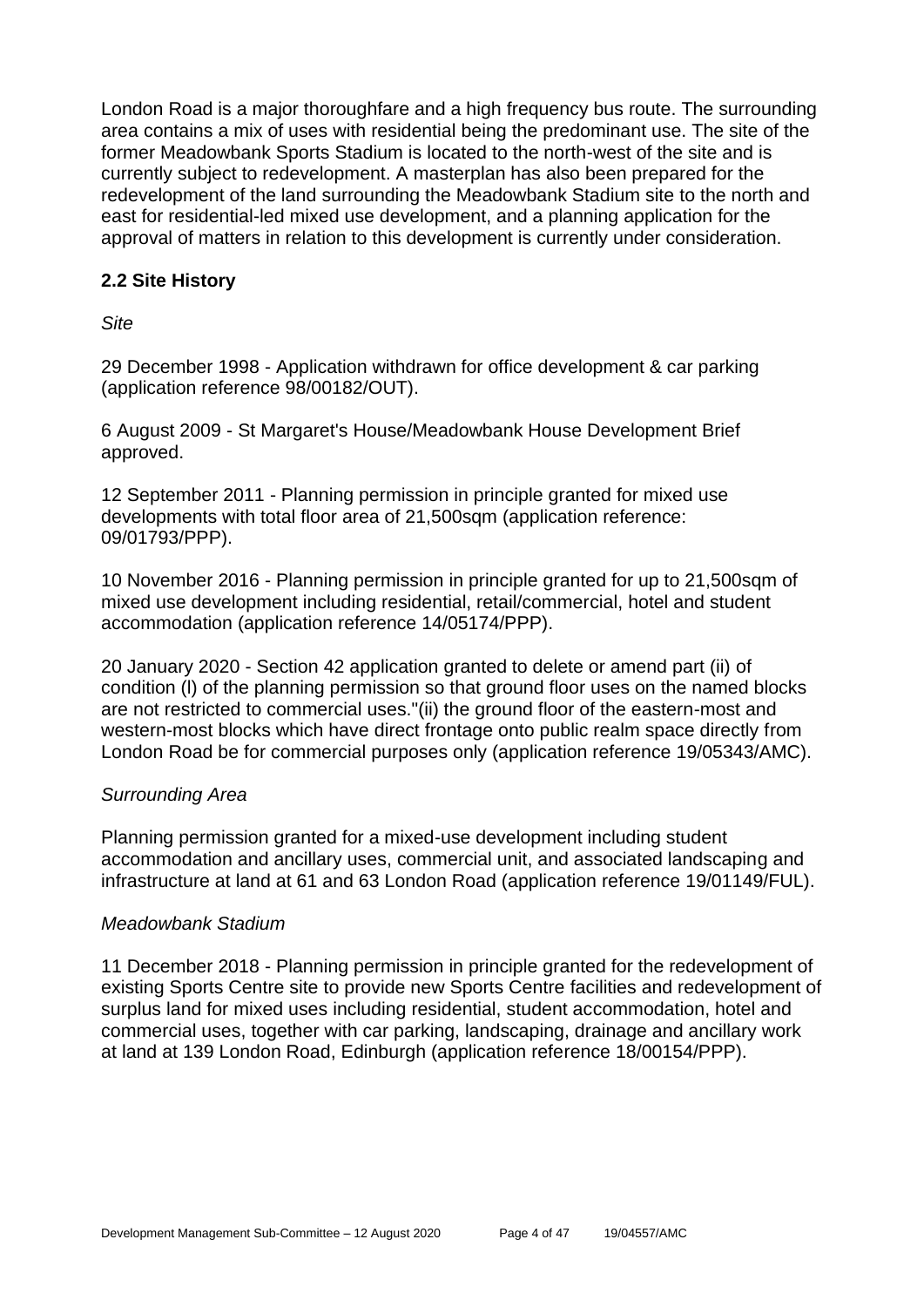London Road is a major thoroughfare and a high frequency bus route. The surrounding area contains a mix of uses with residential being the predominant use. The site of the former Meadowbank Sports Stadium is located to the north-west of the site and is currently subject to redevelopment. A masterplan has also been prepared for the redevelopment of the land surrounding the Meadowbank Stadium site to the north and east for residential-led mixed use development, and a planning application for the approval of matters in relation to this development is currently under consideration.

### 2.2 Site History

*Site*

29 December 1998 - Application withdrawn for office development & car parking (application reference 98/00182/OUT).

6 August 2009 - St Margaret's House/Meadowbank House Development Brief approved.

12 September 2011 - Planning permission in principle granted for mixed use developments with total floor area of 21,500sqm (application reference: 09/01793/PPP).

10 November 2016 - Planning permission in principle granted for up to 21,500sqm of mixed use development including residential, retail/commercial, hotel and student accommodation (application reference 14/05174/PPP).

20 January 2020 - Section 42 application granted to delete or amend part (ii) of condition (l) of the planning permission so that ground floor uses on the named blocks are not restricted to commercial uses."(ii) the ground floor of the eastern-most and western-most blocks which have direct frontage onto public realm space directly from London Road be for commercial purposes only (application reference 19/05343/AMC).

*Surrounding Area*

Planning permission granted for a mixed-use development including student accommodation and ancillary uses, commercial unit, and associated landscaping and infrastructure at land at 61 and 63 London Road (application reference 19/01149/FUL).

*Meadowbank Stadium*

11 December 2018 - Planning permission in principle granted for the redevelopment of existing Sports Centre site to provide new Sports Centre facilities and redevelopment of surplus land for mixed uses including residential, student accommodation, hotel and commercial uses, together with car parking, landscaping, drainage and ancillary work at land at 139 London Road, Edinburgh (application reference 18/00154/PPP).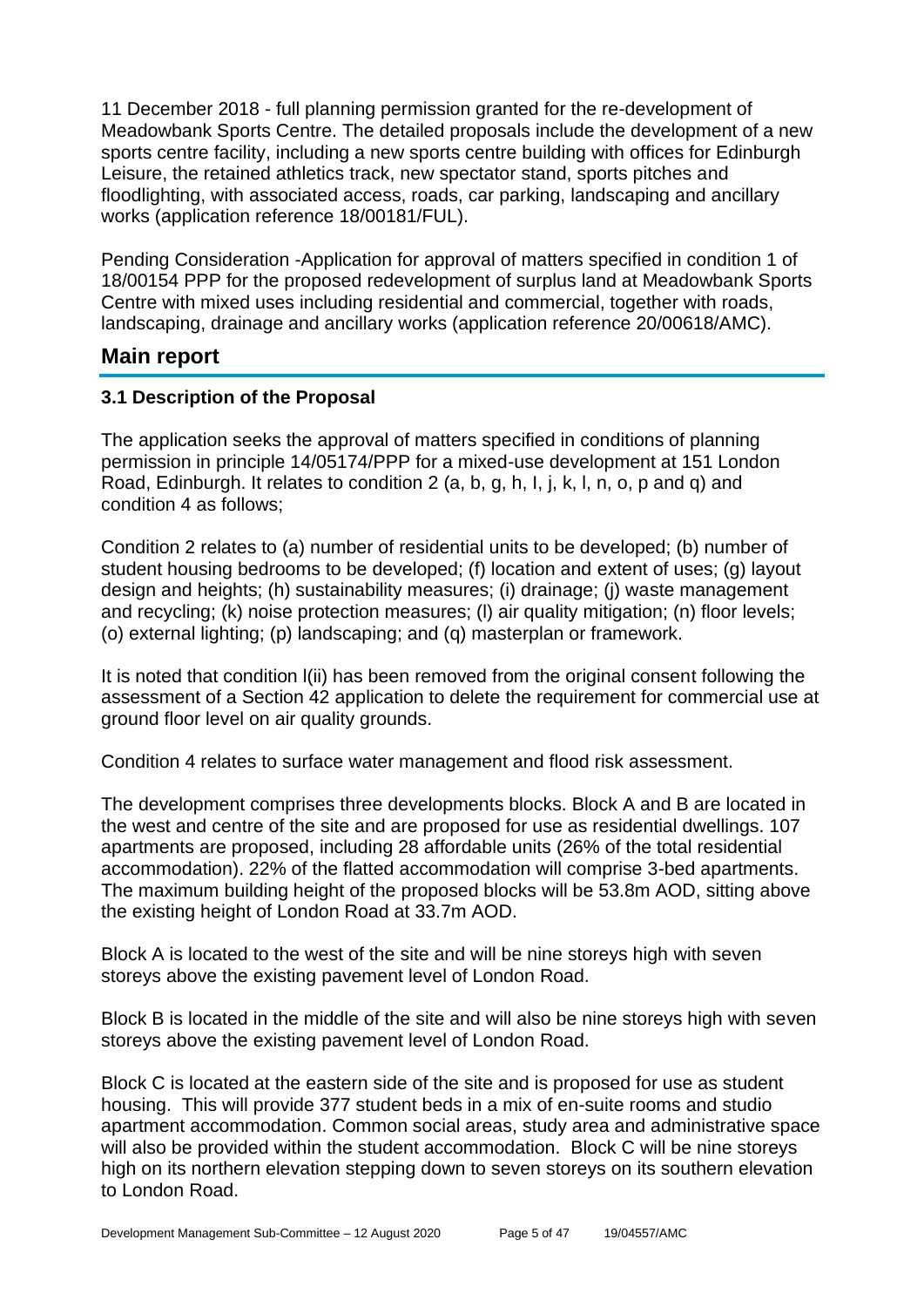11 December 2018 - full planning permission granted for the re-development of Meadowbank Sports Centre. The detailed proposals include the development of a new sports centre facility, including a new sports centre building with offices for Edinburgh Leisure, the retained athletics track, new spectator stand, sports pitches and floodlighting, with associated access, roads, car parking, landscaping and ancillary works (application reference 18/00181/FUL).

Pending Consideration -Application for approval of matters specified in condition 1 of 18/00154 PPP for the proposed redevelopment of surplus land at Meadowbank Sports Centre with mixed uses including residential and commercial, together with roads, landscaping, drainage and ancillary works (application reference 20/00618/AMC).

## Main report

### 3.1 Description of the Proposal

The application seeks the approval of matters specified in conditions of planning permission in principle 14/05174/PPP for a mixed-use development at 151 London Road, Edinburgh. It relates to condition 2 (a, b, g, h, I, j, k, l, n, o, p and q) and condition 4 as follows;

Condition 2 relates to (a) number of residential units to be developed; (b) number of student housing bedrooms to be developed; (f) location and extent of uses; (g) layout design and heights; (h) sustainability measures; (i) drainage; (j) waste management and recycling; (k) noise protection measures; (l) air quality mitigation; (n) floor levels; (o) external lighting; (p) landscaping; and (q) masterplan or framework.

It is noted that condition l(ii) has been removed from the original consent following the assessment of a Section 42 application to delete the requirement for commercial use at ground floor level on air quality grounds.

Condition 4 relates to surface water management and flood risk assessment.

The development comprises three developments blocks. Block A and B are located in the west and centre of the site and are proposed for use as residential dwellings. 107 apartments are proposed, including 28 affordable units (26% of the total residential accommodation). 22% of the flatted accommodation will comprise 3-bed apartments. The maximum building height of the proposed blocks will be 53.8m AOD, sitting above the existing height of London Road at 33.7m AOD.

Block A is located to the west of the site and will be nine storeys high with seven storeys above the existing pavement level of London Road.

Block B is located in the middle of the site and will also be nine storeys high with seven storeys above the existing pavement level of London Road.

Block C is located at the eastern side of the site and is proposed for use as student housing. This will provide 377 student beds in a mix of en-suite rooms and studio apartment accommodation. Common social areas, study area and administrative space will also be provided within the student accommodation. Block C will be nine storeys high on its northern elevation stepping down to seven storeys on its southern elevation to London Road.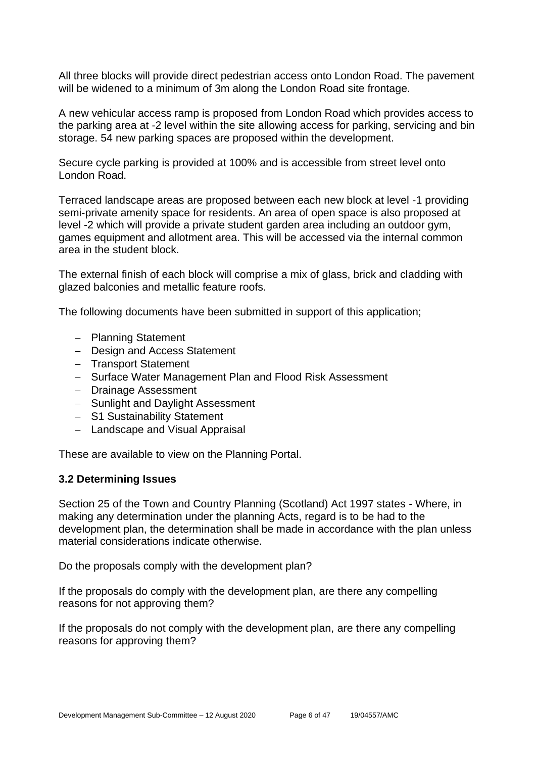All three blocks will provide direct pedestrian access onto London Road. The pavement will be widened to a minimum of 3m along the London Road site frontage.

A new vehicular access ramp is proposed from London Road which provides access to the parking area at -2 level within the site allowing access for parking, servicing and bin storage. 54 new parking spaces are proposed within the development.

Secure cycle parking is provided at 100% and is accessible from street level onto London Road.

Terraced landscape areas are proposed between each new block at level -1 providing semi-private amenity space for residents. An area of open space is also proposed at level -2 which will provide a private student garden area including an outdoor gym, games equipment and allotment area. This will be accessed via the internal common area in the student block.

The external finish of each block will comprise a mix of glass, brick and cladding with glazed balconies and metallic feature roofs.

The following documents have been submitted in support of this application;

- Planning Statement
- Design and Access Statement
- Transport Statement
- Surface Water Management Plan and Flood Risk Assessment
- Drainage Assessment
- Sunlight and Daylight Assessment
- S1 Sustainability Statement
- Landscape and Visual Appraisal

These are available to view on the Planning Portal.

### 3.2 Determining Issues

Section 25 of the Town and Country Planning (Scotland) Act 1997 states - Where, in making any determination under the planning Acts, regard is to be had to the development plan, the determination shall be made in accordance with the plan unless material considerations indicate otherwise.

Do the proposals comply with the development plan?

If the proposals do comply with the development plan, are there any compelling reasons for not approving them?

If the proposals do not comply with the development plan, are there any compelling reasons for approving them?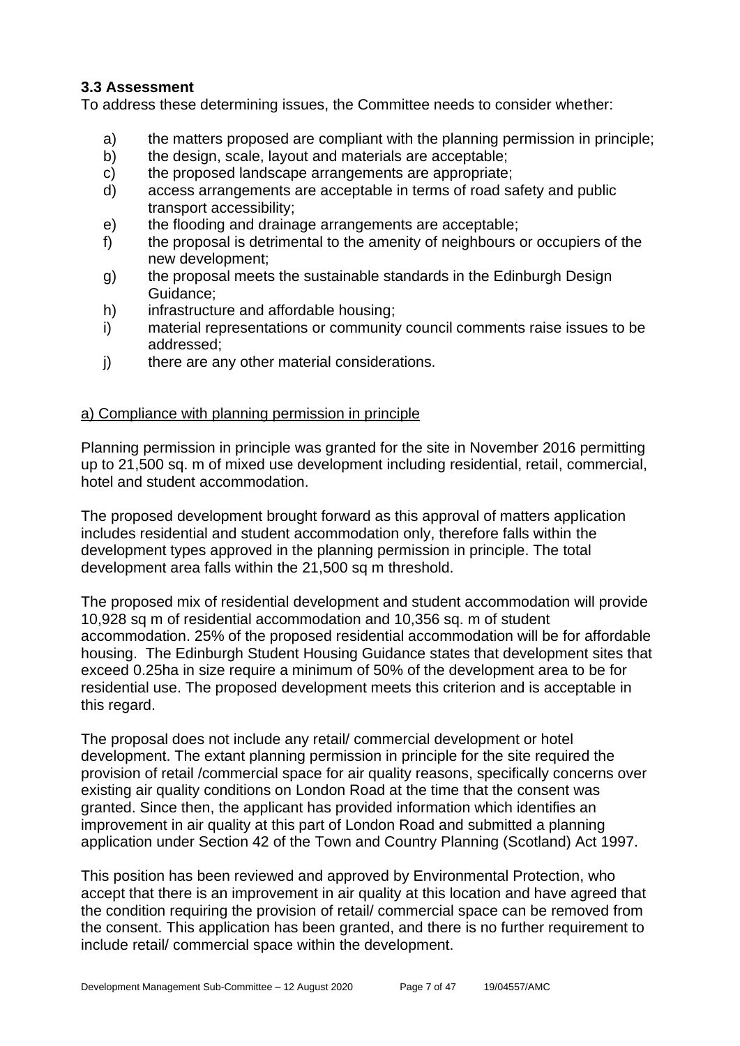### 3.3 Assessment

To address these determining issues, the Committee needs to consider whether:

a) the matters proposed are compliant with the planning permission in principle;
b) the design, scale, layout and materials are acceptable;
c) the proposed landscape arrangements are appropriate;
d) access arrangements are acceptable in terms of road safety and public transport accessibility;
e) the flooding and drainage arrangements are acceptable;
f) the proposal is detrimental to the amenity of neighbours or occupiers of the new development;
g) the proposal meets the sustainable standards in the Edinburgh Design Guidance;
h) infrastructure and affordable housing;
i) material representations or community council comments raise issues to be addressed;
j) there are any other material considerations.

a) Compliance with planning permission in principle

Planning permission in principle was granted for the site in November 2016 permitting up to 21,500 sq. m of mixed use development including residential, retail, commercial, hotel and student accommodation.

The proposed development brought forward as this approval of matters application includes residential and student accommodation only, therefore falls within the development types approved in the planning permission in principle. The total development area falls within the 21,500 sq m threshold.

The proposed mix of residential development and student accommodation will provide 10,928 sq m of residential accommodation and 10,356 sq. m of student accommodation. 25% of the proposed residential accommodation will be for affordable housing. The Edinburgh Student Housing Guidance states that development sites that exceed 0.25ha in size require a minimum of 50% of the development area to be for residential use. The proposed development meets this criterion and is acceptable in this regard.

The proposal does not include any retail/ commercial development or hotel development. The extant planning permission in principle for the site required the provision of retail /commercial space for air quality reasons, specifically concerns over existing air quality conditions on London Road at the time that the consent was granted. Since then, the applicant has provided information which identifies an improvement in air quality at this part of London Road and submitted a planning application under Section 42 of the Town and Country Planning (Scotland) Act 1997.

This position has been reviewed and approved by Environmental Protection, who accept that there is an improvement in air quality at this location and have agreed that the condition requiring the provision of retail/ commercial space can be removed from the consent. This application has been granted, and there is no further requirement to include retail/ commercial space within the development.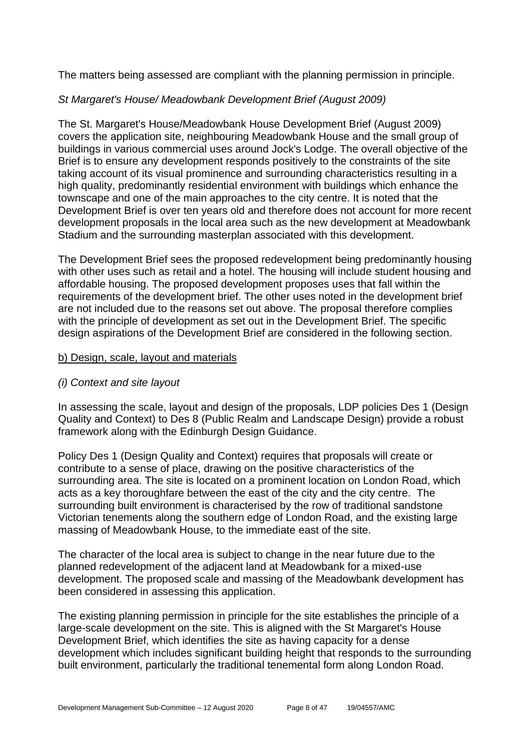The matters being assessed are compliant with the planning permission in principle.

*St Margaret's House/ Meadowbank Development Brief (August 2009)*

The St. Margaret's House/Meadowbank House Development Brief (August 2009) covers the application site, neighbouring Meadowbank House and the small group of buildings in various commercial uses around Jock's Lodge. The overall objective of the Brief is to ensure any development responds positively to the constraints of the site taking account of its visual prominence and surrounding characteristics resulting in a high quality, predominantly residential environment with buildings which enhance the townscape and one of the main approaches to the city centre. It is noted that the Development Brief is over ten years old and therefore does not account for more recent development proposals in the local area such as the new development at Meadowbank Stadium and the surrounding masterplan associated with this development.

The Development Brief sees the proposed redevelopment being predominantly housing with other uses such as retail and a hotel. The housing will include student housing and affordable housing. The proposed development proposes uses that fall within the requirements of the development brief. The other uses noted in the development brief are not included due to the reasons set out above. The proposal therefore complies with the principle of development as set out in the Development Brief. The specific design aspirations of the Development Brief are considered in the following section.

b) Design, scale, layout and materials

*(i) Context and site layout*

In assessing the scale, layout and design of the proposals, LDP policies Des 1 (Design Quality and Context) to Des 8 (Public Realm and Landscape Design) provide a robust framework along with the Edinburgh Design Guidance.

Policy Des 1 (Design Quality and Context) requires that proposals will create or contribute to a sense of place, drawing on the positive characteristics of the surrounding area. The site is located on a prominent location on London Road, which acts as a key thoroughfare between the east of the city and the city centre. The surrounding built environment is characterised by the row of traditional sandstone Victorian tenements along the southern edge of London Road, and the existing large massing of Meadowbank House, to the immediate east of the site.

The character of the local area is subject to change in the near future due to the planned redevelopment of the adjacent land at Meadowbank for a mixed-use development. The proposed scale and massing of the Meadowbank development has been considered in assessing this application.

The existing planning permission in principle for the site establishes the principle of a large-scale development on the site. This is aligned with the St Margaret's House Development Brief, which identifies the site as having capacity for a dense development which includes significant building height that responds to the surrounding built environment, particularly the traditional tenemental form along London Road.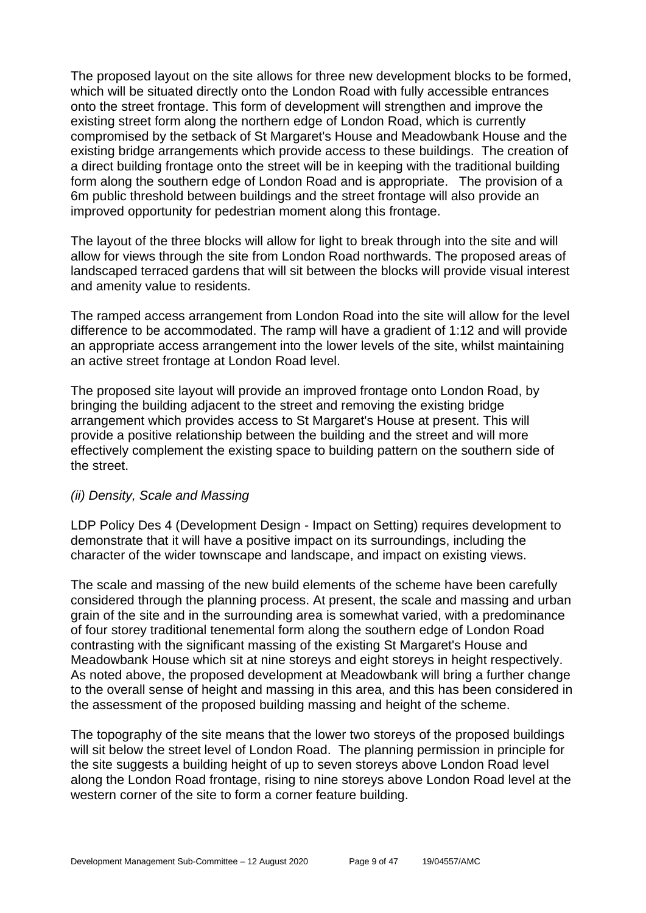The proposed layout on the site allows for three new development blocks to be formed, which will be situated directly onto the London Road with fully accessible entrances onto the street frontage. This form of development will strengthen and improve the existing street form along the northern edge of London Road, which is currently compromised by the setback of St Margaret's House and Meadowbank House and the existing bridge arrangements which provide access to these buildings. The creation of a direct building frontage onto the street will be in keeping with the traditional building form along the southern edge of London Road and is appropriate. The provision of a 6m public threshold between buildings and the street frontage will also provide an improved opportunity for pedestrian moment along this frontage.

The layout of the three blocks will allow for light to break through into the site and will allow for views through the site from London Road northwards. The proposed areas of landscaped terraced gardens that will sit between the blocks will provide visual interest and amenity value to residents.

The ramped access arrangement from London Road into the site will allow for the level difference to be accommodated. The ramp will have a gradient of 1:12 and will provide an appropriate access arrangement into the lower levels of the site, whilst maintaining an active street frontage at London Road level.

The proposed site layout will provide an improved frontage onto London Road, by bringing the building adjacent to the street and removing the existing bridge arrangement which provides access to St Margaret's House at present. This will provide a positive relationship between the building and the street and will more effectively complement the existing space to building pattern on the southern side of the street.

*(ii) Density, Scale and Massing*

LDP Policy Des 4 (Development Design - Impact on Setting) requires development to demonstrate that it will have a positive impact on its surroundings, including the character of the wider townscape and landscape, and impact on existing views.

The scale and massing of the new build elements of the scheme have been carefully considered through the planning process. At present, the scale and massing and urban grain of the site and in the surrounding area is somewhat varied, with a predominance of four storey traditional tenemental form along the southern edge of London Road contrasting with the significant massing of the existing St Margaret's House and Meadowbank House which sit at nine storeys and eight storeys in height respectively. As noted above, the proposed development at Meadowbank will bring a further change to the overall sense of height and massing in this area, and this has been considered in the assessment of the proposed building massing and height of the scheme.

The topography of the site means that the lower two storeys of the proposed buildings will sit below the street level of London Road. The planning permission in principle for the site suggests a building height of up to seven storeys above London Road level along the London Road frontage, rising to nine storeys above London Road level at the western corner of the site to form a corner feature building.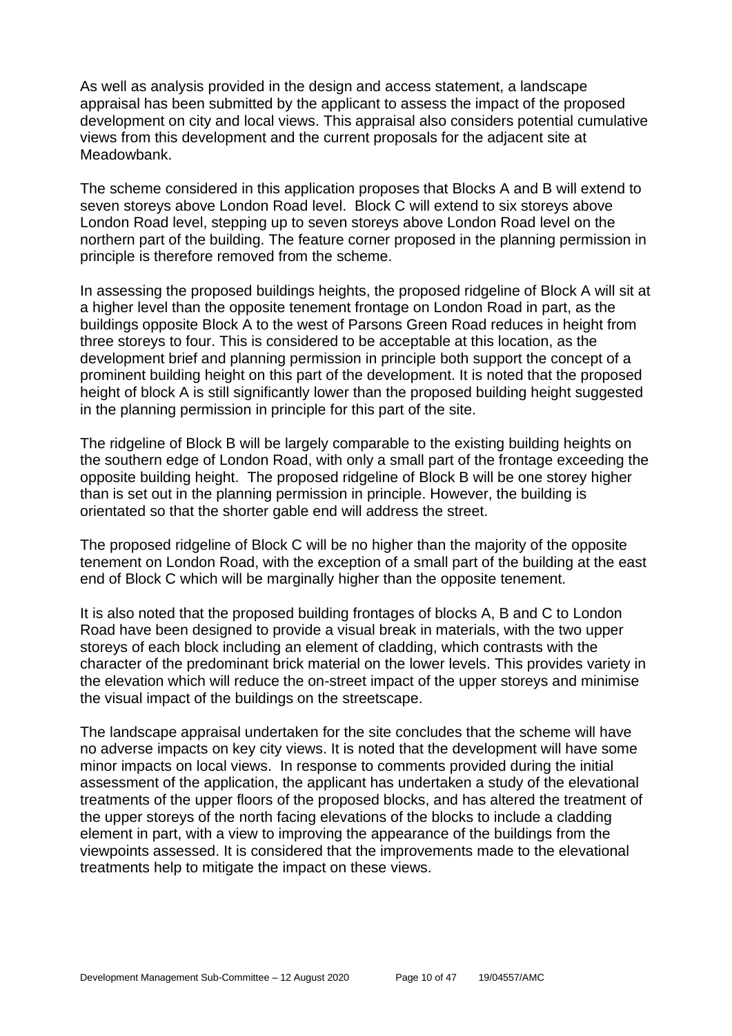As well as analysis provided in the design and access statement, a landscape appraisal has been submitted by the applicant to assess the impact of the proposed development on city and local views. This appraisal also considers potential cumulative views from this development and the current proposals for the adjacent site at Meadowbank.

The scheme considered in this application proposes that Blocks A and B will extend to seven storeys above London Road level. Block C will extend to six storeys above London Road level, stepping up to seven storeys above London Road level on the northern part of the building. The feature corner proposed in the planning permission in principle is therefore removed from the scheme.

In assessing the proposed buildings heights, the proposed ridgeline of Block A will sit at a higher level than the opposite tenement frontage on London Road in part, as the buildings opposite Block A to the west of Parsons Green Road reduces in height from three storeys to four. This is considered to be acceptable at this location, as the development brief and planning permission in principle both support the concept of a prominent building height on this part of the development. It is noted that the proposed height of block A is still significantly lower than the proposed building height suggested in the planning permission in principle for this part of the site.

The ridgeline of Block B will be largely comparable to the existing building heights on the southern edge of London Road, with only a small part of the frontage exceeding the opposite building height. The proposed ridgeline of Block B will be one storey higher than is set out in the planning permission in principle. However, the building is orientated so that the shorter gable end will address the street.

The proposed ridgeline of Block C will be no higher than the majority of the opposite tenement on London Road, with the exception of a small part of the building at the east end of Block C which will be marginally higher than the opposite tenement.

It is also noted that the proposed building frontages of blocks A, B and C to London Road have been designed to provide a visual break in materials, with the two upper storeys of each block including an element of cladding, which contrasts with the character of the predominant brick material on the lower levels. This provides variety in the elevation which will reduce the on-street impact of the upper storeys and minimise the visual impact of the buildings on the streetscape.

The landscape appraisal undertaken for the site concludes that the scheme will have no adverse impacts on key city views. It is noted that the development will have some minor impacts on local views. In response to comments provided during the initial assessment of the application, the applicant has undertaken a study of the elevational treatments of the upper floors of the proposed blocks, and has altered the treatment of the upper storeys of the north facing elevations of the blocks to include a cladding element in part, with a view to improving the appearance of the buildings from the viewpoints assessed. It is considered that the improvements made to the elevational treatments help to mitigate the impact on these views.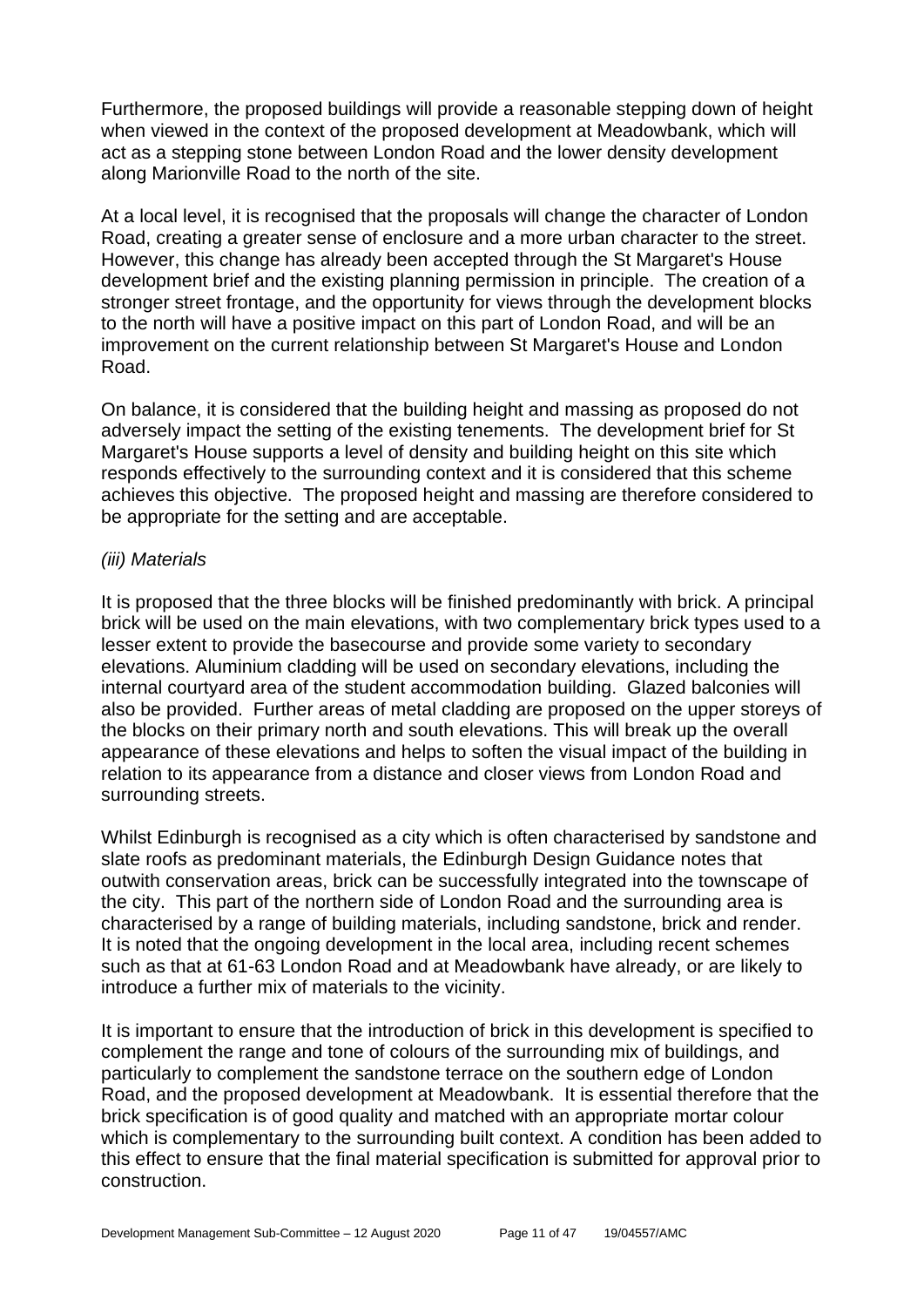Furthermore, the proposed buildings will provide a reasonable stepping down of height when viewed in the context of the proposed development at Meadowbank, which will act as a stepping stone between London Road and the lower density development along Marionville Road to the north of the site.

At a local level, it is recognised that the proposals will change the character of London Road, creating a greater sense of enclosure and a more urban character to the street. However, this change has already been accepted through the St Margaret's House development brief and the existing planning permission in principle. The creation of a stronger street frontage, and the opportunity for views through the development blocks to the north will have a positive impact on this part of London Road, and will be an improvement on the current relationship between St Margaret's House and London Road.

On balance, it is considered that the building height and massing as proposed do not adversely impact the setting of the existing tenements. The development brief for St Margaret's House supports a level of density and building height on this site which responds effectively to the surrounding context and it is considered that this scheme achieves this objective. The proposed height and massing are therefore considered to be appropriate for the setting and are acceptable.

*(iii) Materials*

It is proposed that the three blocks will be finished predominantly with brick. A principal brick will be used on the main elevations, with two complementary brick types used to a lesser extent to provide the basecourse and provide some variety to secondary elevations. Aluminium cladding will be used on secondary elevations, including the internal courtyard area of the student accommodation building. Glazed balconies will also be provided. Further areas of metal cladding are proposed on the upper storeys of the blocks on their primary north and south elevations. This will break up the overall appearance of these elevations and helps to soften the visual impact of the building in relation to its appearance from a distance and closer views from London Road and surrounding streets.

Whilst Edinburgh is recognised as a city which is often characterised by sandstone and slate roofs as predominant materials, the Edinburgh Design Guidance notes that outwith conservation areas, brick can be successfully integrated into the townscape of the city. This part of the northern side of London Road and the surrounding area is characterised by a range of building materials, including sandstone, brick and render. It is noted that the ongoing development in the local area, including recent schemes such as that at 61-63 London Road and at Meadowbank have already, or are likely to introduce a further mix of materials to the vicinity.

It is important to ensure that the introduction of brick in this development is specified to complement the range and tone of colours of the surrounding mix of buildings, and particularly to complement the sandstone terrace on the southern edge of London Road, and the proposed development at Meadowbank. It is essential therefore that the brick specification is of good quality and matched with an appropriate mortar colour which is complementary to the surrounding built context. A condition has been added to this effect to ensure that the final material specification is submitted for approval prior to construction.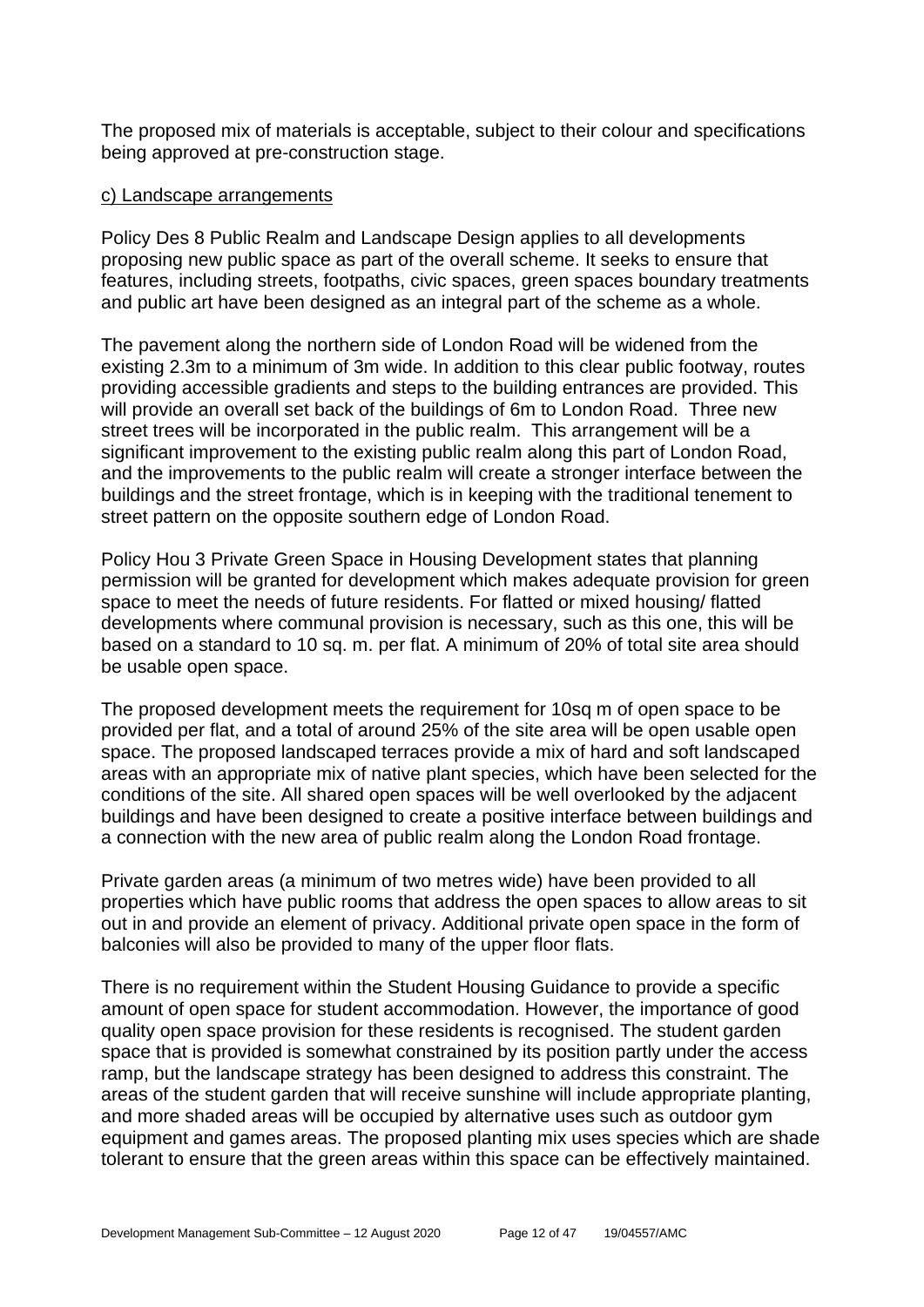The proposed mix of materials is acceptable, subject to their colour and specifications being approved at pre-construction stage.

c) Landscape arrangements

Policy Des 8 Public Realm and Landscape Design applies to all developments proposing new public space as part of the overall scheme. It seeks to ensure that features, including streets, footpaths, civic spaces, green spaces boundary treatments and public art have been designed as an integral part of the scheme as a whole.

The pavement along the northern side of London Road will be widened from the existing 2.3m to a minimum of 3m wide. In addition to this clear public footway, routes providing accessible gradients and steps to the building entrances are provided. This will provide an overall set back of the buildings of 6m to London Road. Three new street trees will be incorporated in the public realm. This arrangement will be a significant improvement to the existing public realm along this part of London Road, and the improvements to the public realm will create a stronger interface between the buildings and the street frontage, which is in keeping with the traditional tenement to street pattern on the opposite southern edge of London Road.

Policy Hou 3 Private Green Space in Housing Development states that planning permission will be granted for development which makes adequate provision for green space to meet the needs of future residents. For flatted or mixed housing/ flatted developments where communal provision is necessary, such as this one, this will be based on a standard to 10 sq. m. per flat. A minimum of 20% of total site area should be usable open space.

The proposed development meets the requirement for 10sq m of open space to be provided per flat, and a total of around 25% of the site area will be open usable open space. The proposed landscaped terraces provide a mix of hard and soft landscaped areas with an appropriate mix of native plant species, which have been selected for the conditions of the site. All shared open spaces will be well overlooked by the adjacent buildings and have been designed to create a positive interface between buildings and a connection with the new area of public realm along the London Road frontage.

Private garden areas (a minimum of two metres wide) have been provided to all properties which have public rooms that address the open spaces to allow areas to sit out in and provide an element of privacy. Additional private open space in the form of balconies will also be provided to many of the upper floor flats.

There is no requirement within the Student Housing Guidance to provide a specific amount of open space for student accommodation. However, the importance of good quality open space provision for these residents is recognised. The student garden space that is provided is somewhat constrained by its position partly under the access ramp, but the landscape strategy has been designed to address this constraint. The areas of the student garden that will receive sunshine will include appropriate planting, and more shaded areas will be occupied by alternative uses such as outdoor gym equipment and games areas. The proposed planting mix uses species which are shade tolerant to ensure that the green areas within this space can be effectively maintained.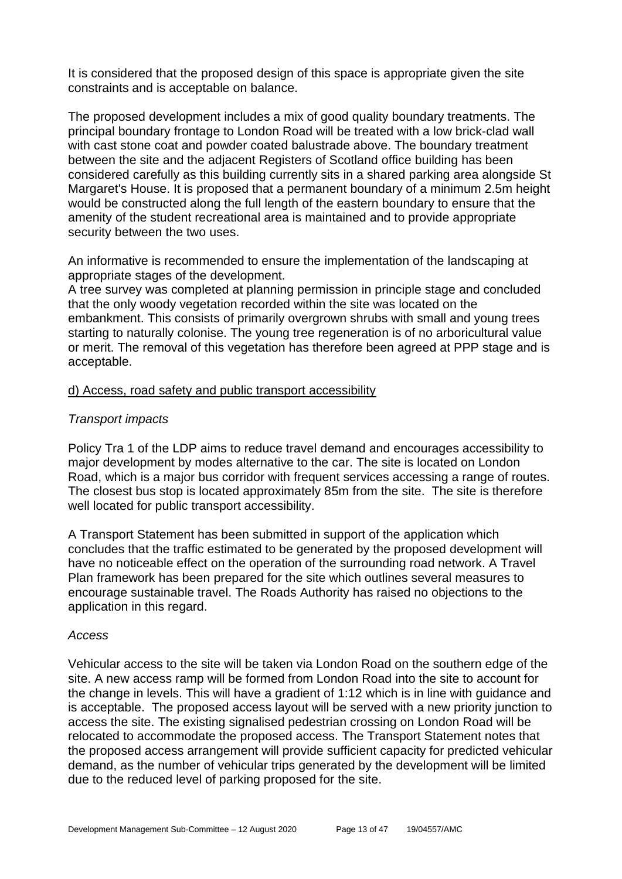It is considered that the proposed design of this space is appropriate given the site constraints and is acceptable on balance.

The proposed development includes a mix of good quality boundary treatments. The principal boundary frontage to London Road will be treated with a low brick-clad wall with cast stone coat and powder coated balustrade above. The boundary treatment between the site and the adjacent Registers of Scotland office building has been considered carefully as this building currently sits in a shared parking area alongside St Margaret's House. It is proposed that a permanent boundary of a minimum 2.5m height would be constructed along the full length of the eastern boundary to ensure that the amenity of the student recreational area is maintained and to provide appropriate security between the two uses.

An informative is recommended to ensure the implementation of the landscaping at appropriate stages of the development.

A tree survey was completed at planning permission in principle stage and concluded that the only woody vegetation recorded within the site was located on the embankment. This consists of primarily overgrown shrubs with small and young trees starting to naturally colonise. The young tree regeneration is of no arboricultural value or merit. The removal of this vegetation has therefore been agreed at PPP stage and is acceptable.

d) Access, road safety and public transport accessibility

*Transport impacts*

Policy Tra 1 of the LDP aims to reduce travel demand and encourages accessibility to major development by modes alternative to the car. The site is located on London Road, which is a major bus corridor with frequent services accessing a range of routes. The closest bus stop is located approximately 85m from the site. The site is therefore well located for public transport accessibility.

A Transport Statement has been submitted in support of the application which concludes that the traffic estimated to be generated by the proposed development will have no noticeable effect on the operation of the surrounding road network. A Travel Plan framework has been prepared for the site which outlines several measures to encourage sustainable travel. The Roads Authority has raised no objections to the application in this regard.

*Access*

Vehicular access to the site will be taken via London Road on the southern edge of the site. A new access ramp will be formed from London Road into the site to account for the change in levels. This will have a gradient of 1:12 which is in line with guidance and is acceptable. The proposed access layout will be served with a new priority junction to access the site. The existing signalised pedestrian crossing on London Road will be relocated to accommodate the proposed access. The Transport Statement notes that the proposed access arrangement will provide sufficient capacity for predicted vehicular demand, as the number of vehicular trips generated by the development will be limited due to the reduced level of parking proposed for the site.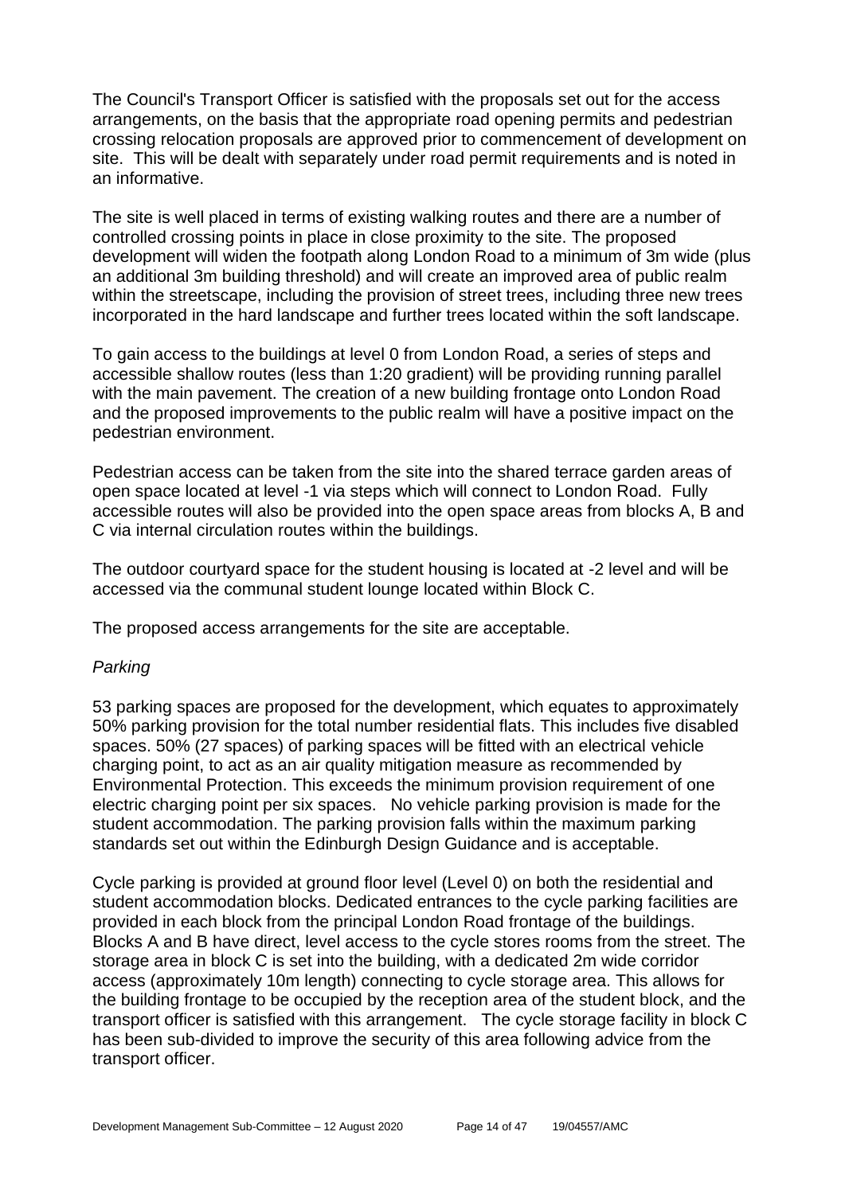The Council's Transport Officer is satisfied with the proposals set out for the access arrangements, on the basis that the appropriate road opening permits and pedestrian crossing relocation proposals are approved prior to commencement of development on site. This will be dealt with separately under road permit requirements and is noted in an informative.

The site is well placed in terms of existing walking routes and there are a number of controlled crossing points in place in close proximity to the site. The proposed development will widen the footpath along London Road to a minimum of 3m wide (plus an additional 3m building threshold) and will create an improved area of public realm within the streetscape, including the provision of street trees, including three new trees incorporated in the hard landscape and further trees located within the soft landscape.

To gain access to the buildings at level 0 from London Road, a series of steps and accessible shallow routes (less than 1:20 gradient) will be providing running parallel with the main pavement. The creation of a new building frontage onto London Road and the proposed improvements to the public realm will have a positive impact on the pedestrian environment.

Pedestrian access can be taken from the site into the shared terrace garden areas of open space located at level -1 via steps which will connect to London Road. Fully accessible routes will also be provided into the open space areas from blocks A, B and C via internal circulation routes within the buildings.

The outdoor courtyard space for the student housing is located at -2 level and will be accessed via the communal student lounge located within Block C.

The proposed access arrangements for the site are acceptable.

*Parking*

53 parking spaces are proposed for the development, which equates to approximately 50% parking provision for the total number residential flats. This includes five disabled spaces. 50% (27 spaces) of parking spaces will be fitted with an electrical vehicle charging point, to act as an air quality mitigation measure as recommended by Environmental Protection. This exceeds the minimum provision requirement of one electric charging point per six spaces. No vehicle parking provision is made for the student accommodation. The parking provision falls within the maximum parking standards set out within the Edinburgh Design Guidance and is acceptable.

Cycle parking is provided at ground floor level (Level 0) on both the residential and student accommodation blocks. Dedicated entrances to the cycle parking facilities are provided in each block from the principal London Road frontage of the buildings. Blocks A and B have direct, level access to the cycle stores rooms from the street. The storage area in block C is set into the building, with a dedicated 2m wide corridor access (approximately 10m length) connecting to cycle storage area. This allows for the building frontage to be occupied by the reception area of the student block, and the transport officer is satisfied with this arrangement. The cycle storage facility in block C has been sub-divided to improve the security of this area following advice from the transport officer.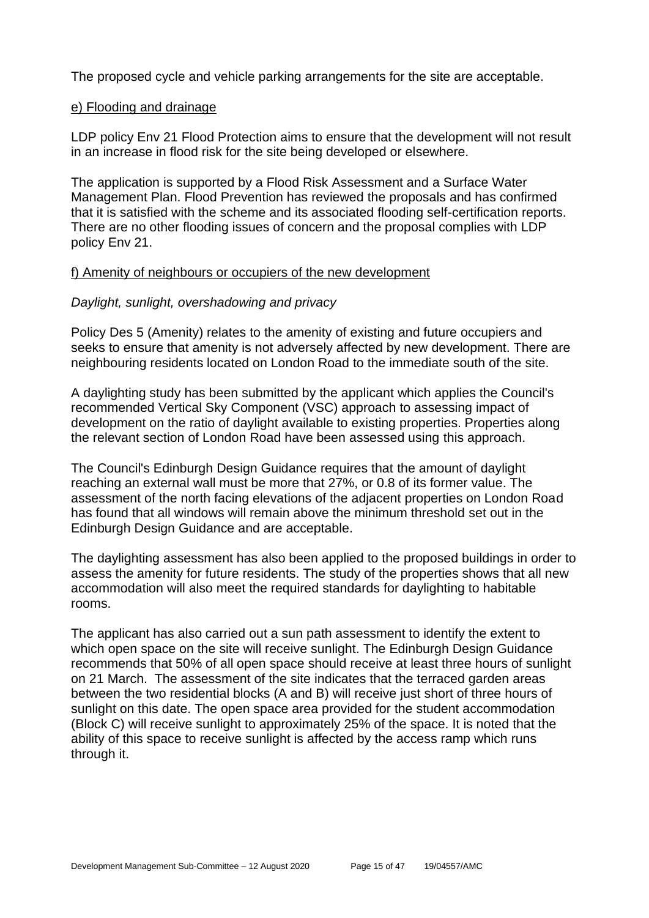The proposed cycle and vehicle parking arrangements for the site are acceptable.

e) Flooding and drainage

LDP policy Env 21 Flood Protection aims to ensure that the development will not result in an increase in flood risk for the site being developed or elsewhere.

The application is supported by a Flood Risk Assessment and a Surface Water Management Plan. Flood Prevention has reviewed the proposals and has confirmed that it is satisfied with the scheme and its associated flooding self-certification reports. There are no other flooding issues of concern and the proposal complies with LDP policy Env 21.

f) Amenity of neighbours or occupiers of the new development

*Daylight, sunlight, overshadowing and privacy*

Policy Des 5 (Amenity) relates to the amenity of existing and future occupiers and seeks to ensure that amenity is not adversely affected by new development. There are neighbouring residents located on London Road to the immediate south of the site.

A daylighting study has been submitted by the applicant which applies the Council's recommended Vertical Sky Component (VSC) approach to assessing impact of development on the ratio of daylight available to existing properties. Properties along the relevant section of London Road have been assessed using this approach.

The Council's Edinburgh Design Guidance requires that the amount of daylight reaching an external wall must be more that 27%, or 0.8 of its former value. The assessment of the north facing elevations of the adjacent properties on London Road has found that all windows will remain above the minimum threshold set out in the Edinburgh Design Guidance and are acceptable.

The daylighting assessment has also been applied to the proposed buildings in order to assess the amenity for future residents. The study of the properties shows that all new accommodation will also meet the required standards for daylighting to habitable rooms.

The applicant has also carried out a sun path assessment to identify the extent to which open space on the site will receive sunlight. The Edinburgh Design Guidance recommends that 50% of all open space should receive at least three hours of sunlight on 21 March. The assessment of the site indicates that the terraced garden areas between the two residential blocks (A and B) will receive just short of three hours of sunlight on this date. The open space area provided for the student accommodation (Block C) will receive sunlight to approximately 25% of the space. It is noted that the ability of this space to receive sunlight is affected by the access ramp which runs through it.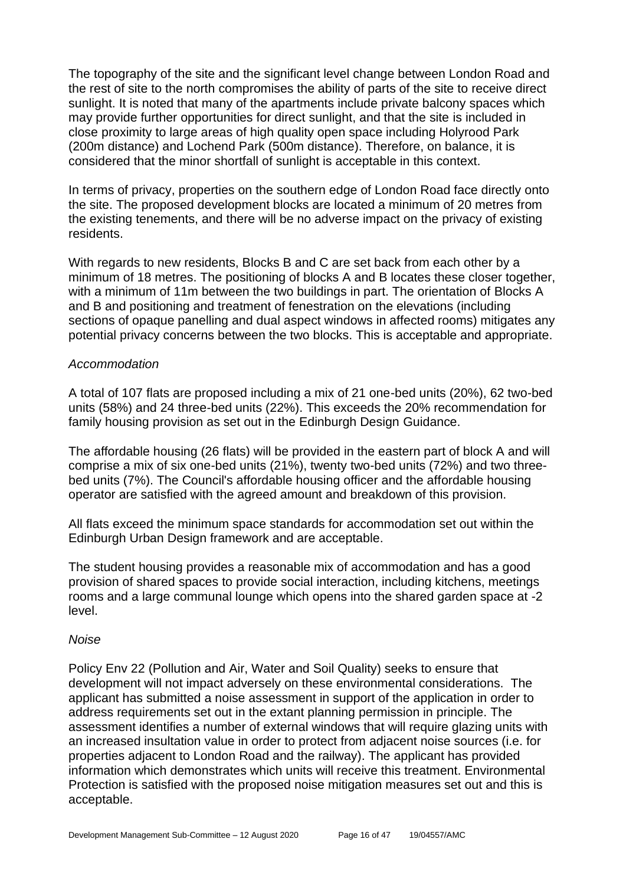The topography of the site and the significant level change between London Road and the rest of site to the north compromises the ability of parts of the site to receive direct sunlight. It is noted that many of the apartments include private balcony spaces which may provide further opportunities for direct sunlight, and that the site is included in close proximity to large areas of high quality open space including Holyrood Park (200m distance) and Lochend Park (500m distance). Therefore, on balance, it is considered that the minor shortfall of sunlight is acceptable in this context.

In terms of privacy, properties on the southern edge of London Road face directly onto the site. The proposed development blocks are located a minimum of 20 metres from the existing tenements, and there will be no adverse impact on the privacy of existing residents.

With regards to new residents, Blocks B and C are set back from each other by a minimum of 18 metres. The positioning of blocks A and B locates these closer together, with a minimum of 11m between the two buildings in part. The orientation of Blocks A and B and positioning and treatment of fenestration on the elevations (including sections of opaque panelling and dual aspect windows in affected rooms) mitigates any potential privacy concerns between the two blocks. This is acceptable and appropriate.

*Accommodation*

A total of 107 flats are proposed including a mix of 21 one-bed units (20%), 62 two-bed units (58%) and 24 three-bed units (22%). This exceeds the 20% recommendation for family housing provision as set out in the Edinburgh Design Guidance.

The affordable housing (26 flats) will be provided in the eastern part of block A and will comprise a mix of six one-bed units (21%), twenty two-bed units (72%) and two three-bed units (7%). The Council's affordable housing officer and the affordable housing operator are satisfied with the agreed amount and breakdown of this provision.

All flats exceed the minimum space standards for accommodation set out within the Edinburgh Urban Design framework and are acceptable.

The student housing provides a reasonable mix of accommodation and has a good provision of shared spaces to provide social interaction, including kitchens, meetings rooms and a large communal lounge which opens into the shared garden space at -2 level.

*Noise*

Policy Env 22 (Pollution and Air, Water and Soil Quality) seeks to ensure that development will not impact adversely on these environmental considerations. The applicant has submitted a noise assessment in support of the application in order to address requirements set out in the extant planning permission in principle. The assessment identifies a number of external windows that will require glazing units with an increased insultation value in order to protect from adjacent noise sources (i.e. for properties adjacent to London Road and the railway). The applicant has provided information which demonstrates which units will receive this treatment. Environmental Protection is satisfied with the proposed noise mitigation measures set out and this is acceptable.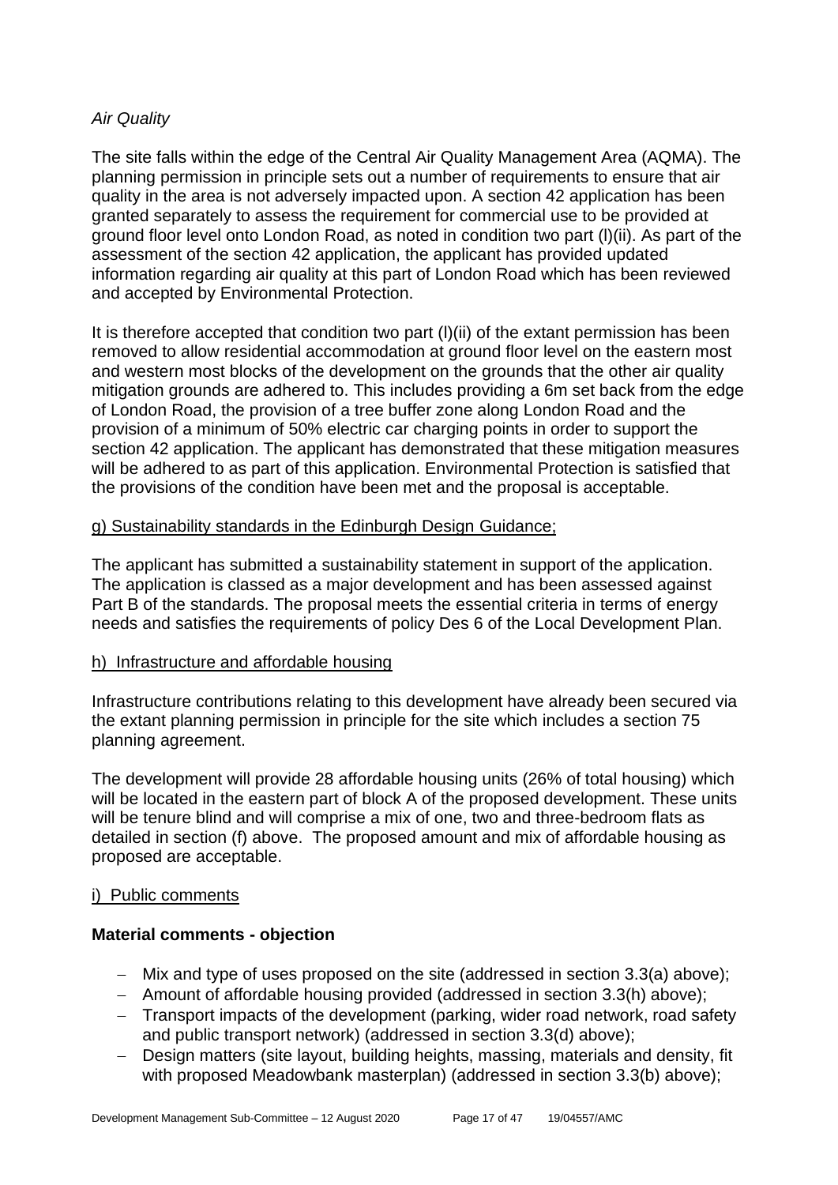*Air Quality*

The site falls within the edge of the Central Air Quality Management Area (AQMA). The planning permission in principle sets out a number of requirements to ensure that air quality in the area is not adversely impacted upon. A section 42 application has been granted separately to assess the requirement for commercial use to be provided at ground floor level onto London Road, as noted in condition two part (l)(ii). As part of the assessment of the section 42 application, the applicant has provided updated information regarding air quality at this part of London Road which has been reviewed and accepted by Environmental Protection.

It is therefore accepted that condition two part (l)(ii) of the extant permission has been removed to allow residential accommodation at ground floor level on the eastern most and western most blocks of the development on the grounds that the other air quality mitigation grounds are adhered to. This includes providing a 6m set back from the edge of London Road, the provision of a tree buffer zone along London Road and the provision of a minimum of 50% electric car charging points in order to support the section 42 application. The applicant has demonstrated that these mitigation measures will be adhered to as part of this application. Environmental Protection is satisfied that the provisions of the condition have been met and the proposal is acceptable.

g) Sustainability standards in the Edinburgh Design Guidance;

The applicant has submitted a sustainability statement in support of the application. The application is classed as a major development and has been assessed against Part B of the standards. The proposal meets the essential criteria in terms of energy needs and satisfies the requirements of policy Des 6 of the Local Development Plan.

h) Infrastructure and affordable housing

Infrastructure contributions relating to this development have already been secured via the extant planning permission in principle for the site which includes a section 75 planning agreement.

The development will provide 28 affordable housing units (26% of total housing) which will be located in the eastern part of block A of the proposed development. These units will be tenure blind and will comprise a mix of one, two and three-bedroom flats as detailed in section (f) above. The proposed amount and mix of affordable housing as proposed are acceptable.

i) Public comments

**Material comments - objection**

- Mix and type of uses proposed on the site (addressed in section 3.3(a) above);
- Amount of affordable housing provided (addressed in section 3.3(h) above);
- Transport impacts of the development (parking, wider road network, road safety and public transport network) (addressed in section 3.3(d) above);
- Design matters (site layout, building heights, massing, materials and density, fit with proposed Meadowbank masterplan) (addressed in section 3.3(b) above);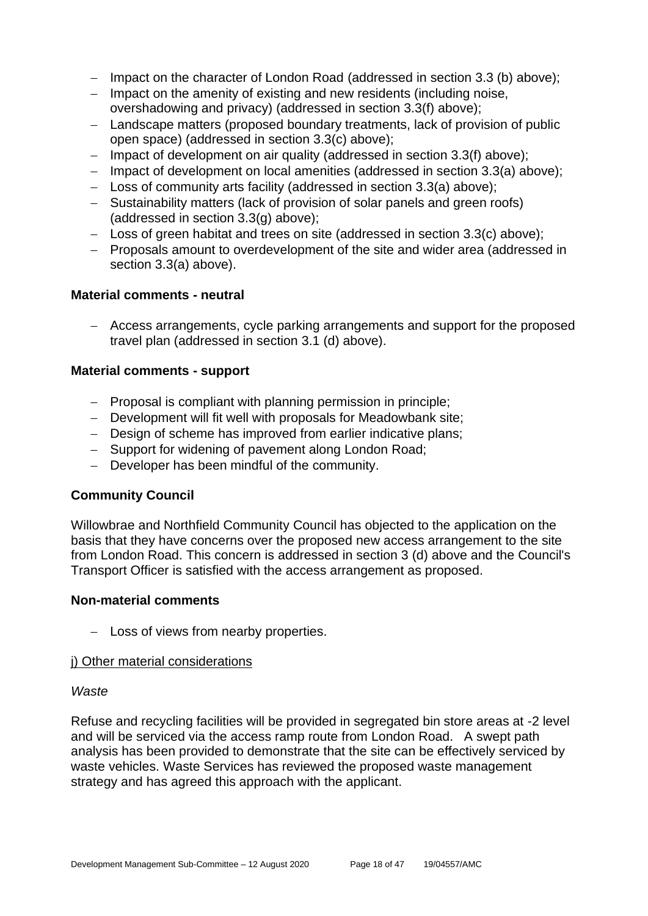- Impact on the character of London Road (addressed in section 3.3 (b) above);
- Impact on the amenity of existing and new residents (including noise, overshadowing and privacy) (addressed in section 3.3(f) above);
- Landscape matters (proposed boundary treatments, lack of provision of public open space) (addressed in section 3.3(c) above);
- Impact of development on air quality (addressed in section 3.3(f) above);
- Impact of development on local amenities (addressed in section 3.3(a) above);
- Loss of community arts facility (addressed in section 3.3(a) above);
- Sustainability matters (lack of provision of solar panels and green roofs) (addressed in section 3.3(g) above);
- Loss of green habitat and trees on site (addressed in section 3.3(c) above);
- Proposals amount to overdevelopment of the site and wider area (addressed in section 3.3(a) above).

**Material comments - neutral**

- Access arrangements, cycle parking arrangements and support for the proposed travel plan (addressed in section 3.1 (d) above).

**Material comments - support**

- Proposal is compliant with planning permission in principle;
- Development will fit well with proposals for Meadowbank site;
- Design of scheme has improved from earlier indicative plans;
- Support for widening of pavement along London Road;
- Developer has been mindful of the community.

**Community Council**

Willowbrae and Northfield Community Council has objected to the application on the basis that they have concerns over the proposed new access arrangement to the site from London Road. This concern is addressed in section 3 (d) above and the Council's Transport Officer is satisfied with the access arrangement as proposed.

**Non-material comments**

- Loss of views from nearby properties.

j) Other material considerations

*Waste*

Refuse and recycling facilities will be provided in segregated bin store areas at -2 level and will be serviced via the access ramp route from London Road. A swept path analysis has been provided to demonstrate that the site can be effectively serviced by waste vehicles. Waste Services has reviewed the proposed waste management strategy and has agreed this approach with the applicant.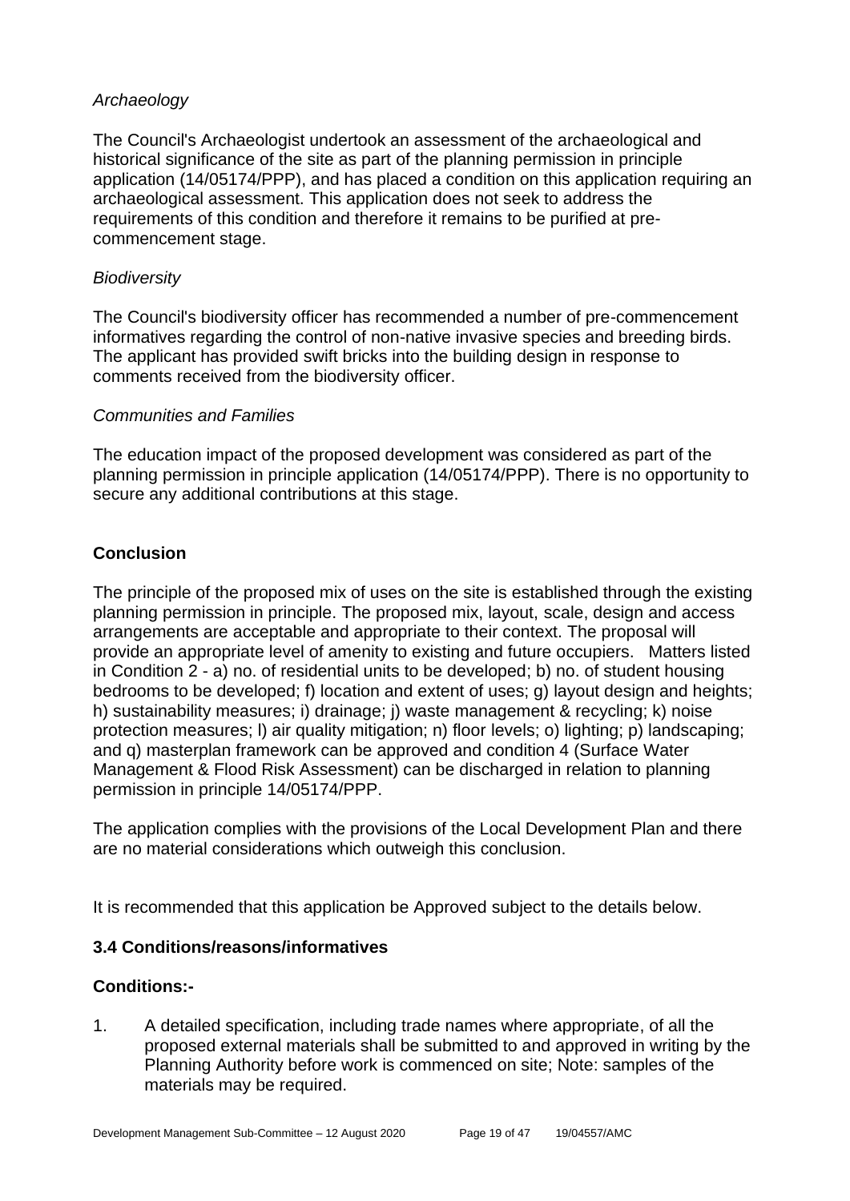*Archaeology*

The Council's Archaeologist undertook an assessment of the archaeological and historical significance of the site as part of the planning permission in principle application (14/05174/PPP), and has placed a condition on this application requiring an archaeological assessment. This application does not seek to address the requirements of this condition and therefore it remains to be purified at pre-commencement stage.

*Biodiversity*

The Council's biodiversity officer has recommended a number of pre-commencement informatives regarding the control of non-native invasive species and breeding birds. The applicant has provided swift bricks into the building design in response to comments received from the biodiversity officer.

*Communities and Families*

The education impact of the proposed development was considered as part of the planning permission in principle application (14/05174/PPP). There is no opportunity to secure any additional contributions at this stage.

**Conclusion**

The principle of the proposed mix of uses on the site is established through the existing planning permission in principle. The proposed mix, layout, scale, design and access arrangements are acceptable and appropriate to their context. The proposal will provide an appropriate level of amenity to existing and future occupiers. Matters listed in Condition 2 - a) no. of residential units to be developed; b) no. of student housing bedrooms to be developed; f) location and extent of uses; g) layout design and heights; h) sustainability measures; i) drainage; j) waste management & recycling; k) noise protection measures; l) air quality mitigation; n) floor levels; o) lighting; p) landscaping; and q) masterplan framework can be approved and condition 4 (Surface Water Management & Flood Risk Assessment) can be discharged in relation to planning permission in principle 14/05174/PPP.

The application complies with the provisions of the Local Development Plan and there are no material considerations which outweigh this conclusion.

It is recommended that this application be Approved subject to the details below.

**3.4 Conditions/reasons/informatives**

**Conditions:-**

1. A detailed specification, including trade names where appropriate, of all the proposed external materials shall be submitted to and approved in writing by the Planning Authority before work is commenced on site; Note: samples of the materials may be required.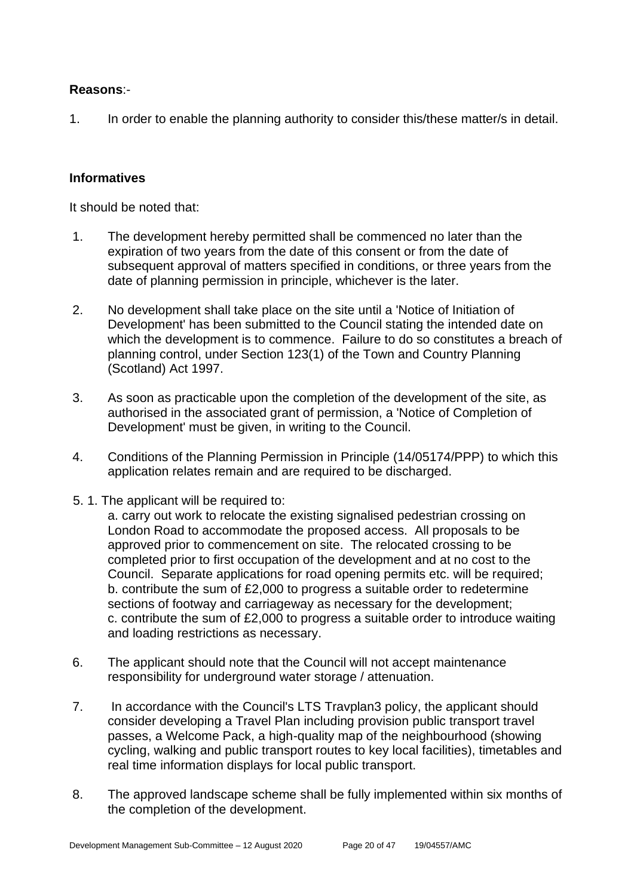**Reasons**:-

1. In order to enable the planning authority to consider this/these matter/s in detail.

**Informatives**

It should be noted that:

1. The development hereby permitted shall be commenced no later than the expiration of two years from the date of this consent or from the date of subsequent approval of matters specified in conditions, or three years from the date of planning permission in principle, whichever is the later.

2. No development shall take place on the site until a 'Notice of Initiation of Development' has been submitted to the Council stating the intended date on which the development is to commence. Failure to do so constitutes a breach of planning control, under Section 123(1) of the Town and Country Planning (Scotland) Act 1997.

3. As soon as practicable upon the completion of the development of the site, as authorised in the associated grant of permission, a 'Notice of Completion of Development' must be given, in writing to the Council.

4. Conditions of the Planning Permission in Principle (14/05174/PPP) to which this application relates remain and are required to be discharged.

5. 1. The applicant will be required to:
   a. carry out work to relocate the existing signalised pedestrian crossing on London Road to accommodate the proposed access. All proposals to be approved prior to commencement on site. The relocated crossing to be completed prior to first occupation of the development and at no cost to the Council. Separate applications for road opening permits etc. will be required;
   b. contribute the sum of £2,000 to progress a suitable order to redetermine sections of footway and carriageway as necessary for the development;
   c. contribute the sum of £2,000 to progress a suitable order to introduce waiting and loading restrictions as necessary.

6. The applicant should note that the Council will not accept maintenance responsibility for underground water storage / attenuation.

7. In accordance with the Council's LTS Travplan3 policy, the applicant should consider developing a Travel Plan including provision public transport travel passes, a Welcome Pack, a high-quality map of the neighbourhood (showing cycling, walking and public transport routes to key local facilities), timetables and real time information displays for local public transport.

8. The approved landscape scheme shall be fully implemented within six months of the completion of the development.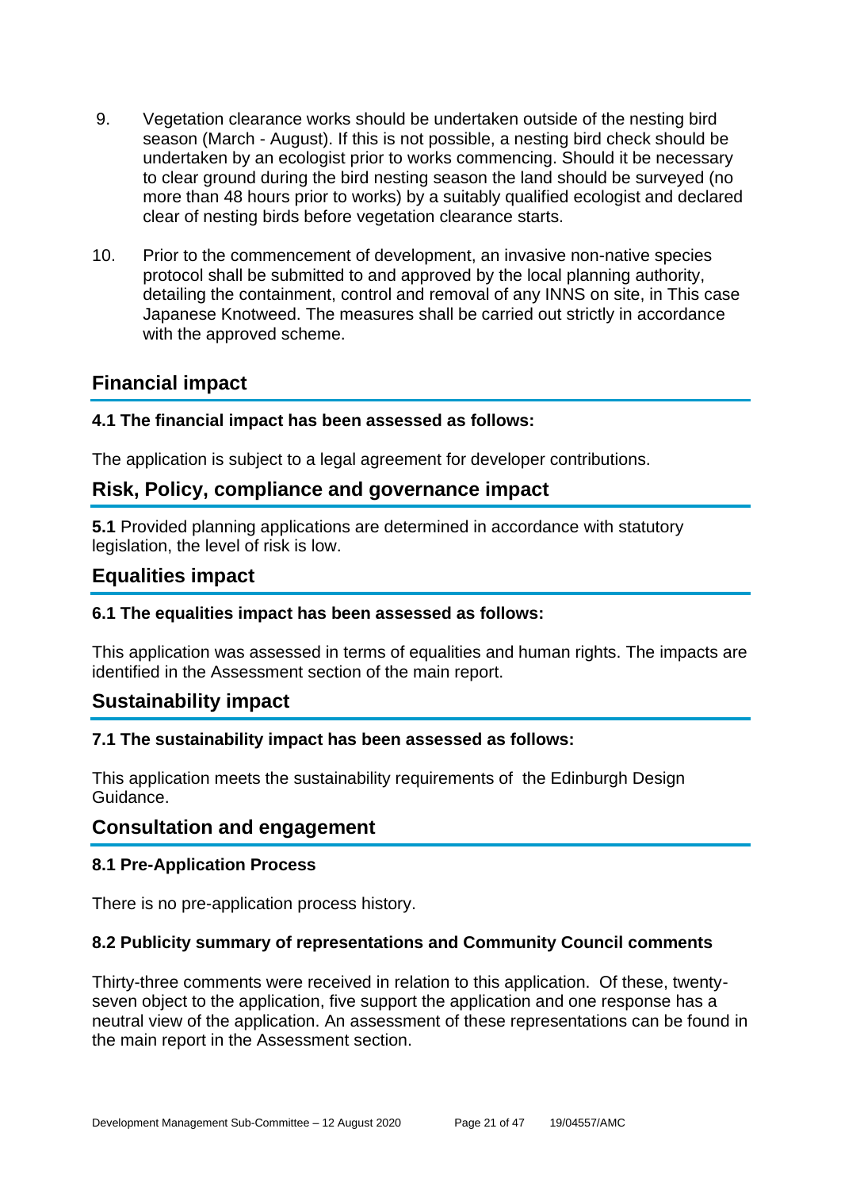9. Vegetation clearance works should be undertaken outside of the nesting bird season (March - August). If this is not possible, a nesting bird check should be undertaken by an ecologist prior to works commencing. Should it be necessary to clear ground during the bird nesting season the land should be surveyed (no more than 48 hours prior to works) by a suitably qualified ecologist and declared clear of nesting birds before vegetation clearance starts.

10. Prior to the commencement of development, an invasive non-native species protocol shall be submitted to and approved by the local planning authority, detailing the containment, control and removal of any INNS on site, in This case Japanese Knotweed. The measures shall be carried out strictly in accordance with the approved scheme.

## Financial impact

### 4.1 The financial impact has been assessed as follows:

The application is subject to a legal agreement for developer contributions.

## Risk, Policy, compliance and governance impact

**5.1** Provided planning applications are determined in accordance with statutory legislation, the level of risk is low.

## Equalities impact

### 6.1 The equalities impact has been assessed as follows:

This application was assessed in terms of equalities and human rights. The impacts are identified in the Assessment section of the main report.

## Sustainability impact

### 7.1 The sustainability impact has been assessed as follows:

This application meets the sustainability requirements of the Edinburgh Design Guidance.

## Consultation and engagement

### 8.1 Pre-Application Process

There is no pre-application process history.

### 8.2 Publicity summary of representations and Community Council comments

Thirty-three comments were received in relation to this application. Of these, twenty-seven object to the application, five support the application and one response has a neutral view of the application. An assessment of these representations can be found in the main report in the Assessment section.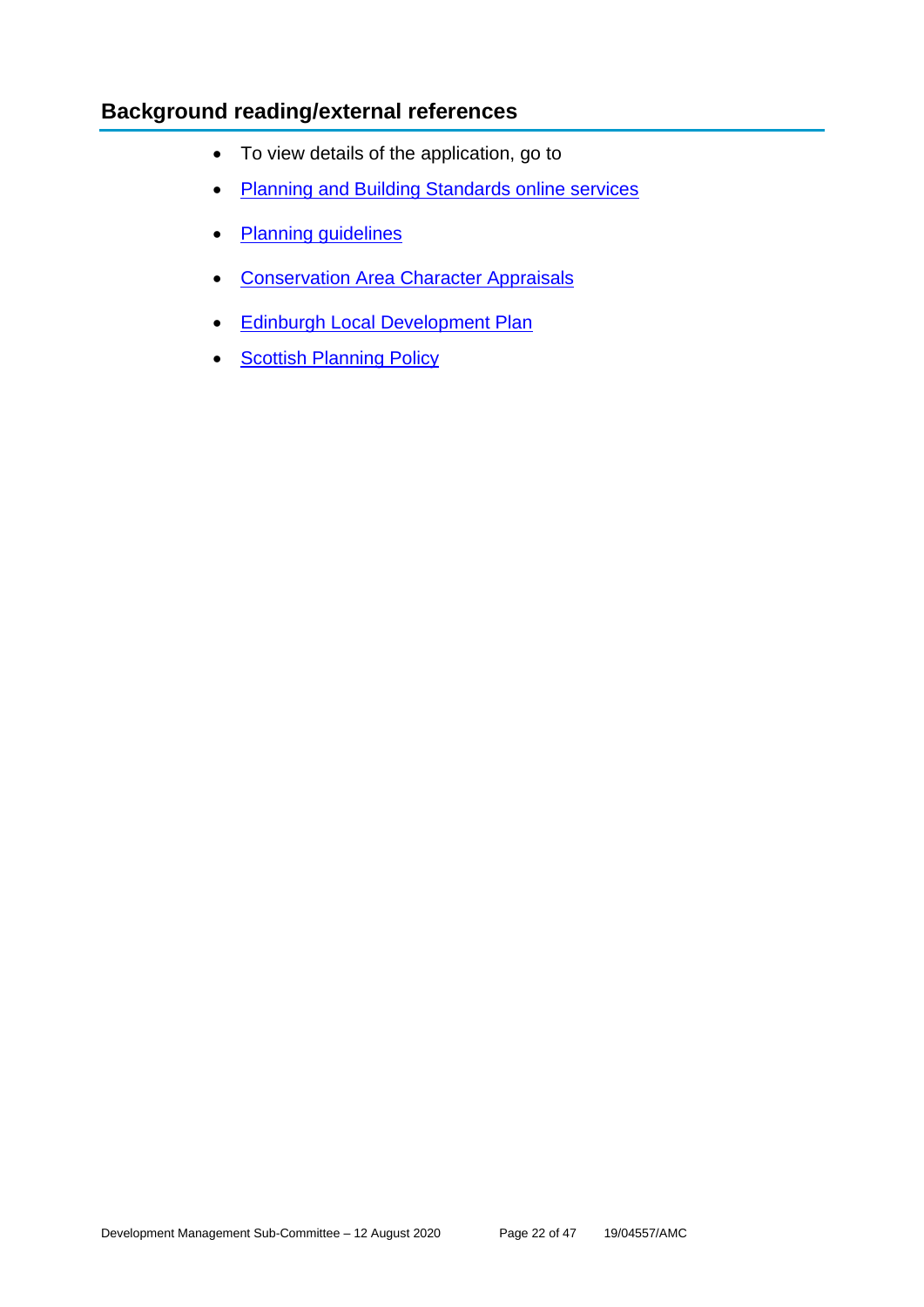## Background reading/external references

- To view details of the application, go to
- Planning and Building Standards online services
- Planning guidelines
- Conservation Area Character Appraisals
- Edinburgh Local Development Plan
- Scottish Planning Policy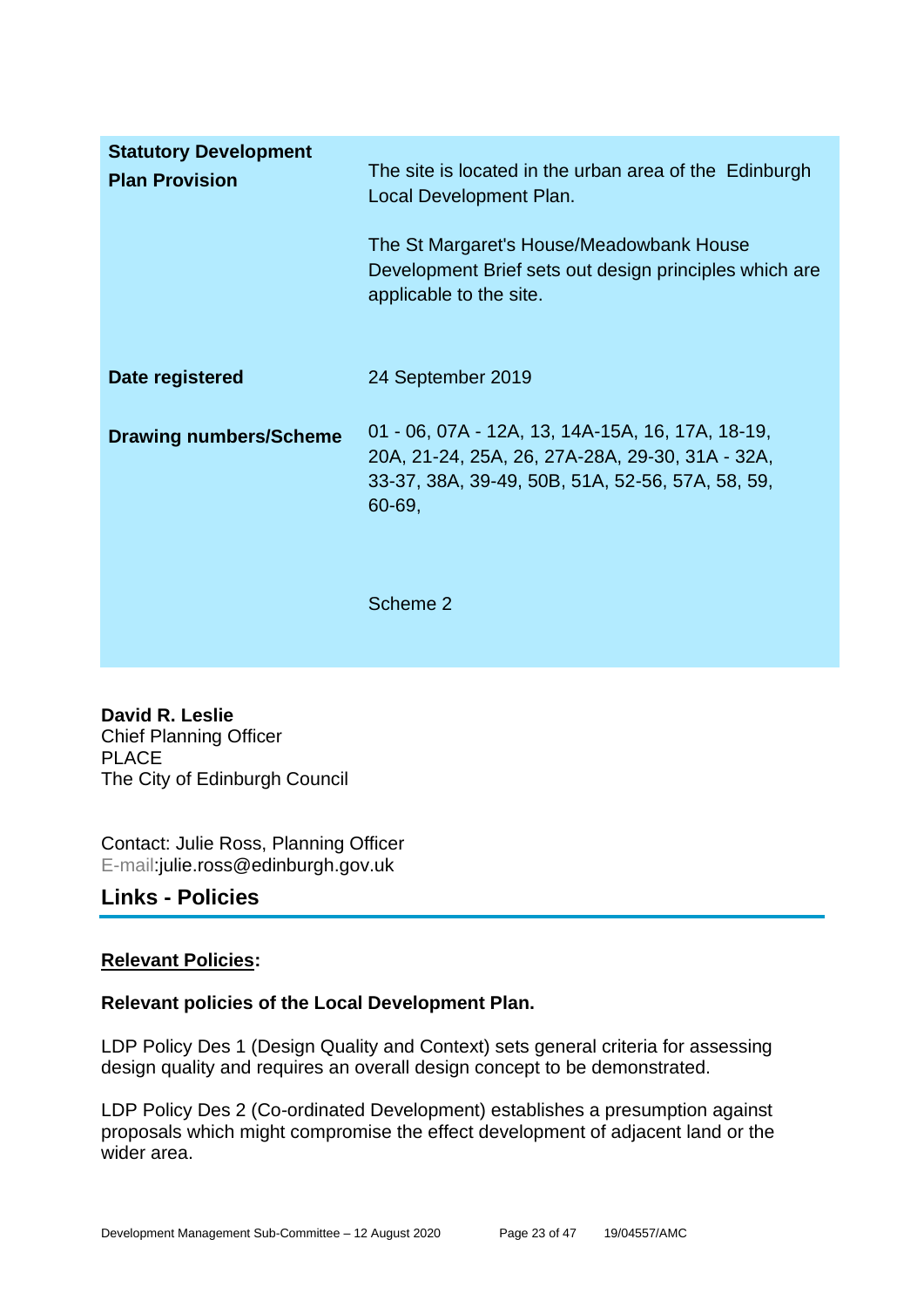| | |
|---|---|
| **Statutory Development Plan Provision** | The site is located in the urban area of the Edinburgh Local Development Plan.<br><br>The St Margaret's House/Meadowbank House Development Brief sets out design principles which are applicable to the site. |
| **Date registered** | 24 September 2019 |
| **Drawing numbers/Scheme** | 01 - 06, 07A - 12A, 13, 14A-15A, 16, 17A, 18-19, 20A, 21-24, 25A, 26, 27A-28A, 29-30, 31A - 32A, 33-37, 38A, 39-49, 50B, 51A, 52-56, 57A, 58, 59, 60-69,<br><br>Scheme 2 |

**David R. Leslie**
Chief Planning Officer
PLACE
The City of Edinburgh Council

Contact: Julie Ross, Planning Officer
E-mail:julie.ross@edinburgh.gov.uk

## Links - Policies

**Relevant Policies:**

**Relevant policies of the Local Development Plan.**

LDP Policy Des 1 (Design Quality and Context) sets general criteria for assessing design quality and requires an overall design concept to be demonstrated.

LDP Policy Des 2 (Co-ordinated Development) establishes a presumption against proposals which might compromise the effect development of adjacent land or the wider area.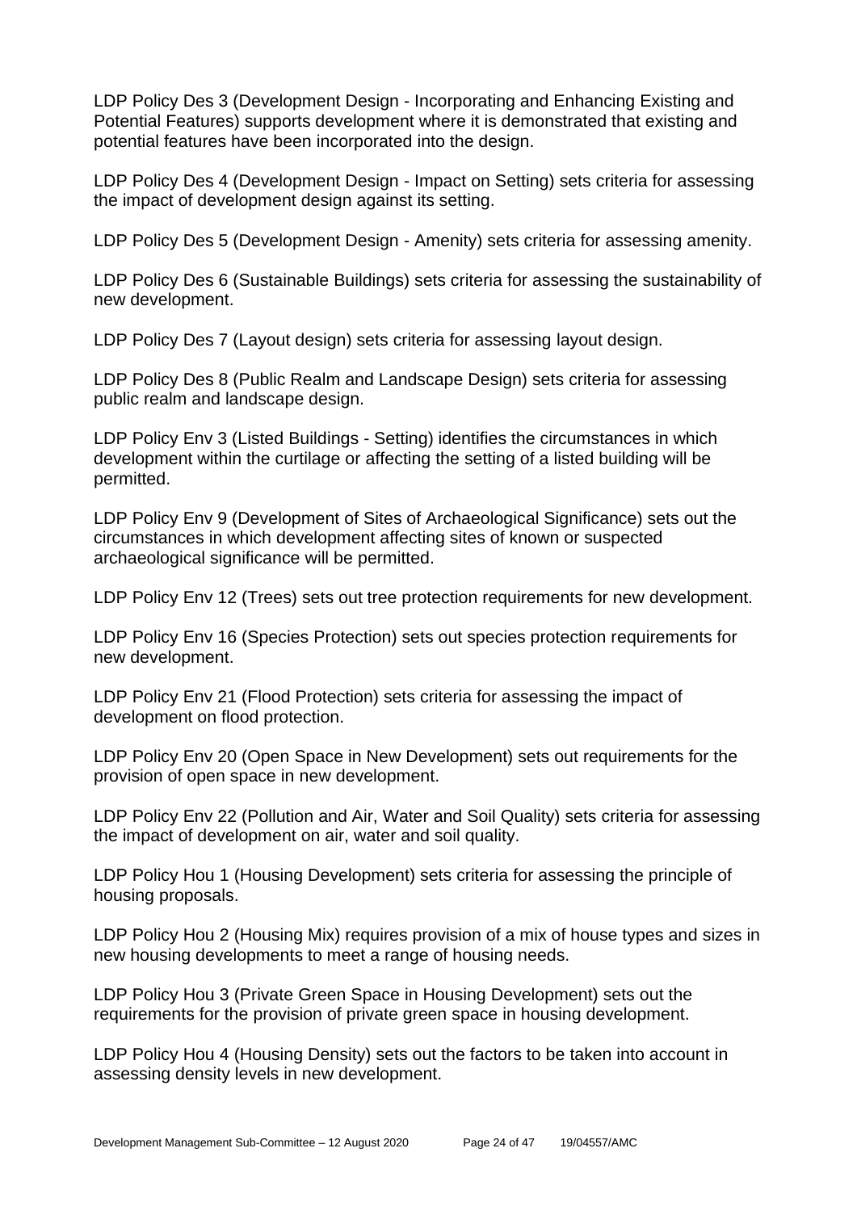LDP Policy Des 3 (Development Design - Incorporating and Enhancing Existing and Potential Features) supports development where it is demonstrated that existing and potential features have been incorporated into the design.

LDP Policy Des 4 (Development Design - Impact on Setting) sets criteria for assessing the impact of development design against its setting.

LDP Policy Des 5 (Development Design - Amenity) sets criteria for assessing amenity.

LDP Policy Des 6 (Sustainable Buildings) sets criteria for assessing the sustainability of new development.

LDP Policy Des 7 (Layout design) sets criteria for assessing layout design.

LDP Policy Des 8 (Public Realm and Landscape Design) sets criteria for assessing public realm and landscape design.

LDP Policy Env 3 (Listed Buildings - Setting) identifies the circumstances in which development within the curtilage or affecting the setting of a listed building will be permitted.

LDP Policy Env 9 (Development of Sites of Archaeological Significance) sets out the circumstances in which development affecting sites of known or suspected archaeological significance will be permitted.

LDP Policy Env 12 (Trees) sets out tree protection requirements for new development.

LDP Policy Env 16 (Species Protection) sets out species protection requirements for new development.

LDP Policy Env 21 (Flood Protection) sets criteria for assessing the impact of development on flood protection.

LDP Policy Env 20 (Open Space in New Development) sets out requirements for the provision of open space in new development.

LDP Policy Env 22 (Pollution and Air, Water and Soil Quality) sets criteria for assessing the impact of development on air, water and soil quality.

LDP Policy Hou 1 (Housing Development) sets criteria for assessing the principle of housing proposals.

LDP Policy Hou 2 (Housing Mix) requires provision of a mix of house types and sizes in new housing developments to meet a range of housing needs.

LDP Policy Hou 3 (Private Green Space in Housing Development) sets out the requirements for the provision of private green space in housing development.

LDP Policy Hou 4 (Housing Density) sets out the factors to be taken into account in assessing density levels in new development.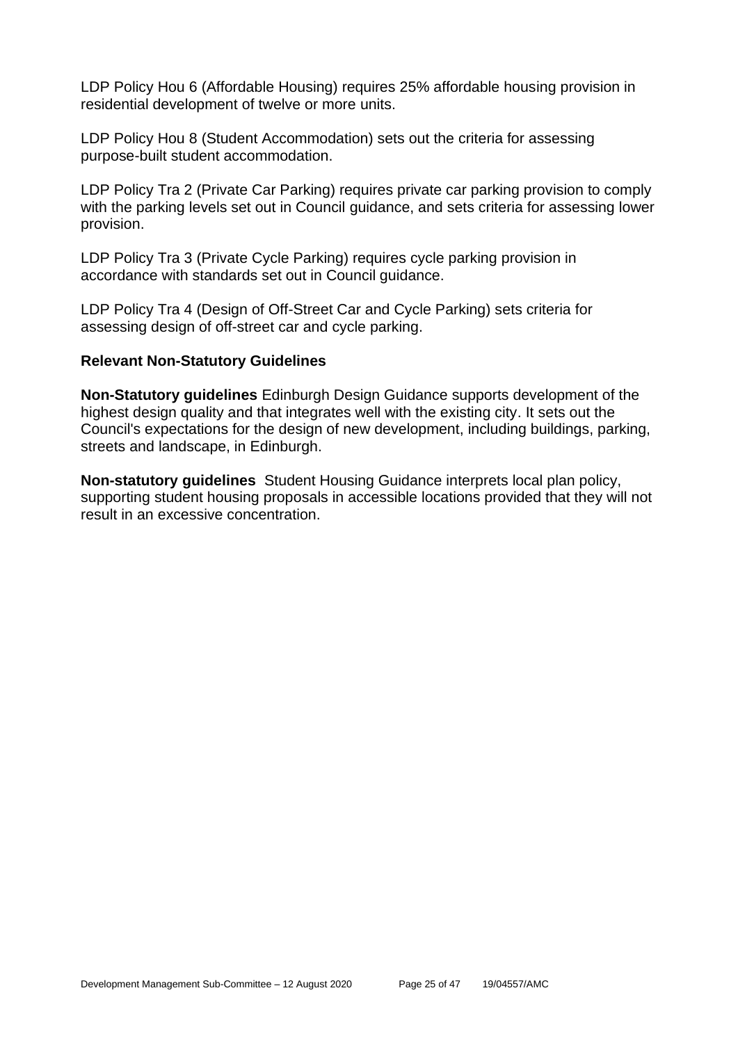LDP Policy Hou 6 (Affordable Housing) requires 25% affordable housing provision in residential development of twelve or more units.

LDP Policy Hou 8 (Student Accommodation) sets out the criteria for assessing purpose-built student accommodation.

LDP Policy Tra 2 (Private Car Parking) requires private car parking provision to comply with the parking levels set out in Council guidance, and sets criteria for assessing lower provision.

LDP Policy Tra 3 (Private Cycle Parking) requires cycle parking provision in accordance with standards set out in Council guidance.

LDP Policy Tra 4 (Design of Off-Street Car and Cycle Parking) sets criteria for assessing design of off-street car and cycle parking.

**Relevant Non-Statutory Guidelines**

**Non-Statutory guidelines** Edinburgh Design Guidance supports development of the highest design quality and that integrates well with the existing city. It sets out the Council's expectations for the design of new development, including buildings, parking, streets and landscape, in Edinburgh.

**Non-statutory guidelines** Student Housing Guidance interprets local plan policy, supporting student housing proposals in accessible locations provided that they will not result in an excessive concentration.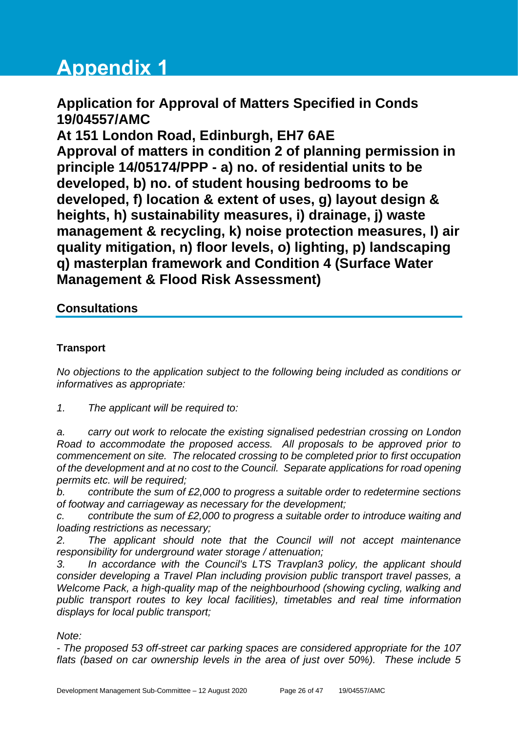# Appendix 1

## Application for Approval of Matters Specified in Conds 19/04557/AMC
## At 151 London Road, Edinburgh, EH7 6AE
## Approval of matters in condition 2 of planning permission in principle 14/05174/PPP - a) no. of residential units to be developed, b) no. of student housing bedrooms to be developed, f) location & extent of uses, g) layout design & heights, h) sustainability measures, i) drainage, j) waste management & recycling, k) noise protection measures, l) air quality mitigation, n) floor levels, o) lighting, p) landscaping q) masterplan framework and Condition 4 (Surface Water Management & Flood Risk Assessment)

### Consultations

**Transport**

*No objections to the application subject to the following being included as conditions or informatives as appropriate:*

*1. The applicant will be required to:*

*a. carry out work to relocate the existing signalised pedestrian crossing on London Road to accommodate the proposed access. All proposals to be approved prior to commencement on site. The relocated crossing to be completed prior to first occupation of the development and at no cost to the Council. Separate applications for road opening permits etc. will be required;*
*b. contribute the sum of £2,000 to progress a suitable order to redetermine sections of footway and carriageway as necessary for the development;*
*c. contribute the sum of £2,000 to progress a suitable order to introduce waiting and loading restrictions as necessary;*
*2. The applicant should note that the Council will not accept maintenance responsibility for underground water storage / attenuation;*
*3. In accordance with the Council's LTS Travplan3 policy, the applicant should consider developing a Travel Plan including provision public transport travel passes, a Welcome Pack, a high-quality map of the neighbourhood (showing cycling, walking and public transport routes to key local facilities), timetables and real time information displays for local public transport;*

*Note:*
*- The proposed 53 off-street car parking spaces are considered appropriate for the 107 flats (based on car ownership levels in the area of just over 50%). These include 5*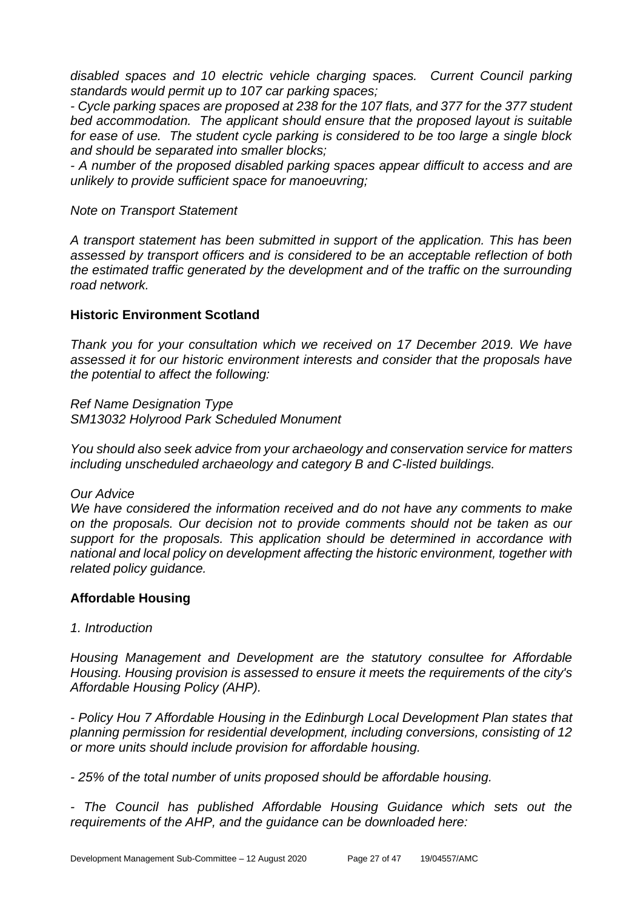*disabled spaces and 10 electric vehicle charging spaces. Current Council parking standards would permit up to 107 car parking spaces;*

*- Cycle parking spaces are proposed at 238 for the 107 flats, and 377 for the 377 student bed accommodation. The applicant should ensure that the proposed layout is suitable for ease of use. The student cycle parking is considered to be too large a single block and should be separated into smaller blocks;*

*- A number of the proposed disabled parking spaces appear difficult to access and are unlikely to provide sufficient space for manoeuvring;*

*Note on Transport Statement*

*A transport statement has been submitted in support of the application. This has been assessed by transport officers and is considered to be an acceptable reflection of both the estimated traffic generated by the development and of the traffic on the surrounding road network.*

**Historic Environment Scotland**

*Thank you for your consultation which we received on 17 December 2019. We have assessed it for our historic environment interests and consider that the proposals have the potential to affect the following:*

*Ref Name Designation Type*
*SM13032 Holyrood Park Scheduled Monument*

*You should also seek advice from your archaeology and conservation service for matters including unscheduled archaeology and category B and C-listed buildings.*

*Our Advice*
*We have considered the information received and do not have any comments to make on the proposals. Our decision not to provide comments should not be taken as our support for the proposals. This application should be determined in accordance with national and local policy on development affecting the historic environment, together with related policy guidance.*

**Affordable Housing**

*1. Introduction*

*Housing Management and Development are the statutory consultee for Affordable Housing. Housing provision is assessed to ensure it meets the requirements of the city's Affordable Housing Policy (AHP).*

*- Policy Hou 7 Affordable Housing in the Edinburgh Local Development Plan states that planning permission for residential development, including conversions, consisting of 12 or more units should include provision for affordable housing.*

*- 25% of the total number of units proposed should be affordable housing.*

*- The Council has published Affordable Housing Guidance which sets out the requirements of the AHP, and the guidance can be downloaded here:*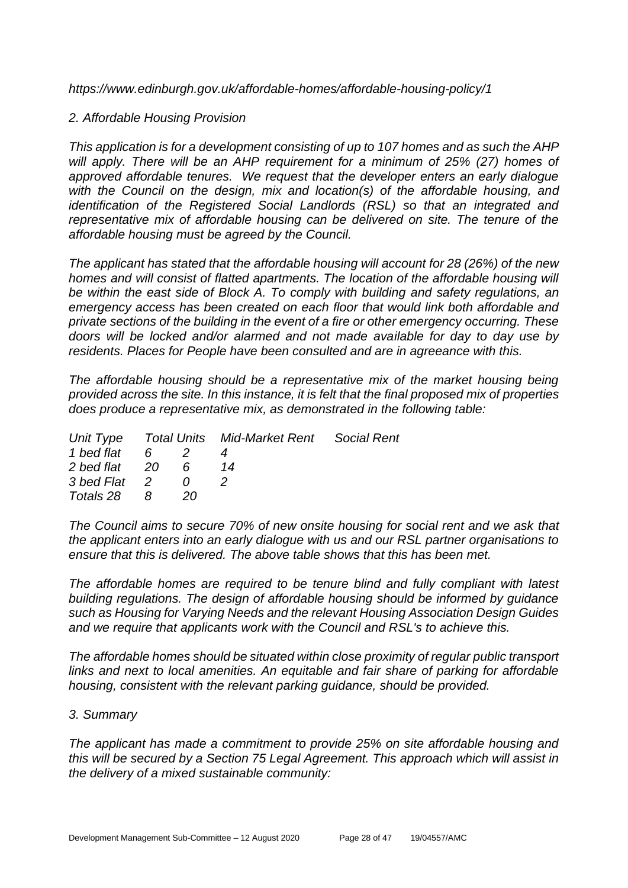*https://www.edinburgh.gov.uk/affordable-homes/affordable-housing-policy/1*

*2. Affordable Housing Provision*

*This application is for a development consisting of up to 107 homes and as such the AHP will apply. There will be an AHP requirement for a minimum of 25% (27) homes of approved affordable tenures. We request that the developer enters an early dialogue with the Council on the design, mix and location(s) of the affordable housing, and identification of the Registered Social Landlords (RSL) so that an integrated and representative mix of affordable housing can be delivered on site. The tenure of the affordable housing must be agreed by the Council.*

*The applicant has stated that the affordable housing will account for 28 (26%) of the new homes and will consist of flatted apartments. The location of the affordable housing will be within the east side of Block A. To comply with building and safety regulations, an emergency access has been created on each floor that would link both affordable and private sections of the building in the event of a fire or other emergency occurring. These doors will be locked and/or alarmed and not made available for day to day use by residents. Places for People have been consulted and are in agreeance with this.*

*The affordable housing should be a representative mix of the market housing being provided across the site. In this instance, it is felt that the final proposed mix of properties does produce a representative mix, as demonstrated in the following table:*

| *Unit Type* | *Total Units* | *Mid-Market Rent* | *Social Rent* |
|---|---|---|---|
| *1 bed flat* | *6* | *2* | *4* |
| *2 bed flat* | *20* | *6* | *14* |
| *3 bed Flat* | *2* | *0* | *2* |
| *Totals 28* | *8* | *20* | |

*The Council aims to secure 70% of new onsite housing for social rent and we ask that the applicant enters into an early dialogue with us and our RSL partner organisations to ensure that this is delivered. The above table shows that this has been met.*

*The affordable homes are required to be tenure blind and fully compliant with latest building regulations. The design of affordable housing should be informed by guidance such as Housing for Varying Needs and the relevant Housing Association Design Guides and we require that applicants work with the Council and RSL's to achieve this.*

*The affordable homes should be situated within close proximity of regular public transport links and next to local amenities. An equitable and fair share of parking for affordable housing, consistent with the relevant parking guidance, should be provided.*

*3. Summary*

*The applicant has made a commitment to provide 25% on site affordable housing and this will be secured by a Section 75 Legal Agreement. This approach which will assist in the delivery of a mixed sustainable community:*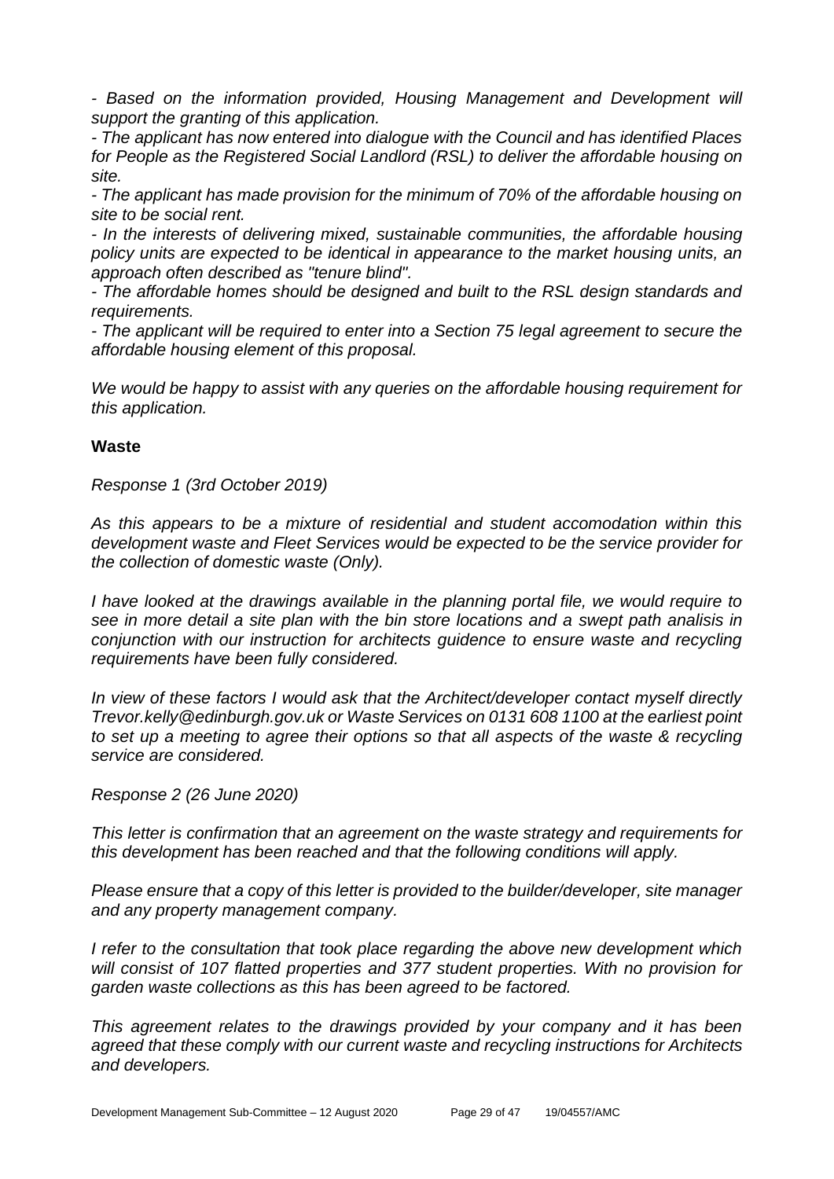*- Based on the information provided, Housing Management and Development will support the granting of this application.*

*- The applicant has now entered into dialogue with the Council and has identified Places for People as the Registered Social Landlord (RSL) to deliver the affordable housing on site.*

*- The applicant has made provision for the minimum of 70% of the affordable housing on site to be social rent.*

*- In the interests of delivering mixed, sustainable communities, the affordable housing policy units are expected to be identical in appearance to the market housing units, an approach often described as "tenure blind".*

*- The affordable homes should be designed and built to the RSL design standards and requirements.*

*- The applicant will be required to enter into a Section 75 legal agreement to secure the affordable housing element of this proposal.*

*We would be happy to assist with any queries on the affordable housing requirement for this application.*

**Waste**

*Response 1 (3rd October 2019)*

*As this appears to be a mixture of residential and student accomodation within this development waste and Fleet Services would be expected to be the service provider for the collection of domestic waste (Only).*

*I have looked at the drawings available in the planning portal file, we would require to see in more detail a site plan with the bin store locations and a swept path analisis in conjunction with our instruction for architects guidence to ensure waste and recycling requirements have been fully considered.*

*In view of these factors I would ask that the Architect/developer contact myself directly Trevor.kelly@edinburgh.gov.uk or Waste Services on 0131 608 1100 at the earliest point to set up a meeting to agree their options so that all aspects of the waste & recycling service are considered.*

*Response 2 (26 June 2020)*

*This letter is confirmation that an agreement on the waste strategy and requirements for this development has been reached and that the following conditions will apply.*

*Please ensure that a copy of this letter is provided to the builder/developer, site manager and any property management company.*

*I refer to the consultation that took place regarding the above new development which will consist of 107 flatted properties and 377 student properties. With no provision for garden waste collections as this has been agreed to be factored.*

*This agreement relates to the drawings provided by your company and it has been agreed that these comply with our current waste and recycling instructions for Architects and developers.*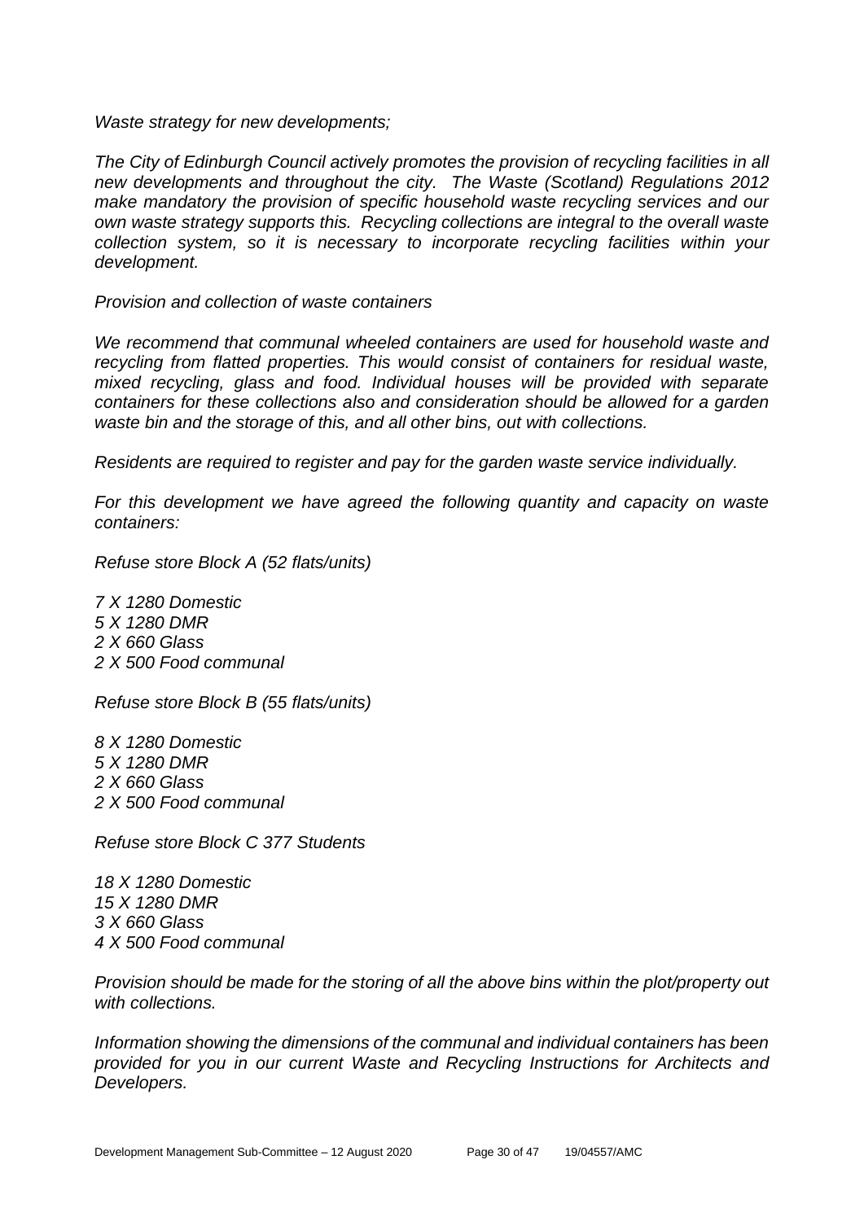*Waste strategy for new developments;*

*The City of Edinburgh Council actively promotes the provision of recycling facilities in all new developments and throughout the city. The Waste (Scotland) Regulations 2012 make mandatory the provision of specific household waste recycling services and our own waste strategy supports this. Recycling collections are integral to the overall waste collection system, so it is necessary to incorporate recycling facilities within your development.*

*Provision and collection of waste containers*

*We recommend that communal wheeled containers are used for household waste and recycling from flatted properties. This would consist of containers for residual waste, mixed recycling, glass and food. Individual houses will be provided with separate containers for these collections also and consideration should be allowed for a garden waste bin and the storage of this, and all other bins, out with collections.*

*Residents are required to register and pay for the garden waste service individually.*

*For this development we have agreed the following quantity and capacity on waste containers:*

*Refuse store Block A (52 flats/units)*

*7 X 1280 Domestic*
*5 X 1280 DMR*
*2 X 660 Glass*
*2 X 500 Food communal*

*Refuse store Block B (55 flats/units)*

*8 X 1280 Domestic*
*5 X 1280 DMR*
*2 X 660 Glass*
*2 X 500 Food communal*

*Refuse store Block C 377 Students*

*18 X 1280 Domestic*
*15 X 1280 DMR*
*3 X 660 Glass*
*4 X 500 Food communal*

*Provision should be made for the storing of all the above bins within the plot/property out with collections.*

*Information showing the dimensions of the communal and individual containers has been provided for you in our current Waste and Recycling Instructions for Architects and Developers.*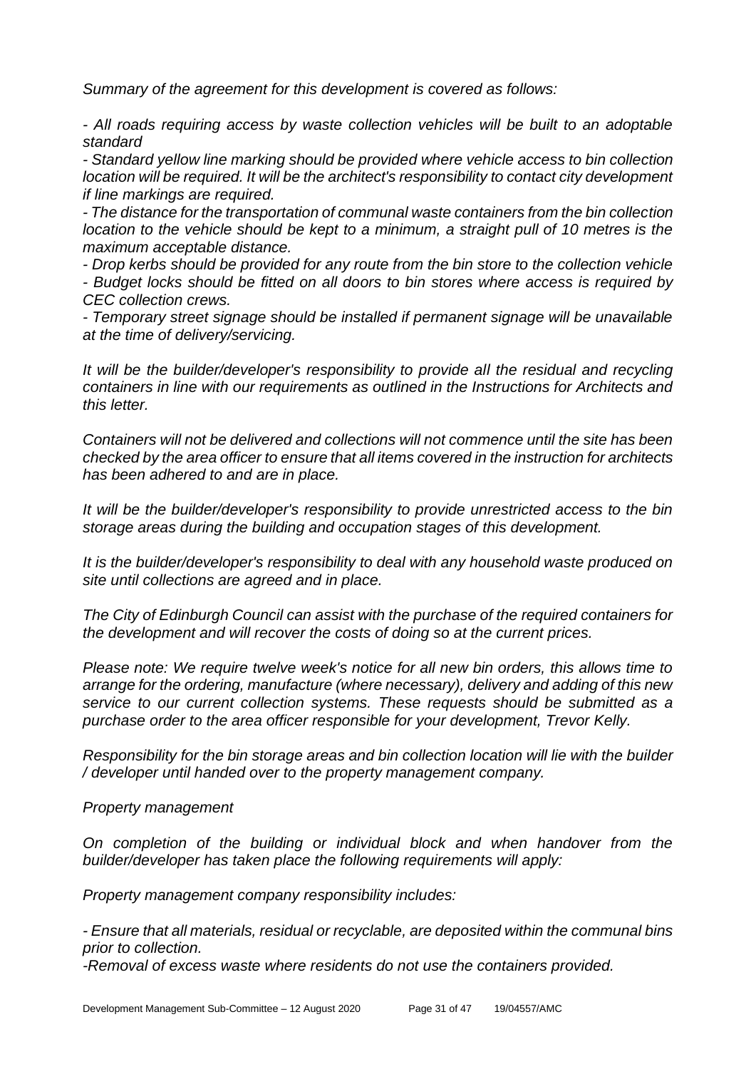*Summary of the agreement for this development is covered as follows:*

*- All roads requiring access by waste collection vehicles will be built to an adoptable standard*

*- Standard yellow line marking should be provided where vehicle access to bin collection location will be required. It will be the architect's responsibility to contact city development if line markings are required.*

*- The distance for the transportation of communal waste containers from the bin collection location to the vehicle should be kept to a minimum, a straight pull of 10 metres is the maximum acceptable distance.*

*- Drop kerbs should be provided for any route from the bin store to the collection vehicle*

*- Budget locks should be fitted on all doors to bin stores where access is required by CEC collection crews.*

*- Temporary street signage should be installed if permanent signage will be unavailable at the time of delivery/servicing.*

*It will be the builder/developer's responsibility to provide all the residual and recycling containers in line with our requirements as outlined in the Instructions for Architects and this letter.*

*Containers will not be delivered and collections will not commence until the site has been checked by the area officer to ensure that all items covered in the instruction for architects has been adhered to and are in place.*

*It will be the builder/developer's responsibility to provide unrestricted access to the bin storage areas during the building and occupation stages of this development.*

*It is the builder/developer's responsibility to deal with any household waste produced on site until collections are agreed and in place.*

*The City of Edinburgh Council can assist with the purchase of the required containers for the development and will recover the costs of doing so at the current prices.*

*Please note: We require twelve week's notice for all new bin orders, this allows time to arrange for the ordering, manufacture (where necessary), delivery and adding of this new service to our current collection systems. These requests should be submitted as a purchase order to the area officer responsible for your development, Trevor Kelly.*

*Responsibility for the bin storage areas and bin collection location will lie with the builder / developer until handed over to the property management company.*

*Property management*

*On completion of the building or individual block and when handover from the builder/developer has taken place the following requirements will apply:*

*Property management company responsibility includes:*

*- Ensure that all materials, residual or recyclable, are deposited within the communal bins prior to collection.*

*-Removal of excess waste where residents do not use the containers provided.*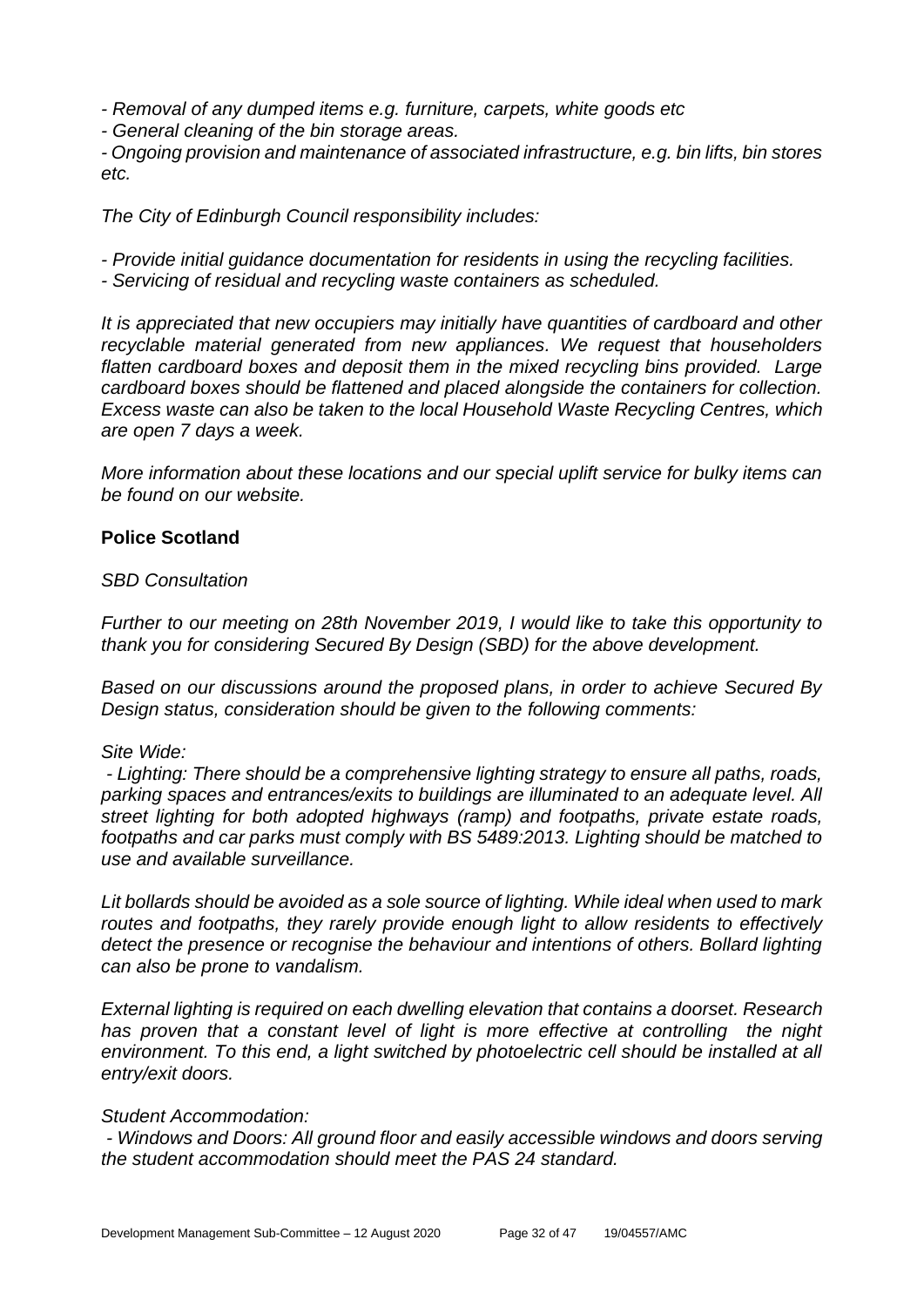*- Removal of any dumped items e.g. furniture, carpets, white goods etc*

*- General cleaning of the bin storage areas.*

*- Ongoing provision and maintenance of associated infrastructure, e.g. bin lifts, bin stores etc.*

*The City of Edinburgh Council responsibility includes:*

*- Provide initial guidance documentation for residents in using the recycling facilities.*

*- Servicing of residual and recycling waste containers as scheduled.*

*It is appreciated that new occupiers may initially have quantities of cardboard and other recyclable material generated from new appliances. We request that householders flatten cardboard boxes and deposit them in the mixed recycling bins provided. Large cardboard boxes should be flattened and placed alongside the containers for collection. Excess waste can also be taken to the local Household Waste Recycling Centres, which are open 7 days a week.*

*More information about these locations and our special uplift service for bulky items can be found on our website.*

**Police Scotland**

*SBD Consultation*

*Further to our meeting on 28th November 2019, I would like to take this opportunity to thank you for considering Secured By Design (SBD) for the above development.*

*Based on our discussions around the proposed plans, in order to achieve Secured By Design status, consideration should be given to the following comments:*

*Site Wide:*

*- Lighting: There should be a comprehensive lighting strategy to ensure all paths, roads, parking spaces and entrances/exits to buildings are illuminated to an adequate level. All street lighting for both adopted highways (ramp) and footpaths, private estate roads, footpaths and car parks must comply with BS 5489:2013. Lighting should be matched to use and available surveillance.*

*Lit bollards should be avoided as a sole source of lighting. While ideal when used to mark routes and footpaths, they rarely provide enough light to allow residents to effectively detect the presence or recognise the behaviour and intentions of others. Bollard lighting can also be prone to vandalism.*

*External lighting is required on each dwelling elevation that contains a doorset. Research has proven that a constant level of light is more effective at controlling the night environment. To this end, a light switched by photoelectric cell should be installed at all entry/exit doors.*

*Student Accommodation:*

*- Windows and Doors: All ground floor and easily accessible windows and doors serving the student accommodation should meet the PAS 24 standard.*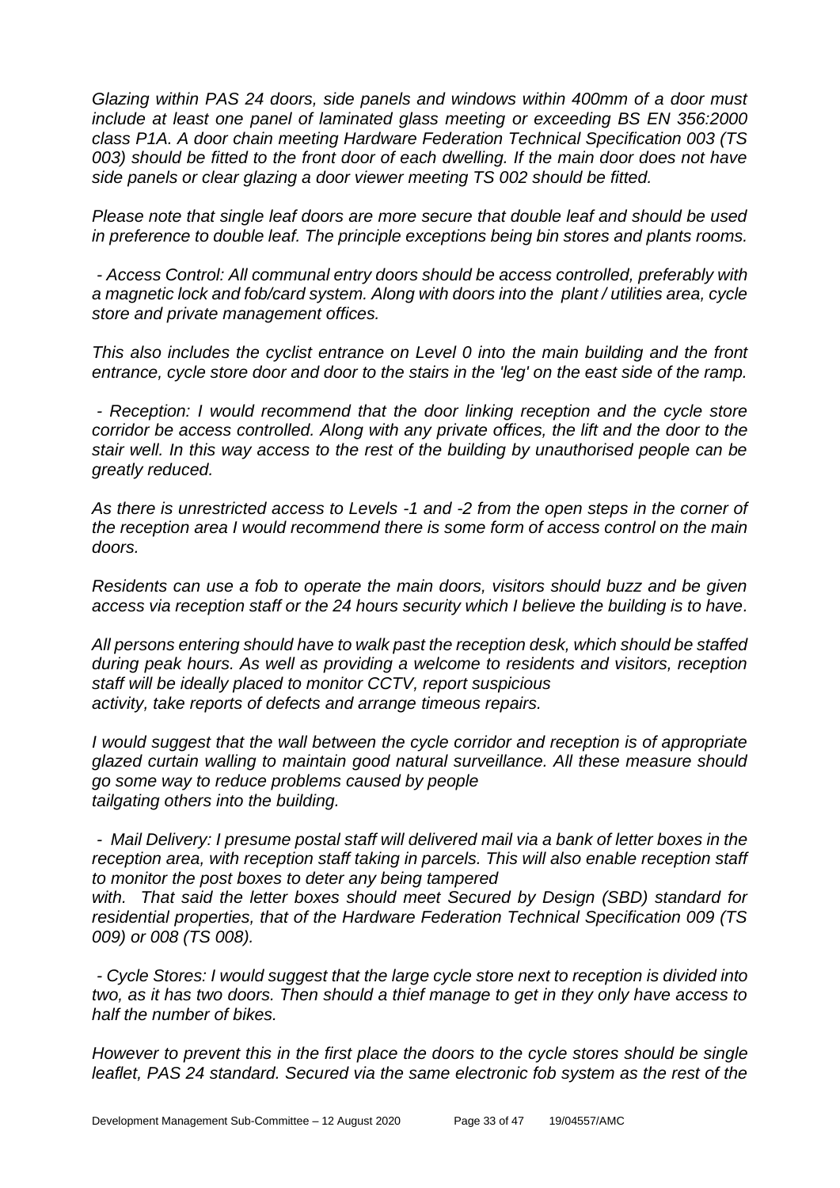*Glazing within PAS 24 doors, side panels and windows within 400mm of a door must include at least one panel of laminated glass meeting or exceeding BS EN 356:2000 class P1A. A door chain meeting Hardware Federation Technical Specification 003 (TS 003) should be fitted to the front door of each dwelling. If the main door does not have side panels or clear glazing a door viewer meeting TS 002 should be fitted.*

*Please note that single leaf doors are more secure that double leaf and should be used in preference to double leaf. The principle exceptions being bin stores and plants rooms.*

*- Access Control: All communal entry doors should be access controlled, preferably with a magnetic lock and fob/card system. Along with doors into the plant / utilities area, cycle store and private management offices.*

*This also includes the cyclist entrance on Level 0 into the main building and the front entrance, cycle store door and door to the stairs in the 'leg' on the east side of the ramp.*

*- Reception: I would recommend that the door linking reception and the cycle store corridor be access controlled. Along with any private offices, the lift and the door to the stair well. In this way access to the rest of the building by unauthorised people can be greatly reduced.*

*As there is unrestricted access to Levels -1 and -2 from the open steps in the corner of the reception area I would recommend there is some form of access control on the main doors.*

*Residents can use a fob to operate the main doors, visitors should buzz and be given access via reception staff or the 24 hours security which I believe the building is to have.*

*All persons entering should have to walk past the reception desk, which should be staffed during peak hours. As well as providing a welcome to residents and visitors, reception staff will be ideally placed to monitor CCTV, report suspicious activity, take reports of defects and arrange timeous repairs.*

*I would suggest that the wall between the cycle corridor and reception is of appropriate glazed curtain walling to maintain good natural surveillance. All these measure should go some way to reduce problems caused by people tailgating others into the building.*

*- Mail Delivery: I presume postal staff will delivered mail via a bank of letter boxes in the reception area, with reception staff taking in parcels. This will also enable reception staff to monitor the post boxes to deter any being tampered with. That said the letter boxes should meet Secured by Design (SBD) standard for residential properties, that of the Hardware Federation Technical Specification 009 (TS 009) or 008 (TS 008).*

*- Cycle Stores: I would suggest that the large cycle store next to reception is divided into two, as it has two doors. Then should a thief manage to get in they only have access to half the number of bikes.*

*However to prevent this in the first place the doors to the cycle stores should be single leaflet, PAS 24 standard. Secured via the same electronic fob system as the rest of the*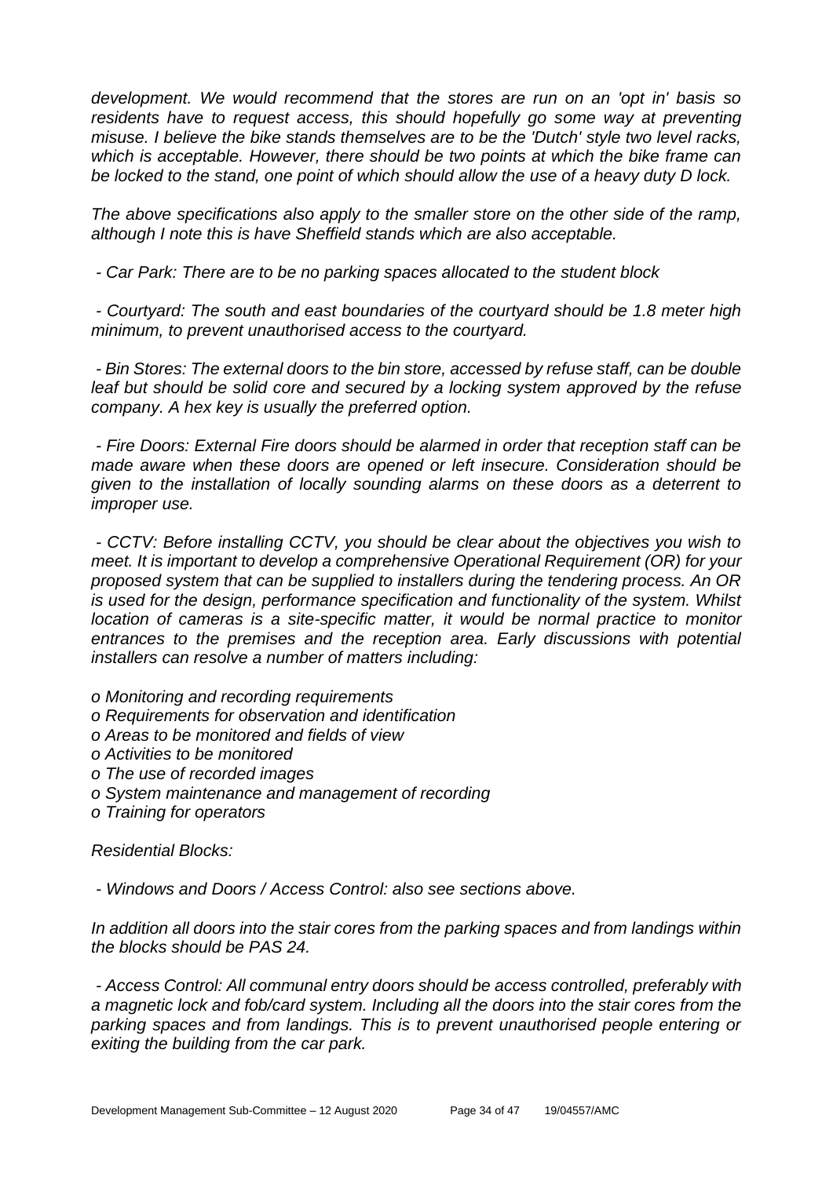*development. We would recommend that the stores are run on an 'opt in' basis so residents have to request access, this should hopefully go some way at preventing misuse. I believe the bike stands themselves are to be the 'Dutch' style two level racks, which is acceptable. However, there should be two points at which the bike frame can be locked to the stand, one point of which should allow the use of a heavy duty D lock.*

*The above specifications also apply to the smaller store on the other side of the ramp, although I note this is have Sheffield stands which are also acceptable.*

*- Car Park: There are to be no parking spaces allocated to the student block*

*- Courtyard: The south and east boundaries of the courtyard should be 1.8 meter high minimum, to prevent unauthorised access to the courtyard.*

*- Bin Stores: The external doors to the bin store, accessed by refuse staff, can be double leaf but should be solid core and secured by a locking system approved by the refuse company. A hex key is usually the preferred option.*

*- Fire Doors: External Fire doors should be alarmed in order that reception staff can be made aware when these doors are opened or left insecure. Consideration should be given to the installation of locally sounding alarms on these doors as a deterrent to improper use.*

*- CCTV: Before installing CCTV, you should be clear about the objectives you wish to meet. It is important to develop a comprehensive Operational Requirement (OR) for your proposed system that can be supplied to installers during the tendering process. An OR is used for the design, performance specification and functionality of the system. Whilst location of cameras is a site-specific matter, it would be normal practice to monitor entrances to the premises and the reception area. Early discussions with potential installers can resolve a number of matters including:*

*o Monitoring and recording requirements*
*o Requirements for observation and identification*
*o Areas to be monitored and fields of view*
*o Activities to be monitored*
*o The use of recorded images*
*o System maintenance and management of recording*
*o Training for operators*

*Residential Blocks:*

*- Windows and Doors / Access Control: also see sections above.*

*In addition all doors into the stair cores from the parking spaces and from landings within the blocks should be PAS 24.*

*- Access Control: All communal entry doors should be access controlled, preferably with a magnetic lock and fob/card system. Including all the doors into the stair cores from the parking spaces and from landings. This is to prevent unauthorised people entering or exiting the building from the car park.*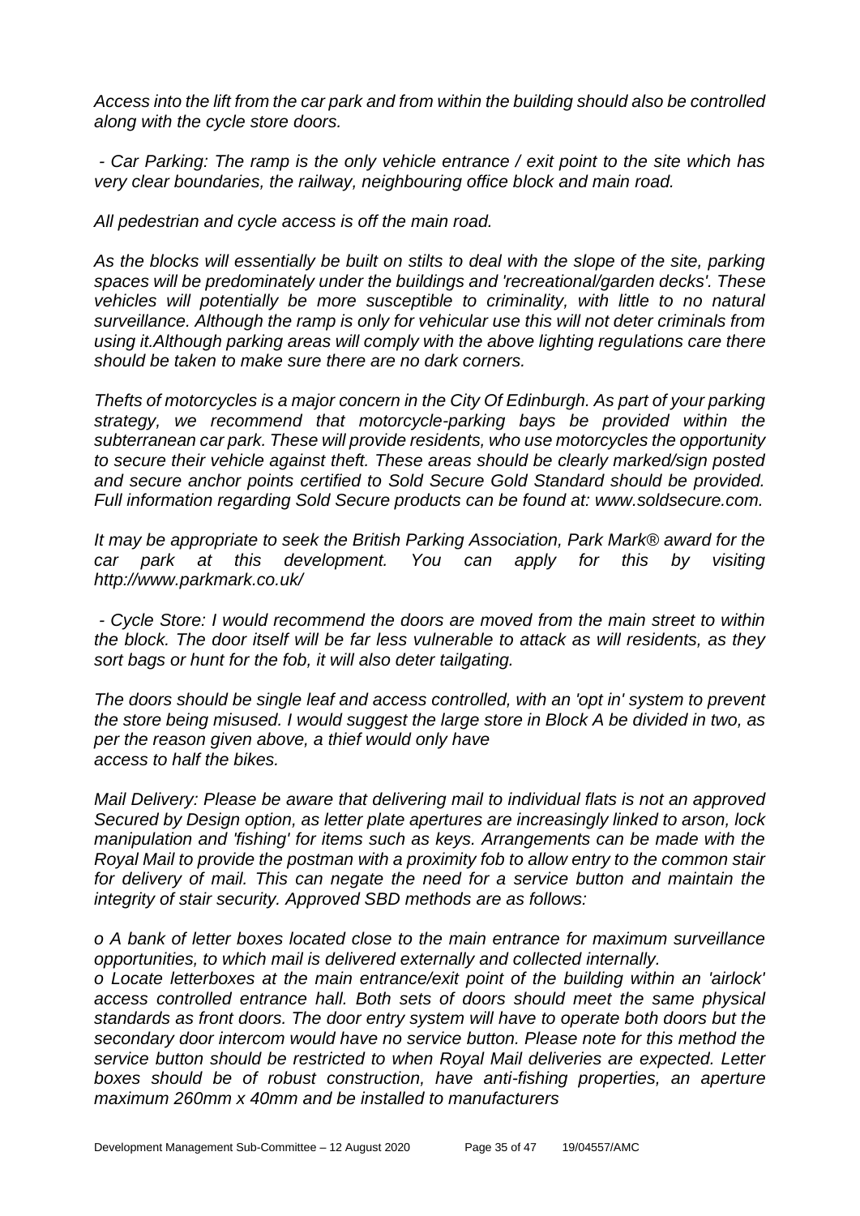*Access into the lift from the car park and from within the building should also be controlled along with the cycle store doors.*

*- Car Parking: The ramp is the only vehicle entrance / exit point to the site which has very clear boundaries, the railway, neighbouring office block and main road.*

*All pedestrian and cycle access is off the main road.*

*As the blocks will essentially be built on stilts to deal with the slope of the site, parking spaces will be predominately under the buildings and 'recreational/garden decks'. These vehicles will potentially be more susceptible to criminality, with little to no natural surveillance. Although the ramp is only for vehicular use this will not deter criminals from using it.Although parking areas will comply with the above lighting regulations care there should be taken to make sure there are no dark corners.*

*Thefts of motorcycles is a major concern in the City Of Edinburgh. As part of your parking strategy, we recommend that motorcycle-parking bays be provided within the subterranean car park. These will provide residents, who use motorcycles the opportunity to secure their vehicle against theft. These areas should be clearly marked/sign posted and secure anchor points certified to Sold Secure Gold Standard should be provided. Full information regarding Sold Secure products can be found at: www.soldsecure.com.*

*It may be appropriate to seek the British Parking Association, Park Mark® award for the car park at this development. You can apply for this by visiting http://www.parkmark.co.uk/*

*- Cycle Store: I would recommend the doors are moved from the main street to within the block. The door itself will be far less vulnerable to attack as will residents, as they sort bags or hunt for the fob, it will also deter tailgating.*

*The doors should be single leaf and access controlled, with an 'opt in' system to prevent the store being misused. I would suggest the large store in Block A be divided in two, as per the reason given above, a thief would only have access to half the bikes.*

*Mail Delivery: Please be aware that delivering mail to individual flats is not an approved Secured by Design option, as letter plate apertures are increasingly linked to arson, lock manipulation and 'fishing' for items such as keys. Arrangements can be made with the Royal Mail to provide the postman with a proximity fob to allow entry to the common stair for delivery of mail. This can negate the need for a service button and maintain the integrity of stair security. Approved SBD methods are as follows:*

*o A bank of letter boxes located close to the main entrance for maximum surveillance opportunities, to which mail is delivered externally and collected internally.*

*o Locate letterboxes at the main entrance/exit point of the building within an 'airlock' access controlled entrance hall. Both sets of doors should meet the same physical standards as front doors. The door entry system will have to operate both doors but the secondary door intercom would have no service button. Please note for this method the service button should be restricted to when Royal Mail deliveries are expected. Letter boxes should be of robust construction, have anti-fishing properties, an aperture maximum 260mm x 40mm and be installed to manufacturers*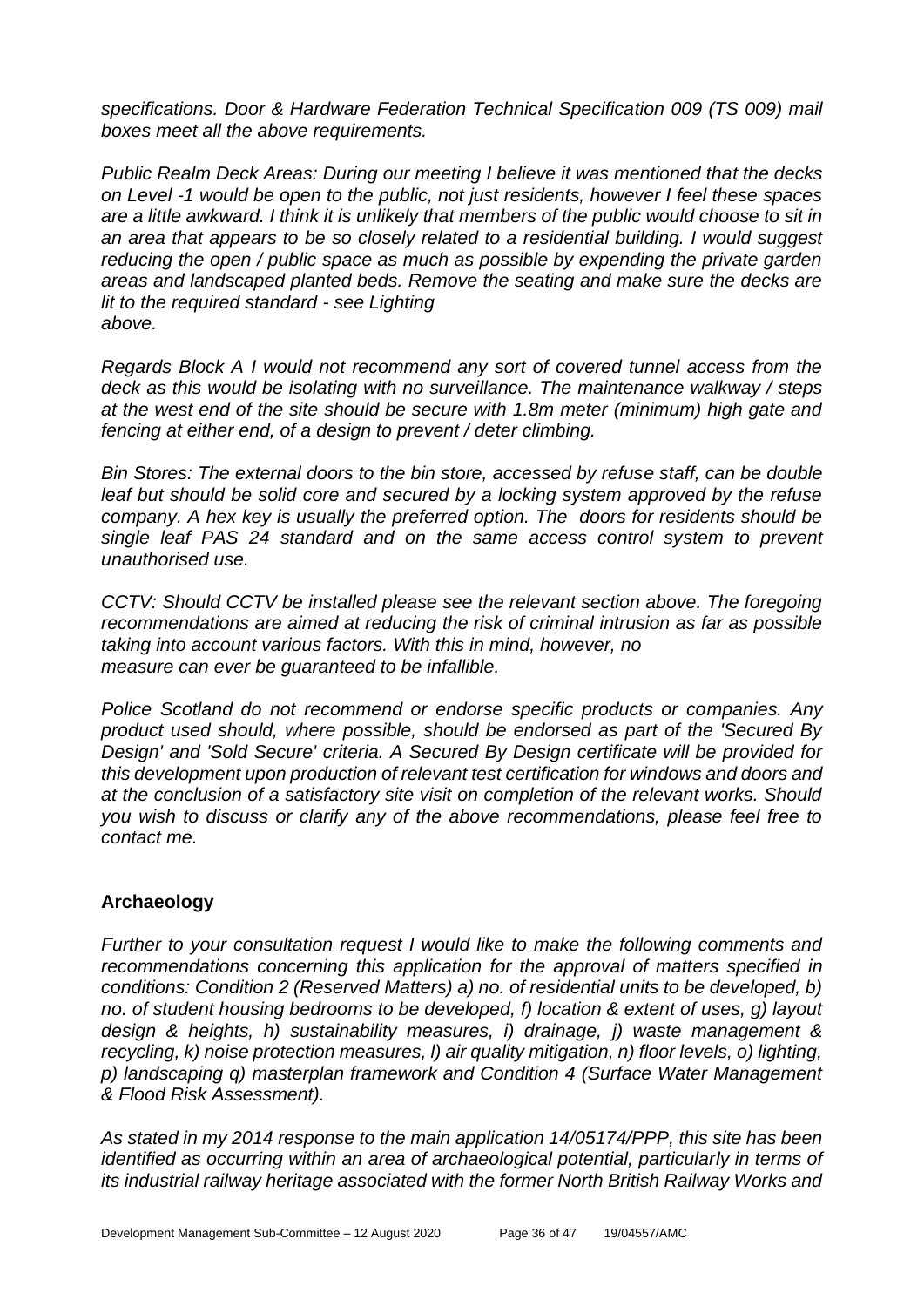*specifications. Door & Hardware Federation Technical Specification 009 (TS 009) mail boxes meet all the above requirements.*

*Public Realm Deck Areas: During our meeting I believe it was mentioned that the decks on Level -1 would be open to the public, not just residents, however I feel these spaces are a little awkward. I think it is unlikely that members of the public would choose to sit in an area that appears to be so closely related to a residential building. I would suggest reducing the open / public space as much as possible by expending the private garden areas and landscaped planted beds. Remove the seating and make sure the decks are lit to the required standard - see Lighting above.*

*Regards Block A I would not recommend any sort of covered tunnel access from the deck as this would be isolating with no surveillance. The maintenance walkway / steps at the west end of the site should be secure with 1.8m meter (minimum) high gate and fencing at either end, of a design to prevent / deter climbing.*

*Bin Stores: The external doors to the bin store, accessed by refuse staff, can be double leaf but should be solid core and secured by a locking system approved by the refuse company. A hex key is usually the preferred option. The doors for residents should be single leaf PAS 24 standard and on the same access control system to prevent unauthorised use.*

*CCTV: Should CCTV be installed please see the relevant section above. The foregoing recommendations are aimed at reducing the risk of criminal intrusion as far as possible taking into account various factors. With this in mind, however, no measure can ever be guaranteed to be infallible.*

*Police Scotland do not recommend or endorse specific products or companies. Any product used should, where possible, should be endorsed as part of the 'Secured By Design' and 'Sold Secure' criteria. A Secured By Design certificate will be provided for this development upon production of relevant test certification for windows and doors and at the conclusion of a satisfactory site visit on completion of the relevant works. Should you wish to discuss or clarify any of the above recommendations, please feel free to contact me.*

## Archaeology

*Further to your consultation request I would like to make the following comments and recommendations concerning this application for the approval of matters specified in conditions: Condition 2 (Reserved Matters) a) no. of residential units to be developed, b) no. of student housing bedrooms to be developed, f) location & extent of uses, g) layout design & heights, h) sustainability measures, i) drainage, j) waste management & recycling, k) noise protection measures, l) air quality mitigation, n) floor levels, o) lighting, p) landscaping q) masterplan framework and Condition 4 (Surface Water Management & Flood Risk Assessment).*

*As stated in my 2014 response to the main application 14/05174/PPP, this site has been identified as occurring within an area of archaeological potential, particularly in terms of its industrial railway heritage associated with the former North British Railway Works and*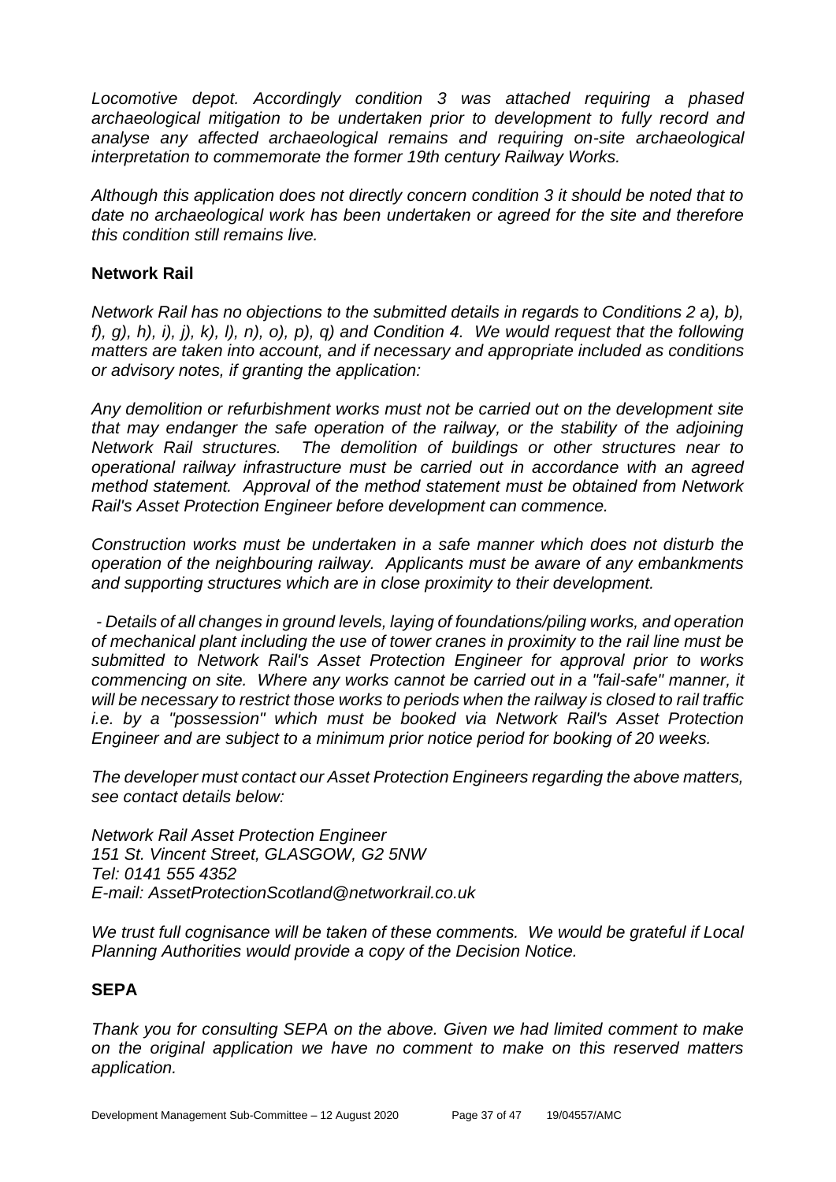*Locomotive depot. Accordingly condition 3 was attached requiring a phased archaeological mitigation to be undertaken prior to development to fully record and analyse any affected archaeological remains and requiring on-site archaeological interpretation to commemorate the former 19th century Railway Works.*

*Although this application does not directly concern condition 3 it should be noted that to date no archaeological work has been undertaken or agreed for the site and therefore this condition still remains live.*

**Network Rail**

*Network Rail has no objections to the submitted details in regards to Conditions 2 a), b), f), g), h), i), j), k), l), n), o), p), q) and Condition 4. We would request that the following matters are taken into account, and if necessary and appropriate included as conditions or advisory notes, if granting the application:*

*Any demolition or refurbishment works must not be carried out on the development site that may endanger the safe operation of the railway, or the stability of the adjoining Network Rail structures. The demolition of buildings or other structures near to operational railway infrastructure must be carried out in accordance with an agreed method statement. Approval of the method statement must be obtained from Network Rail's Asset Protection Engineer before development can commence.*

*Construction works must be undertaken in a safe manner which does not disturb the operation of the neighbouring railway. Applicants must be aware of any embankments and supporting structures which are in close proximity to their development.*

*- Details of all changes in ground levels, laying of foundations/piling works, and operation of mechanical plant including the use of tower cranes in proximity to the rail line must be submitted to Network Rail's Asset Protection Engineer for approval prior to works commencing on site. Where any works cannot be carried out in a "fail-safe" manner, it will be necessary to restrict those works to periods when the railway is closed to rail traffic i.e. by a "possession" which must be booked via Network Rail's Asset Protection Engineer and are subject to a minimum prior notice period for booking of 20 weeks.*

*The developer must contact our Asset Protection Engineers regarding the above matters, see contact details below:*

*Network Rail Asset Protection Engineer*
*151 St. Vincent Street, GLASGOW, G2 5NW*
*Tel: 0141 555 4352*
*E-mail: AssetProtectionScotland@networkrail.co.uk*

*We trust full cognisance will be taken of these comments. We would be grateful if Local Planning Authorities would provide a copy of the Decision Notice.*

**SEPA**

*Thank you for consulting SEPA on the above. Given we had limited comment to make on the original application we have no comment to make on this reserved matters application.*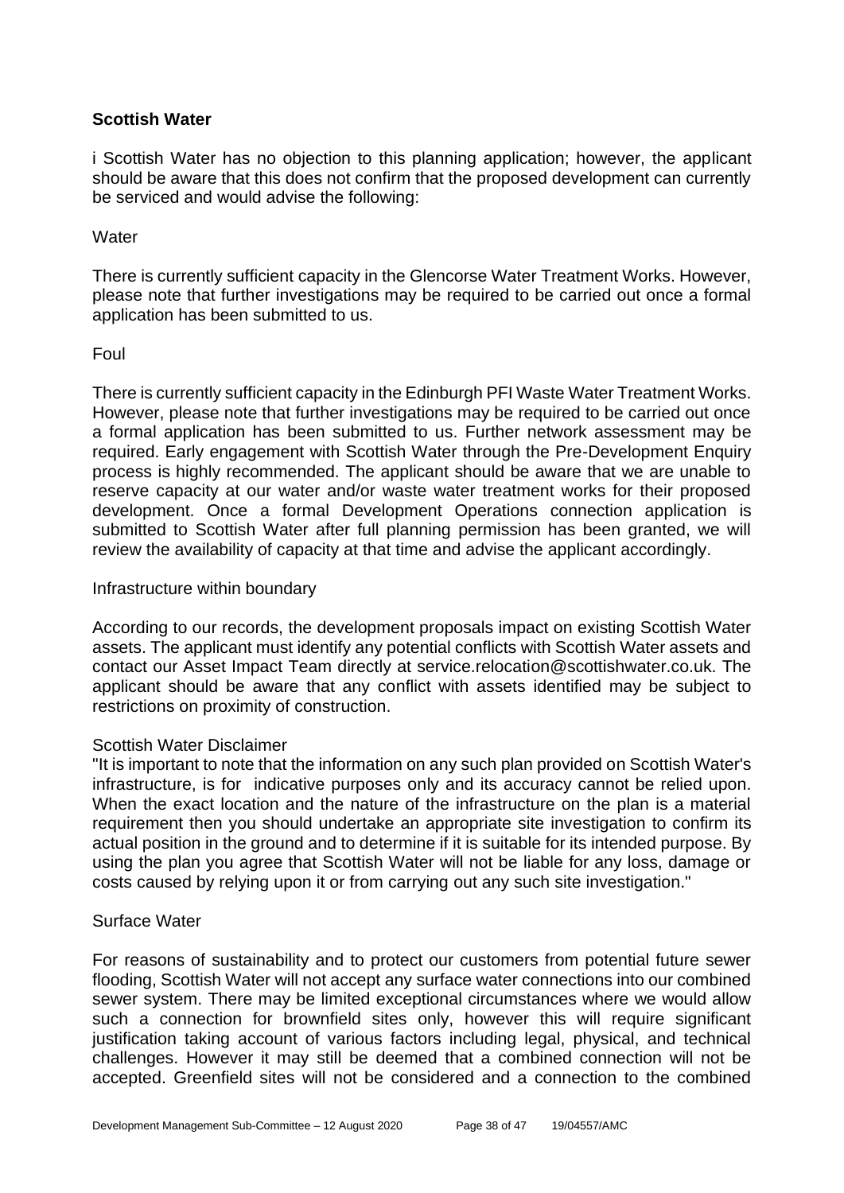**Scottish Water**

i Scottish Water has no objection to this planning application; however, the applicant should be aware that this does not confirm that the proposed development can currently be serviced and would advise the following:

Water

There is currently sufficient capacity in the Glencorse Water Treatment Works. However, please note that further investigations may be required to be carried out once a formal application has been submitted to us.

Foul

There is currently sufficient capacity in the Edinburgh PFI Waste Water Treatment Works. However, please note that further investigations may be required to be carried out once a formal application has been submitted to us. Further network assessment may be required. Early engagement with Scottish Water through the Pre-Development Enquiry process is highly recommended. The applicant should be aware that we are unable to reserve capacity at our water and/or waste water treatment works for their proposed development. Once a formal Development Operations connection application is submitted to Scottish Water after full planning permission has been granted, we will review the availability of capacity at that time and advise the applicant accordingly.

Infrastructure within boundary

According to our records, the development proposals impact on existing Scottish Water assets. The applicant must identify any potential conflicts with Scottish Water assets and contact our Asset Impact Team directly at service.relocation@scottishwater.co.uk. The applicant should be aware that any conflict with assets identified may be subject to restrictions on proximity of construction.

Scottish Water Disclaimer

"It is important to note that the information on any such plan provided on Scottish Water's infrastructure, is for indicative purposes only and its accuracy cannot be relied upon. When the exact location and the nature of the infrastructure on the plan is a material requirement then you should undertake an appropriate site investigation to confirm its actual position in the ground and to determine if it is suitable for its intended purpose. By using the plan you agree that Scottish Water will not be liable for any loss, damage or costs caused by relying upon it or from carrying out any such site investigation."

Surface Water

For reasons of sustainability and to protect our customers from potential future sewer flooding, Scottish Water will not accept any surface water connections into our combined sewer system. There may be limited exceptional circumstances where we would allow such a connection for brownfield sites only, however this will require significant justification taking account of various factors including legal, physical, and technical challenges. However it may still be deemed that a combined connection will not be accepted. Greenfield sites will not be considered and a connection to the combined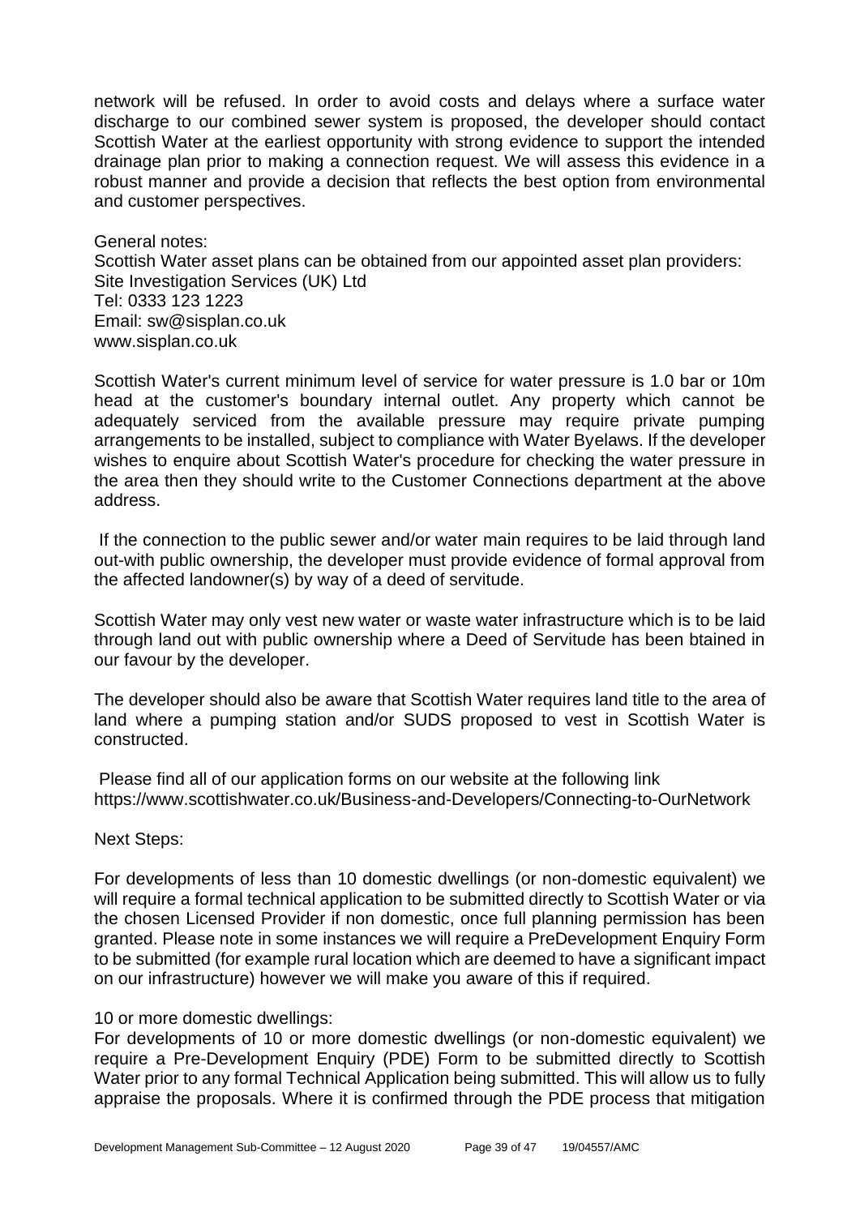network will be refused. In order to avoid costs and delays where a surface water discharge to our combined sewer system is proposed, the developer should contact Scottish Water at the earliest opportunity with strong evidence to support the intended drainage plan prior to making a connection request. We will assess this evidence in a robust manner and provide a decision that reflects the best option from environmental and customer perspectives.

General notes:
Scottish Water asset plans can be obtained from our appointed asset plan providers:
Site Investigation Services (UK) Ltd
Tel: 0333 123 1223
Email: sw@sisplan.co.uk
www.sisplan.co.uk

Scottish Water's current minimum level of service for water pressure is 1.0 bar or 10m head at the customer's boundary internal outlet. Any property which cannot be adequately serviced from the available pressure may require private pumping arrangements to be installed, subject to compliance with Water Byelaws. If the developer wishes to enquire about Scottish Water's procedure for checking the water pressure in the area then they should write to the Customer Connections department at the above address.

If the connection to the public sewer and/or water main requires to be laid through land out-with public ownership, the developer must provide evidence of formal approval from the affected landowner(s) by way of a deed of servitude.

Scottish Water may only vest new water or waste water infrastructure which is to be laid through land out with public ownership where a Deed of Servitude has been btained in our favour by the developer.

The developer should also be aware that Scottish Water requires land title to the area of land where a pumping station and/or SUDS proposed to vest in Scottish Water is constructed.

Please find all of our application forms on our website at the following link
https://www.scottishwater.co.uk/Business-and-Developers/Connecting-to-OurNetwork

Next Steps:

For developments of less than 10 domestic dwellings (or non-domestic equivalent) we will require a formal technical application to be submitted directly to Scottish Water or via the chosen Licensed Provider if non domestic, once full planning permission has been granted. Please note in some instances we will require a PreDevelopment Enquiry Form to be submitted (for example rural location which are deemed to have a significant impact on our infrastructure) however we will make you aware of this if required.

10 or more domestic dwellings:
For developments of 10 or more domestic dwellings (or non-domestic equivalent) we require a Pre-Development Enquiry (PDE) Form to be submitted directly to Scottish Water prior to any formal Technical Application being submitted. This will allow us to fully appraise the proposals. Where it is confirmed through the PDE process that mitigation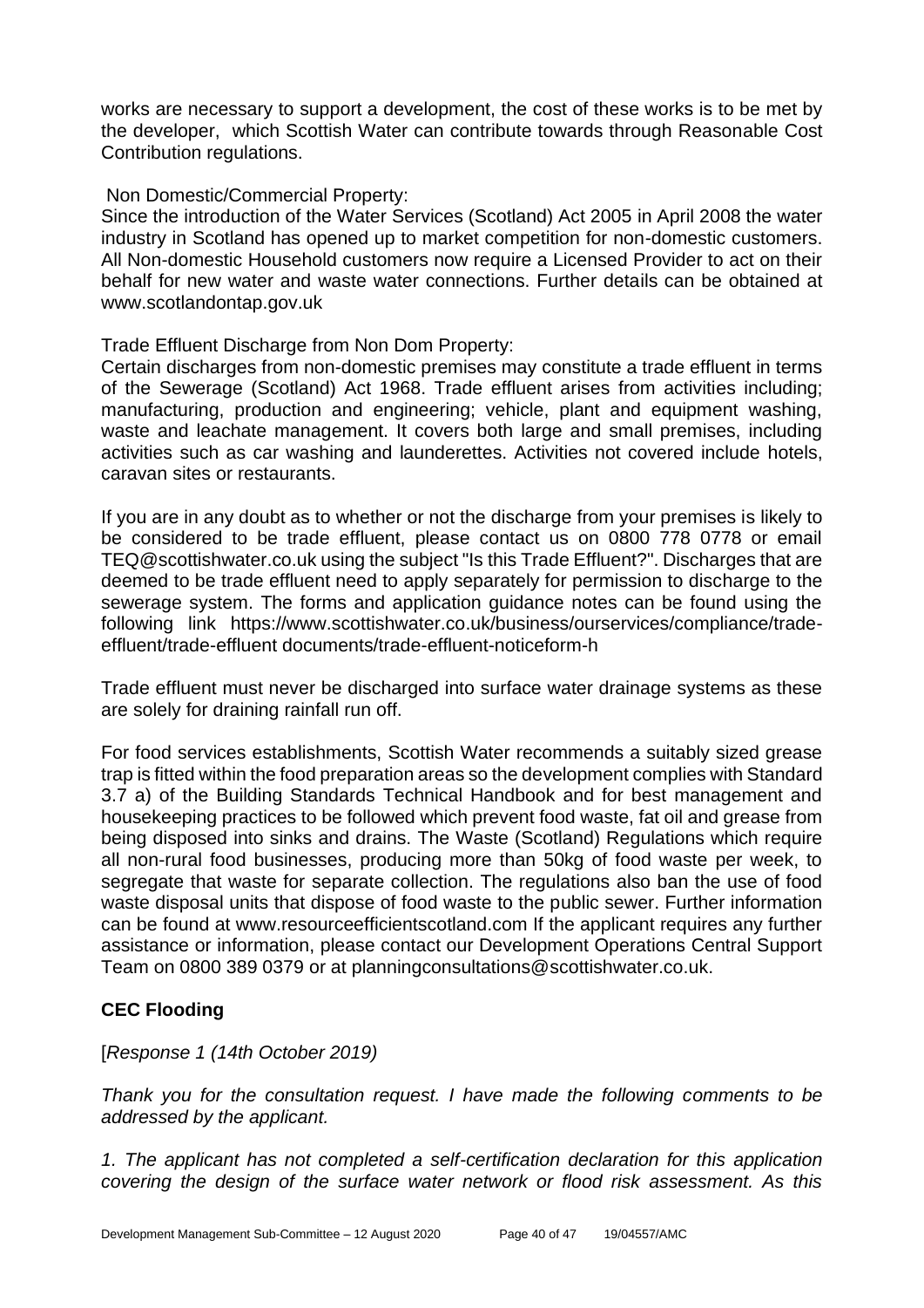works are necessary to support a development, the cost of these works is to be met by the developer, which Scottish Water can contribute towards through Reasonable Cost Contribution regulations.

Non Domestic/Commercial Property:
Since the introduction of the Water Services (Scotland) Act 2005 in April 2008 the water industry in Scotland has opened up to market competition for non-domestic customers. All Non-domestic Household customers now require a Licensed Provider to act on their behalf for new water and waste water connections. Further details can be obtained at www.scotlandontap.gov.uk

Trade Effluent Discharge from Non Dom Property:
Certain discharges from non-domestic premises may constitute a trade effluent in terms of the Sewerage (Scotland) Act 1968. Trade effluent arises from activities including; manufacturing, production and engineering; vehicle, plant and equipment washing, waste and leachate management. It covers both large and small premises, including activities such as car washing and launderettes. Activities not covered include hotels, caravan sites or restaurants.

If you are in any doubt as to whether or not the discharge from your premises is likely to be considered to be trade effluent, please contact us on 0800 778 0778 or email TEQ@scottishwater.co.uk using the subject "Is this Trade Effluent?". Discharges that are deemed to be trade effluent need to apply separately for permission to discharge to the sewerage system. The forms and application guidance notes can be found using the following link https://www.scottishwater.co.uk/business/ourservices/compliance/trade-effluent/trade-effluent documents/trade-effluent-noticeform-h

Trade effluent must never be discharged into surface water drainage systems as these are solely for draining rainfall run off.

For food services establishments, Scottish Water recommends a suitably sized grease trap is fitted within the food preparation areas so the development complies with Standard 3.7 a) of the Building Standards Technical Handbook and for best management and housekeeping practices to be followed which prevent food waste, fat oil and grease from being disposed into sinks and drains. The Waste (Scotland) Regulations which require all non-rural food businesses, producing more than 50kg of food waste per week, to segregate that waste for separate collection. The regulations also ban the use of food waste disposal units that dispose of food waste to the public sewer. Further information can be found at www.resourceefficientscotland.com If the applicant requires any further assistance or information, please contact our Development Operations Central Support Team on 0800 389 0379 or at planningconsultations@scottishwater.co.uk.

**CEC Flooding**

[*Response 1 (14th October 2019)*

*Thank you for the consultation request. I have made the following comments to be addressed by the applicant.*

*1. The applicant has not completed a self-certification declaration for this application covering the design of the surface water network or flood risk assessment. As this*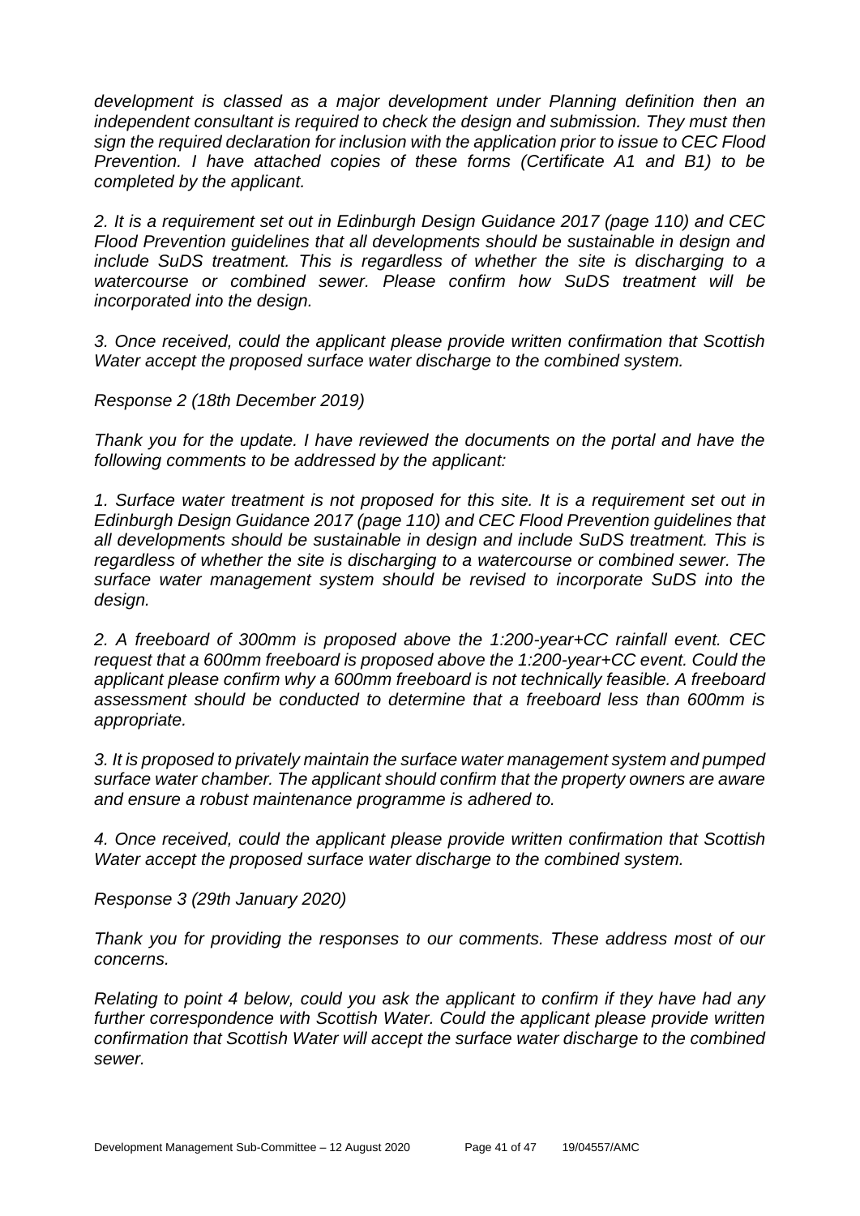*development is classed as a major development under Planning definition then an independent consultant is required to check the design and submission. They must then sign the required declaration for inclusion with the application prior to issue to CEC Flood Prevention. I have attached copies of these forms (Certificate A1 and B1) to be completed by the applicant.*

*2. It is a requirement set out in Edinburgh Design Guidance 2017 (page 110) and CEC Flood Prevention guidelines that all developments should be sustainable in design and include SuDS treatment. This is regardless of whether the site is discharging to a watercourse or combined sewer. Please confirm how SuDS treatment will be incorporated into the design.*

*3. Once received, could the applicant please provide written confirmation that Scottish Water accept the proposed surface water discharge to the combined system.*

*Response 2 (18th December 2019)*

*Thank you for the update. I have reviewed the documents on the portal and have the following comments to be addressed by the applicant:*

*1. Surface water treatment is not proposed for this site. It is a requirement set out in Edinburgh Design Guidance 2017 (page 110) and CEC Flood Prevention guidelines that all developments should be sustainable in design and include SuDS treatment. This is regardless of whether the site is discharging to a watercourse or combined sewer. The surface water management system should be revised to incorporate SuDS into the design.*

*2. A freeboard of 300mm is proposed above the 1:200-year+CC rainfall event. CEC request that a 600mm freeboard is proposed above the 1:200-year+CC event. Could the applicant please confirm why a 600mm freeboard is not technically feasible. A freeboard assessment should be conducted to determine that a freeboard less than 600mm is appropriate.*

*3. It is proposed to privately maintain the surface water management system and pumped surface water chamber. The applicant should confirm that the property owners are aware and ensure a robust maintenance programme is adhered to.*

*4. Once received, could the applicant please provide written confirmation that Scottish Water accept the proposed surface water discharge to the combined system.*

*Response 3 (29th January 2020)*

*Thank you for providing the responses to our comments. These address most of our concerns.*

*Relating to point 4 below, could you ask the applicant to confirm if they have had any further correspondence with Scottish Water. Could the applicant please provide written confirmation that Scottish Water will accept the surface water discharge to the combined sewer.*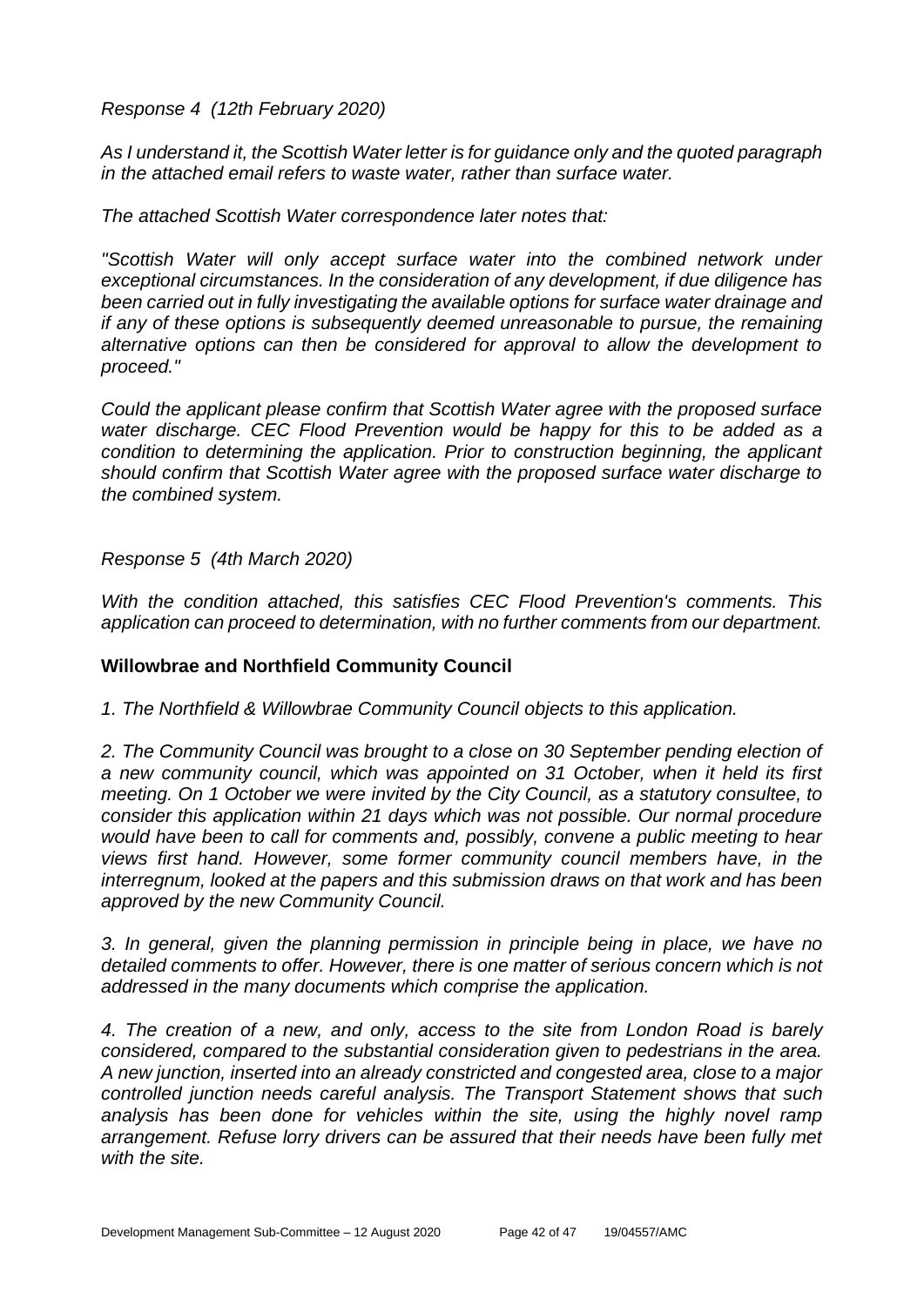*Response 4 (12th February 2020)*

*As I understand it, the Scottish Water letter is for guidance only and the quoted paragraph in the attached email refers to waste water, rather than surface water.*

*The attached Scottish Water correspondence later notes that:*

*"Scottish Water will only accept surface water into the combined network under exceptional circumstances. In the consideration of any development, if due diligence has been carried out in fully investigating the available options for surface water drainage and if any of these options is subsequently deemed unreasonable to pursue, the remaining alternative options can then be considered for approval to allow the development to proceed."*

*Could the applicant please confirm that Scottish Water agree with the proposed surface water discharge. CEC Flood Prevention would be happy for this to be added as a condition to determining the application. Prior to construction beginning, the applicant should confirm that Scottish Water agree with the proposed surface water discharge to the combined system.*

*Response 5 (4th March 2020)*

*With the condition attached, this satisfies CEC Flood Prevention's comments. This application can proceed to determination, with no further comments from our department.*

**Willowbrae and Northfield Community Council**

*1. The Northfield & Willowbrae Community Council objects to this application.*

*2. The Community Council was brought to a close on 30 September pending election of a new community council, which was appointed on 31 October, when it held its first meeting. On 1 October we were invited by the City Council, as a statutory consultee, to consider this application within 21 days which was not possible. Our normal procedure would have been to call for comments and, possibly, convene a public meeting to hear views first hand. However, some former community council members have, in the interregnum, looked at the papers and this submission draws on that work and has been approved by the new Community Council.*

*3. In general, given the planning permission in principle being in place, we have no detailed comments to offer. However, there is one matter of serious concern which is not addressed in the many documents which comprise the application.*

*4. The creation of a new, and only, access to the site from London Road is barely considered, compared to the substantial consideration given to pedestrians in the area. A new junction, inserted into an already constricted and congested area, close to a major controlled junction needs careful analysis. The Transport Statement shows that such analysis has been done for vehicles within the site, using the highly novel ramp arrangement. Refuse lorry drivers can be assured that their needs have been fully met with the site.*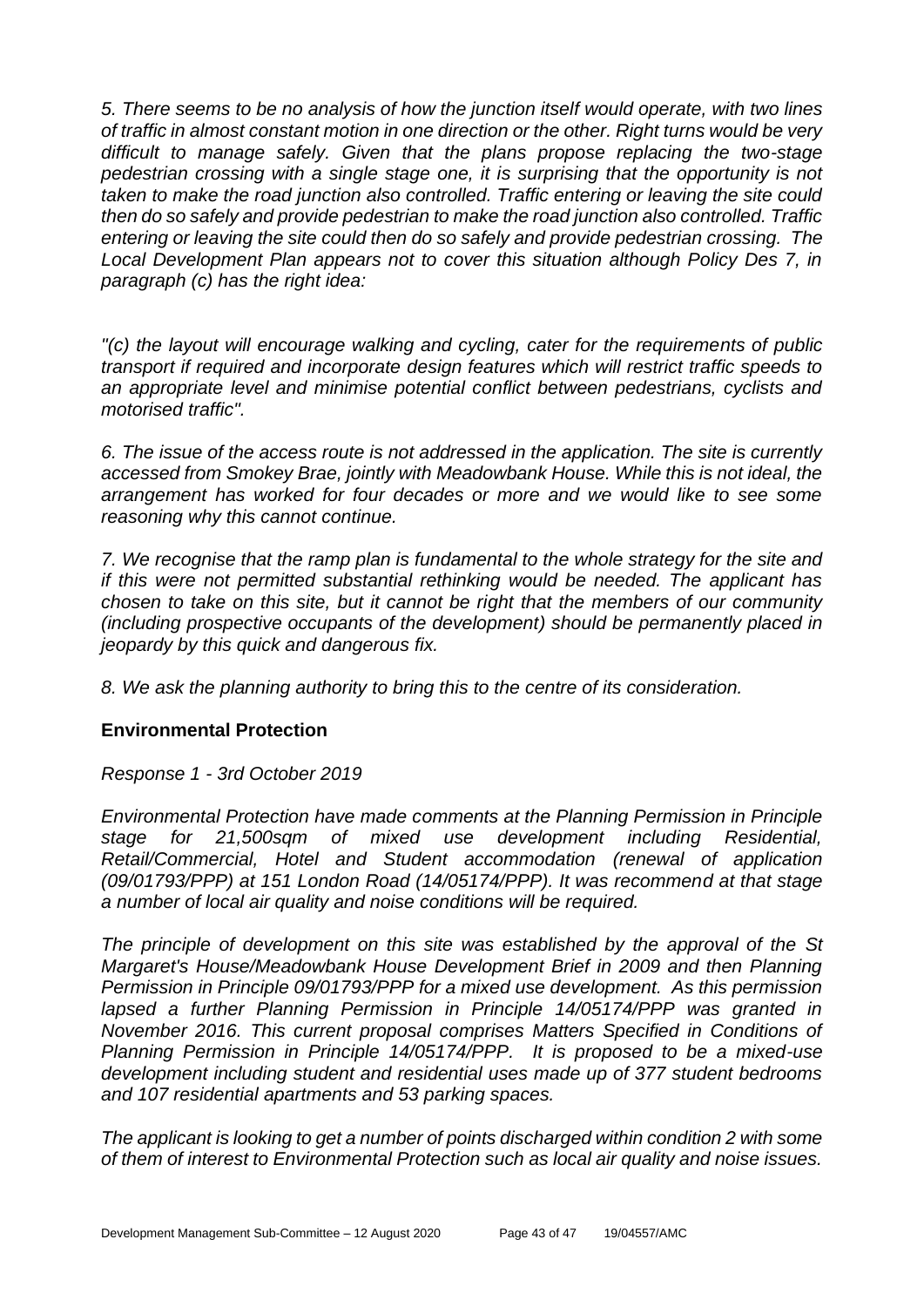*5. There seems to be no analysis of how the junction itself would operate, with two lines of traffic in almost constant motion in one direction or the other. Right turns would be very difficult to manage safely. Given that the plans propose replacing the two-stage pedestrian crossing with a single stage one, it is surprising that the opportunity is not taken to make the road junction also controlled. Traffic entering or leaving the site could then do so safely and provide pedestrian to make the road junction also controlled. Traffic entering or leaving the site could then do so safely and provide pedestrian crossing. The Local Development Plan appears not to cover this situation although Policy Des 7, in paragraph (c) has the right idea:*

*"(c) the layout will encourage walking and cycling, cater for the requirements of public transport if required and incorporate design features which will restrict traffic speeds to an appropriate level and minimise potential conflict between pedestrians, cyclists and motorised traffic".*

*6. The issue of the access route is not addressed in the application. The site is currently accessed from Smokey Brae, jointly with Meadowbank House. While this is not ideal, the arrangement has worked for four decades or more and we would like to see some reasoning why this cannot continue.*

*7. We recognise that the ramp plan is fundamental to the whole strategy for the site and if this were not permitted substantial rethinking would be needed. The applicant has chosen to take on this site, but it cannot be right that the members of our community (including prospective occupants of the development) should be permanently placed in jeopardy by this quick and dangerous fix.*

*8. We ask the planning authority to bring this to the centre of its consideration.*

**Environmental Protection**

*Response 1 - 3rd October 2019*

*Environmental Protection have made comments at the Planning Permission in Principle stage for 21,500sqm of mixed use development including Residential, Retail/Commercial, Hotel and Student accommodation (renewal of application (09/01793/PPP) at 151 London Road (14/05174/PPP). It was recommend at that stage a number of local air quality and noise conditions will be required.*

*The principle of development on this site was established by the approval of the St Margaret's House/Meadowbank House Development Brief in 2009 and then Planning Permission in Principle 09/01793/PPP for a mixed use development. As this permission lapsed a further Planning Permission in Principle 14/05174/PPP was granted in November 2016. This current proposal comprises Matters Specified in Conditions of Planning Permission in Principle 14/05174/PPP. It is proposed to be a mixed-use development including student and residential uses made up of 377 student bedrooms and 107 residential apartments and 53 parking spaces.*

*The applicant is looking to get a number of points discharged within condition 2 with some of them of interest to Environmental Protection such as local air quality and noise issues.*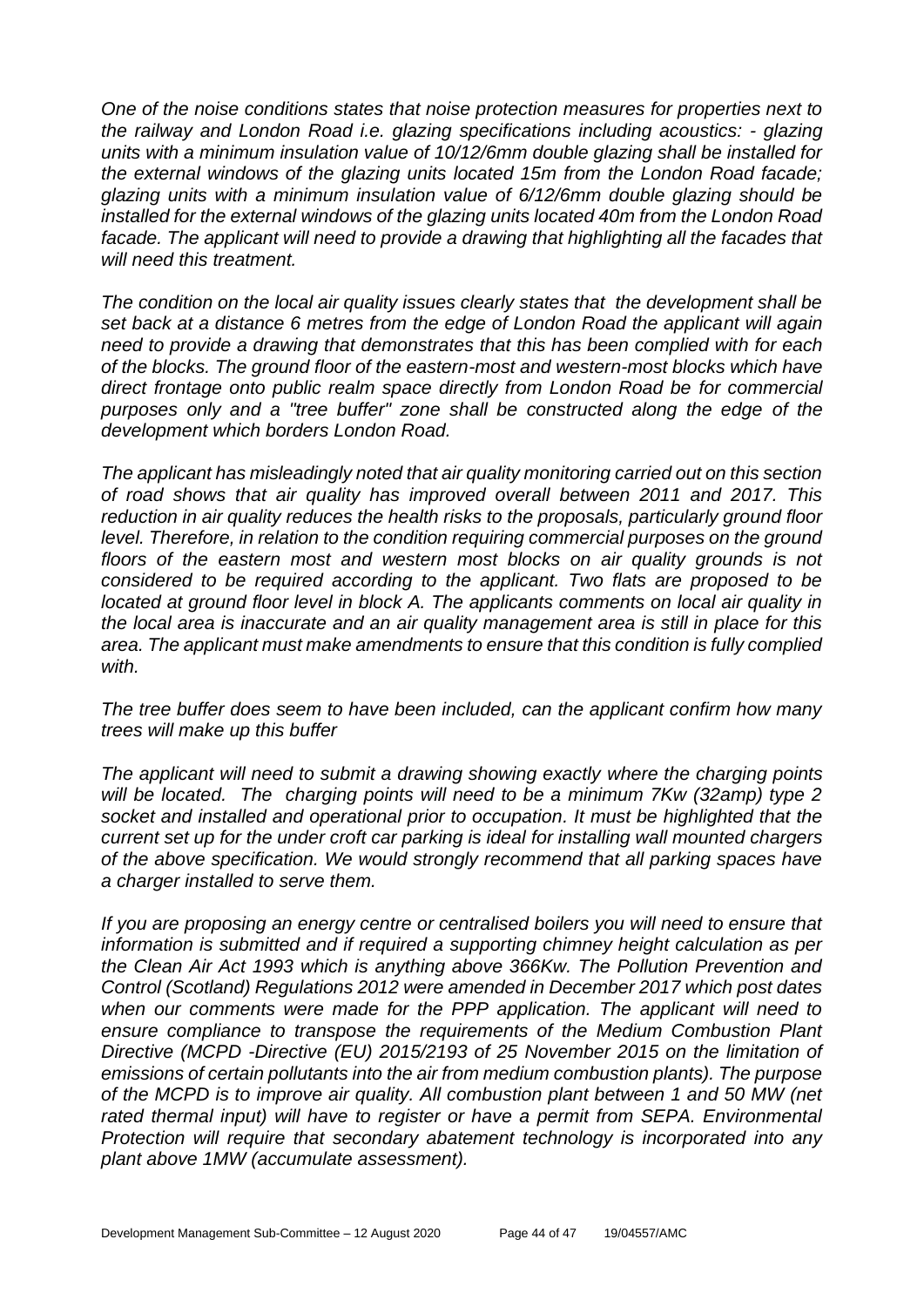*One of the noise conditions states that noise protection measures for properties next to the railway and London Road i.e. glazing specifications including acoustics: - glazing units with a minimum insulation value of 10/12/6mm double glazing shall be installed for the external windows of the glazing units located 15m from the London Road facade; glazing units with a minimum insulation value of 6/12/6mm double glazing should be installed for the external windows of the glazing units located 40m from the London Road facade. The applicant will need to provide a drawing that highlighting all the facades that will need this treatment.*

*The condition on the local air quality issues clearly states that the development shall be set back at a distance 6 metres from the edge of London Road the applicant will again need to provide a drawing that demonstrates that this has been complied with for each of the blocks. The ground floor of the eastern-most and western-most blocks which have direct frontage onto public realm space directly from London Road be for commercial purposes only and a "tree buffer" zone shall be constructed along the edge of the development which borders London Road.*

*The applicant has misleadingly noted that air quality monitoring carried out on this section of road shows that air quality has improved overall between 2011 and 2017. This reduction in air quality reduces the health risks to the proposals, particularly ground floor level. Therefore, in relation to the condition requiring commercial purposes on the ground floors of the eastern most and western most blocks on air quality grounds is not considered to be required according to the applicant. Two flats are proposed to be located at ground floor level in block A. The applicants comments on local air quality in the local area is inaccurate and an air quality management area is still in place for this area. The applicant must make amendments to ensure that this condition is fully complied with.*

*The tree buffer does seem to have been included, can the applicant confirm how many trees will make up this buffer*

*The applicant will need to submit a drawing showing exactly where the charging points will be located. The charging points will need to be a minimum 7Kw (32amp) type 2 socket and installed and operational prior to occupation. It must be highlighted that the current set up for the under croft car parking is ideal for installing wall mounted chargers of the above specification. We would strongly recommend that all parking spaces have a charger installed to serve them.*

*If you are proposing an energy centre or centralised boilers you will need to ensure that information is submitted and if required a supporting chimney height calculation as per the Clean Air Act 1993 which is anything above 366Kw. The Pollution Prevention and Control (Scotland) Regulations 2012 were amended in December 2017 which post dates when our comments were made for the PPP application. The applicant will need to ensure compliance to transpose the requirements of the Medium Combustion Plant Directive (MCPD -Directive (EU) 2015/2193 of 25 November 2015 on the limitation of emissions of certain pollutants into the air from medium combustion plants). The purpose of the MCPD is to improve air quality. All combustion plant between 1 and 50 MW (net rated thermal input) will have to register or have a permit from SEPA. Environmental Protection will require that secondary abatement technology is incorporated into any plant above 1MW (accumulate assessment).*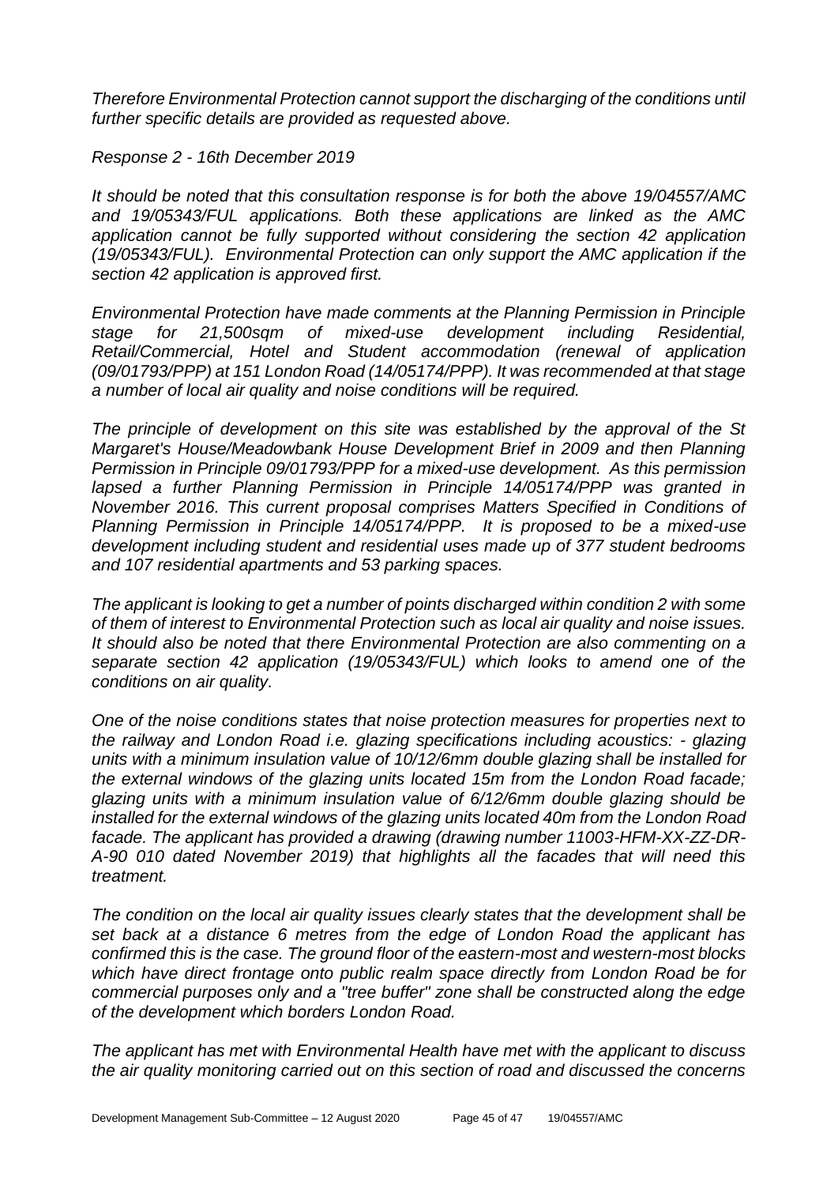*Therefore Environmental Protection cannot support the discharging of the conditions until further specific details are provided as requested above.*

*Response 2 - 16th December 2019*

*It should be noted that this consultation response is for both the above 19/04557/AMC and 19/05343/FUL applications. Both these applications are linked as the AMC application cannot be fully supported without considering the section 42 application (19/05343/FUL). Environmental Protection can only support the AMC application if the section 42 application is approved first.*

*Environmental Protection have made comments at the Planning Permission in Principle stage for 21,500sqm of mixed-use development including Residential, Retail/Commercial, Hotel and Student accommodation (renewal of application (09/01793/PPP) at 151 London Road (14/05174/PPP). It was recommended at that stage a number of local air quality and noise conditions will be required.*

*The principle of development on this site was established by the approval of the St Margaret's House/Meadowbank House Development Brief in 2009 and then Planning Permission in Principle 09/01793/PPP for a mixed-use development. As this permission lapsed a further Planning Permission in Principle 14/05174/PPP was granted in November 2016. This current proposal comprises Matters Specified in Conditions of Planning Permission in Principle 14/05174/PPP. It is proposed to be a mixed-use development including student and residential uses made up of 377 student bedrooms and 107 residential apartments and 53 parking spaces.*

*The applicant is looking to get a number of points discharged within condition 2 with some of them of interest to Environmental Protection such as local air quality and noise issues. It should also be noted that there Environmental Protection are also commenting on a separate section 42 application (19/05343/FUL) which looks to amend one of the conditions on air quality.*

*One of the noise conditions states that noise protection measures for properties next to the railway and London Road i.e. glazing specifications including acoustics: - glazing units with a minimum insulation value of 10/12/6mm double glazing shall be installed for the external windows of the glazing units located 15m from the London Road facade; glazing units with a minimum insulation value of 6/12/6mm double glazing should be installed for the external windows of the glazing units located 40m from the London Road facade. The applicant has provided a drawing (drawing number 11003-HFM-XX-ZZ-DR-A-90 010 dated November 2019) that highlights all the facades that will need this treatment.*

*The condition on the local air quality issues clearly states that the development shall be set back at a distance 6 metres from the edge of London Road the applicant has confirmed this is the case. The ground floor of the eastern-most and western-most blocks which have direct frontage onto public realm space directly from London Road be for commercial purposes only and a "tree buffer" zone shall be constructed along the edge of the development which borders London Road.*

*The applicant has met with Environmental Health have met with the applicant to discuss the air quality monitoring carried out on this section of road and discussed the concerns*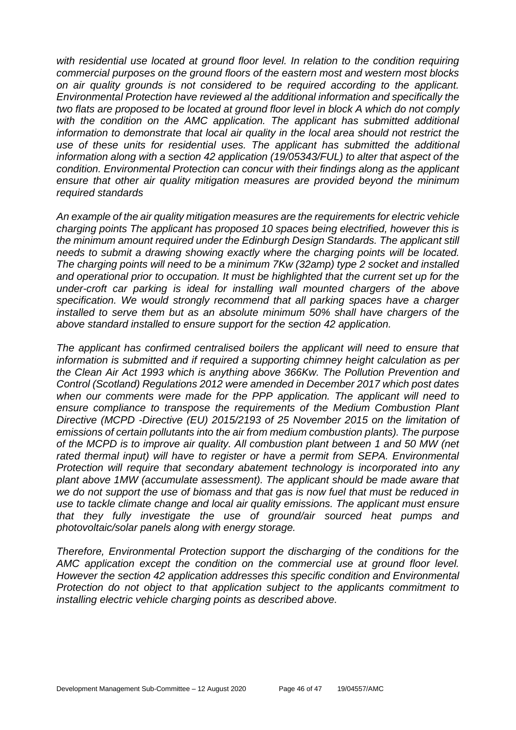*with residential use located at ground floor level. In relation to the condition requiring commercial purposes on the ground floors of the eastern most and western most blocks on air quality grounds is not considered to be required according to the applicant. Environmental Protection have reviewed al the additional information and specifically the two flats are proposed to be located at ground floor level in block A which do not comply with the condition on the AMC application. The applicant has submitted additional information to demonstrate that local air quality in the local area should not restrict the use of these units for residential uses. The applicant has submitted the additional information along with a section 42 application (19/05343/FUL) to alter that aspect of the condition. Environmental Protection can concur with their findings along as the applicant ensure that other air quality mitigation measures are provided beyond the minimum required standards*

*An example of the air quality mitigation measures are the requirements for electric vehicle charging points The applicant has proposed 10 spaces being electrified, however this is the minimum amount required under the Edinburgh Design Standards. The applicant still needs to submit a drawing showing exactly where the charging points will be located. The charging points will need to be a minimum 7Kw (32amp) type 2 socket and installed and operational prior to occupation. It must be highlighted that the current set up for the under-croft car parking is ideal for installing wall mounted chargers of the above specification. We would strongly recommend that all parking spaces have a charger installed to serve them but as an absolute minimum 50% shall have chargers of the above standard installed to ensure support for the section 42 application.*

*The applicant has confirmed centralised boilers the applicant will need to ensure that information is submitted and if required a supporting chimney height calculation as per the Clean Air Act 1993 which is anything above 366Kw. The Pollution Prevention and Control (Scotland) Regulations 2012 were amended in December 2017 which post dates when our comments were made for the PPP application. The applicant will need to ensure compliance to transpose the requirements of the Medium Combustion Plant Directive (MCPD -Directive (EU) 2015/2193 of 25 November 2015 on the limitation of emissions of certain pollutants into the air from medium combustion plants). The purpose of the MCPD is to improve air quality. All combustion plant between 1 and 50 MW (net rated thermal input) will have to register or have a permit from SEPA. Environmental Protection will require that secondary abatement technology is incorporated into any plant above 1MW (accumulate assessment). The applicant should be made aware that we do not support the use of biomass and that gas is now fuel that must be reduced in use to tackle climate change and local air quality emissions. The applicant must ensure that they fully investigate the use of ground/air sourced heat pumps and photovoltaic/solar panels along with energy storage.*

*Therefore, Environmental Protection support the discharging of the conditions for the AMC application except the condition on the commercial use at ground floor level. However the section 42 application addresses this specific condition and Environmental Protection do not object to that application subject to the applicants commitment to installing electric vehicle charging points as described above.*